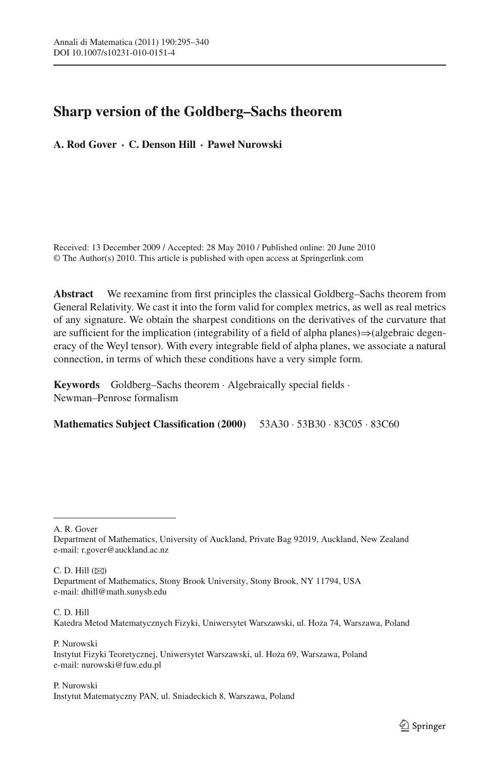# Sharp version of the Goldberg–Sachs theorem

**A. Rod Gover · C. Denson Hill · Paweł Nurowski**

Received: 13 December 2009 / Accepted: 28 May 2010 / Published online: 20 June 2010
© The Author(s) 2010. This article is published with open access at Springerlink.com

**Abstract** We reexamine from first principles the classical Goldberg–Sachs theorem from General Relativity. We cast it into the form valid for complex metrics, as well as real metrics of any signature. We obtain the sharpest conditions on the derivatives of the curvature that are sufficient for the implication (integrability of a field of alpha planes)⇒(algebraic degeneracy of the Weyl tensor). With every integrable field of alpha planes, we associate a natural connection, in terms of which these conditions have a very simple form.

**Keywords** Goldberg–Sachs theorem · Algebraically special fields · Newman–Penrose formalism

**Mathematics Subject Classification (2000)** 53A30 · 53B30 · 83C05 · 83C60

---

A. R. Gover
Department of Mathematics, University of Auckland, Private Bag 92019, Auckland, New Zealand
e-mail: r.gover@auckland.ac.nz

C. D. Hill (✉)
Department of Mathematics, Stony Brook University, Stony Brook, NY 11794, USA
e-mail: dhill@math.sunysb.edu

C. D. Hill
Katedra Metod Matematycznych Fizyki, Uniwersytet Warszawski, ul. Hoża 74, Warszawa, Poland

P. Nurowski
Instytut Fizyki Teoretycznej, Uniwersytet Warszawski, ul. Hoża 69, Warszawa, Poland
e-mail: nurowski@fuw.edu.pl

P. Nurowski
Instytut Matematyczny PAN, ul. Sniadeckich 8, Warszawa, Poland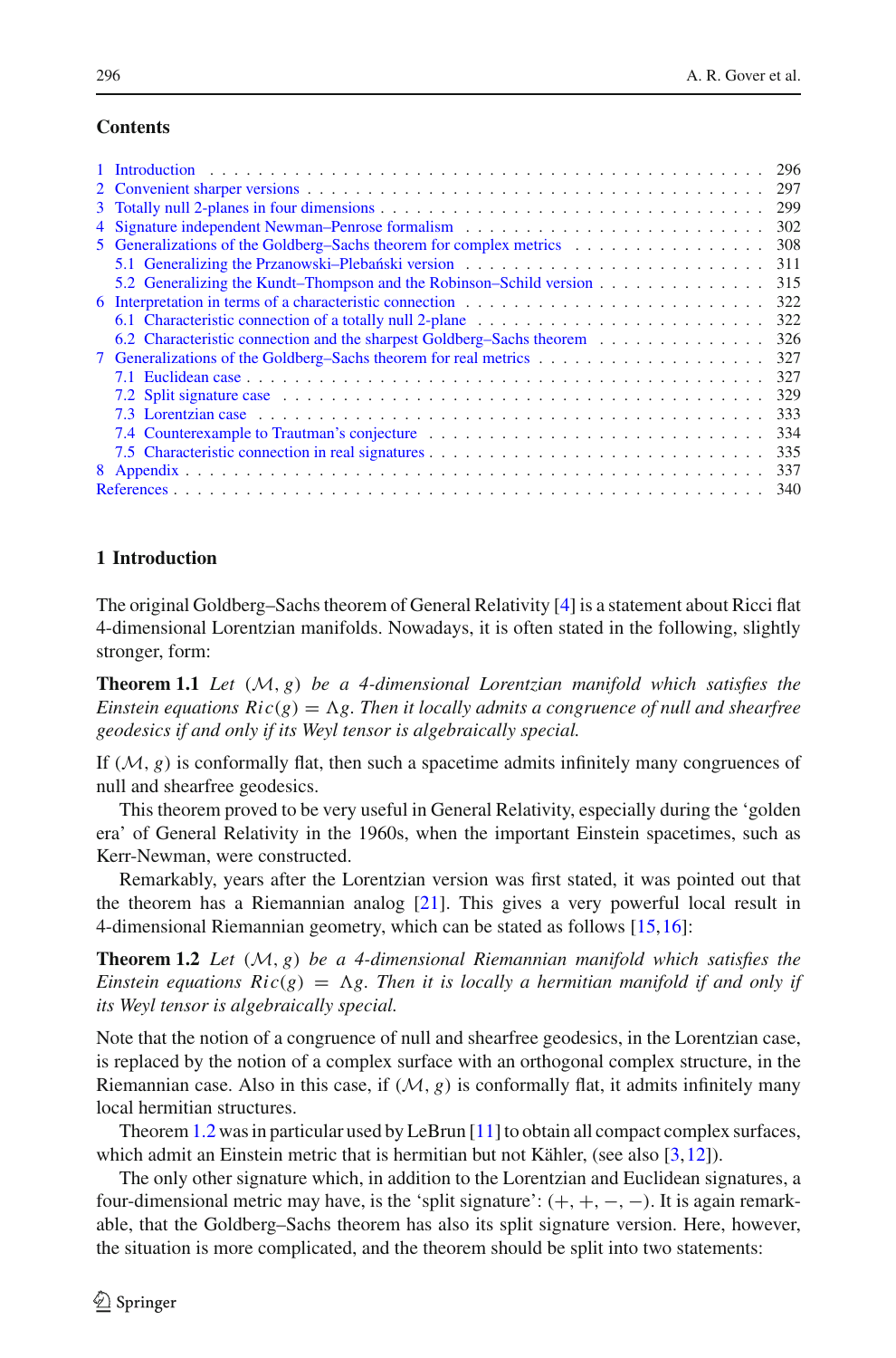## Contents

1 Introduction . . . 296
2 Convenient sharper versions . . . 297
3 Totally null 2-planes in four dimensions . . . 299
4 Signature independent Newman–Penrose formalism . . . 302
5 Generalizations of the Goldberg–Sachs theorem for complex metrics . . . 308
 5.1 Generalizing the Przanowski–Plebański version . . . 311
 5.2 Generalizing the Kundt–Thompson and the Robinson–Schild version . . . 315
6 Interpretation in terms of a characteristic connection . . . 322
 6.1 Characteristic connection of a totally null 2-plane . . . 322
 6.2 Characteristic connection and the sharpest Goldberg–Sachs theorem . . . 326
7 Generalizations of the Goldberg–Sachs theorem for real metrics . . . 327
 7.1 Euclidean case . . . 327
 7.2 Split signature case . . . 329
 7.3 Lorentzian case . . . 333
 7.4 Counterexample to Trautman's conjecture . . . 334
 7.5 Characteristic connection in real signatures . . . 335
8 Appendix . . . 337
References . . . 340

## 1 Introduction

The original Goldberg–Sachs theorem of General Relativity [4] is a statement about Ricci flat 4-dimensional Lorentzian manifolds. Nowadays, it is often stated in the following, slightly stronger, form:

**Theorem 1.1** *Let $(\mathcal{M}, g)$ be a 4-dimensional Lorentzian manifold which satisfies the Einstein equations $Ric(g) = \Lambda g$. Then it locally admits a congruence of null and shearfree geodesics if and only if its Weyl tensor is algebraically special.*

If $(\mathcal{M}, g)$ is conformally flat, then such a spacetime admits infinitely many congruences of null and shearfree geodesics.

This theorem proved to be very useful in General Relativity, especially during the 'golden era' of General Relativity in the 1960s, when the important Einstein spacetimes, such as Kerr-Newman, were constructed.

Remarkably, years after the Lorentzian version was first stated, it was pointed out that the theorem has a Riemannian analog [21]. This gives a very powerful local result in 4-dimensional Riemannian geometry, which can be stated as follows [15,16]:

**Theorem 1.2** *Let $(\mathcal{M}, g)$ be a 4-dimensional Riemannian manifold which satisfies the Einstein equations $Ric(g) = \Lambda g$. Then it is locally a hermitian manifold if and only if its Weyl tensor is algebraically special.*

Note that the notion of a congruence of null and shearfree geodesics, in the Lorentzian case, is replaced by the notion of a complex surface with an orthogonal complex structure, in the Riemannian case. Also in this case, if $(\mathcal{M}, g)$ is conformally flat, it admits infinitely many local hermitian structures.

Theorem 1.2 was in particular used by LeBrun [11] to obtain all compact complex surfaces, which admit an Einstein metric that is hermitian but not Kähler, (see also [3,12]).

The only other signature which, in addition to the Lorentzian and Euclidean signatures, a four-dimensional metric may have, is the 'split signature': $(+, +, -, -)$. It is again remarkable, that the Goldberg–Sachs theorem has also its split signature version. Here, however, the situation is more complicated, and the theorem should be split into two statements: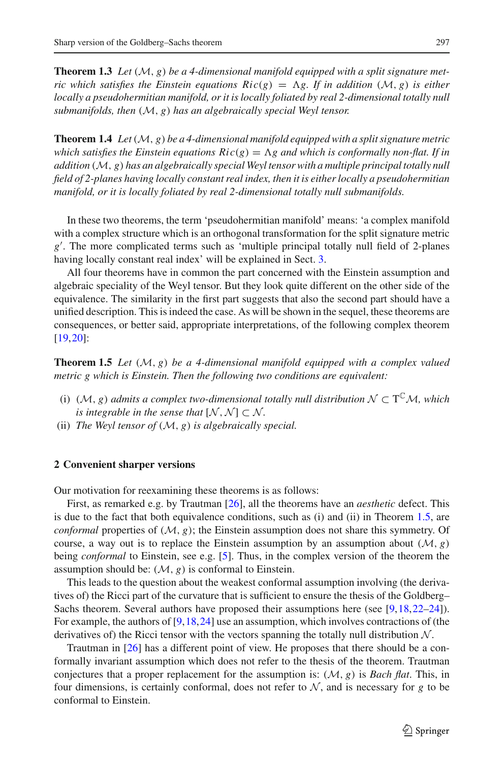**Theorem 1.3** *Let* $(\mathcal{M}, g)$ *be a 4-dimensional manifold equipped with a split signature metric which satisfies the Einstein equations* $Ric(g) = \Lambda g$*. If in addition* $(\mathcal{M}, g)$ *is either locally a pseudohermitian manifold, or it is locally foliated by real 2-dimensional totally null submanifolds, then* $(\mathcal{M}, g)$ *has an algebraically special Weyl tensor.*

**Theorem 1.4** *Let* $(\mathcal{M}, g)$ *be a 4-dimensional manifold equipped with a split signature metric which satisfies the Einstein equations* $Ric(g) = \Lambda g$ *and which is conformally non-flat. If in addition* $(\mathcal{M}, g)$ *has an algebraically special Weyl tensor with a multiple principal totally null field of 2-planes having locally constant real index, then it is either locally a pseudohermitian manifold, or it is locally foliated by real 2-dimensional totally null submanifolds.*

In these two theorems, the term 'pseudohermitian manifold' means: 'a complex manifold with a complex structure which is an orthogonal transformation for the split signature metric $g'$. The more complicated terms such as 'multiple principal totally null field of 2-planes having locally constant real index' will be explained in Sect. 3.

All four theorems have in common the part concerned with the Einstein assumption and algebraic speciality of the Weyl tensor. But they look quite different on the other side of the equivalence. The similarity in the first part suggests that also the second part should have a unified description. This is indeed the case. As will be shown in the sequel, these theorems are consequences, or better said, appropriate interpretations, of the following complex theorem [19,20]:

**Theorem 1.5** *Let* $(\mathcal{M}, g)$ *be a 4-dimensional manifold equipped with a complex valued metric g which is Einstein. Then the following two conditions are equivalent:*

- (i) $(\mathcal{M}, g)$ *admits a complex two-dimensional totally null distribution* $\mathcal{N} \subset \mathrm{T}^{\mathbb{C}}\mathcal{M}$*, which is integrable in the sense that* $[\mathcal{N}, \mathcal{N}] \subset \mathcal{N}$*.*
- (ii) *The Weyl tensor of* $(\mathcal{M}, g)$ *is algebraically special.*

## 2 Convenient sharper versions

Our motivation for reexamining these theorems is as follows:

First, as remarked e.g. by Trautman [26], all the theorems have an *aesthetic* defect. This is due to the fact that both equivalence conditions, such as (i) and (ii) in Theorem 1.5, are *conformal* properties of $(\mathcal{M}, g)$; the Einstein assumption does not share this symmetry. Of course, a way out is to replace the Einstein assumption by an assumption about $(\mathcal{M}, g)$ being *conformal* to Einstein, see e.g. [5]. Thus, in the complex version of the theorem the assumption should be: $(\mathcal{M}, g)$ is conformal to Einstein.

This leads to the question about the weakest conformal assumption involving (the derivatives of) the Ricci part of the curvature that is sufficient to ensure the thesis of the Goldberg–Sachs theorem. Several authors have proposed their assumptions here (see [9,18,22–24]). For example, the authors of [9,18,24] use an assumption, which involves contractions of (the derivatives of) the Ricci tensor with the vectors spanning the totally null distribution $\mathcal{N}$.

Trautman in [26] has a different point of view. He proposes that there should be a conformally invariant assumption which does not refer to the thesis of the theorem. Trautman conjectures that a proper replacement for the assumption is: $(\mathcal{M}, g)$ is *Bach flat*. This, in four dimensions, is certainly conformal, does not refer to $\mathcal{N}$, and is necessary for $g$ to be conformal to Einstein.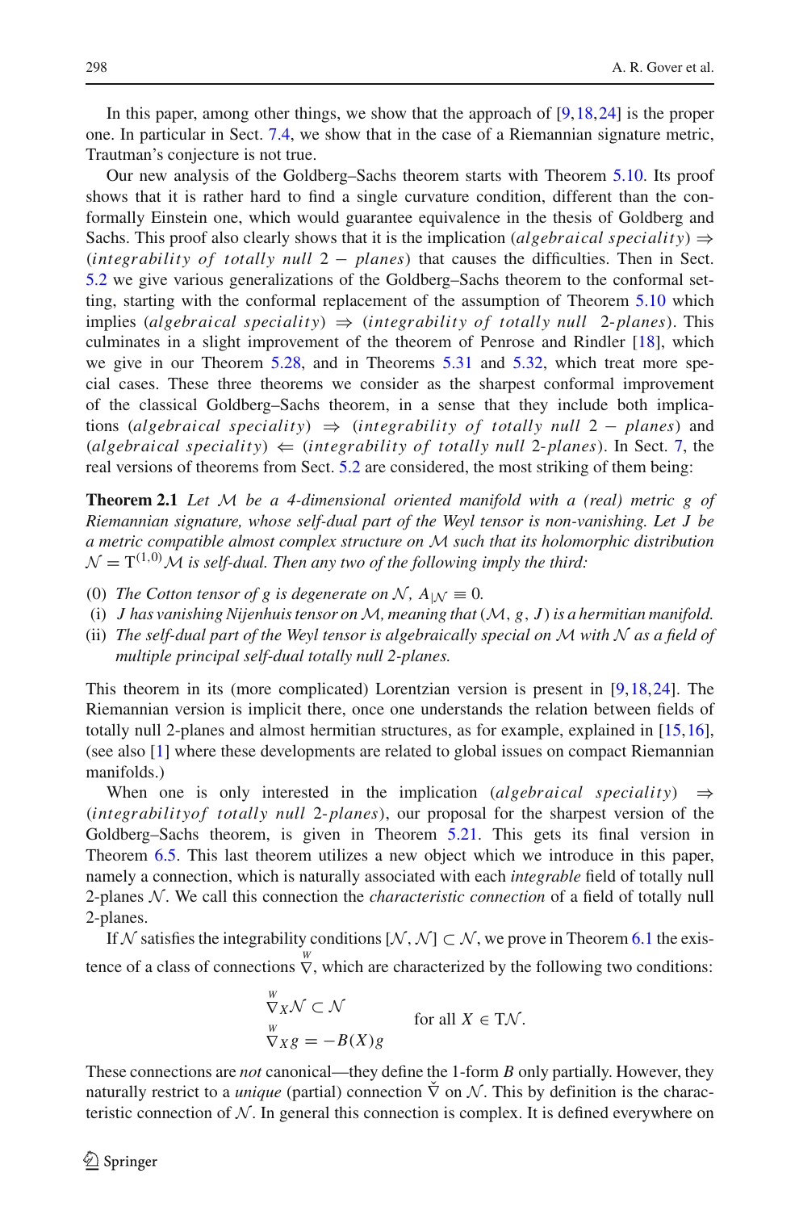In this paper, among other things, we show that the approach of [9,18,24] is the proper one. In particular in Sect. 7.4, we show that in the case of a Riemannian signature metric, Trautman's conjecture is not true.

Our new analysis of the Goldberg–Sachs theorem starts with Theorem 5.10. Its proof shows that it is rather hard to find a single curvature condition, different than the conformally Einstein one, which would guarantee equivalence in the thesis of Goldberg and Sachs. This proof also clearly shows that it is the implication (*algebraical speciality*) $\Rightarrow$ (*integrability of totally null* $2-$ *planes*) that causes the difficulties. Then in Sect. 5.2 we give various generalizations of the Goldberg–Sachs theorem to the conformal setting, starting with the conformal replacement of the assumption of Theorem 5.10 which implies (*algebraical speciality*) $\Rightarrow$ (*integrability of totally null 2-planes*). This culminates in a slight improvement of the theorem of Penrose and Rindler [18], which we give in our Theorem 5.28, and in Theorems 5.31 and 5.32, which treat more special cases. These three theorems we consider as the sharpest conformal improvement of the classical Goldberg–Sachs theorem, in a sense that they include both implications (*algebraical speciality*) $\Rightarrow$ (*integrability of totally null* $2-$ *planes*) and (*algebraical speciality*) $\Leftarrow$ (*integrability of totally null 2-planes*). In Sect. 7, the real versions of theorems from Sect. 5.2 are considered, the most striking of them being:

**Theorem 2.1** *Let $\mathcal{M}$ be a 4-dimensional oriented manifold with a (real) metric $g$ of Riemannian signature, whose self-dual part of the Weyl tensor is non-vanishing. Let $J$ be a metric compatible almost complex structure on $\mathcal{M}$ such that its holomorphic distribution $\mathcal{N} = \mathrm{T}^{(1,0)}\mathcal{M}$ is self-dual. Then any two of the following imply the third:*

(0) *The Cotton tensor of $g$ is degenerate on $\mathcal{N}$, $A_{|\mathcal{N}} \equiv 0$.*
(i) *$J$ has vanishing Nijenhuis tensor on $\mathcal{M}$, meaning that $(\mathcal{M}, g, J)$ is a hermitian manifold.*
(ii) *The self-dual part of the Weyl tensor is algebraically special on $\mathcal{M}$ with $\mathcal{N}$ as a field of multiple principal self-dual totally null 2-planes.*

This theorem in its (more complicated) Lorentzian version is present in [9,18,24]. The Riemannian version is implicit there, once one understands the relation between fields of totally null 2-planes and almost hermitian structures, as for example, explained in [15,16], (see also [1] where these developments are related to global issues on compact Riemannian manifolds.)

When one is only interested in the implication (*algebraical speciality*) $\Rightarrow$ (*integrabilityof totally null 2-planes*), our proposal for the sharpest version of the Goldberg–Sachs theorem, is given in Theorem 5.21. This gets its final version in Theorem 6.5. This last theorem utilizes a new object which we introduce in this paper, namely a connection, which is naturally associated with each *integrable* field of totally null 2-planes $\mathcal{N}$. We call this connection the *characteristic connection* of a field of totally null 2-planes.

If $\mathcal{N}$ satisfies the integrability conditions $[\mathcal{N}, \mathcal{N}] \subset \mathcal{N}$, we prove in Theorem 6.1 the existence of a class of connections $\overset{w}{\nabla}$, which are characterized by the following two conditions:

$$\begin{aligned} &\overset{w}{\nabla}_X \mathcal{N} \subset \mathcal{N} \\ &\overset{w}{\nabla}_X g = -B(X) g \end{aligned} \qquad \text{for all } X \in \mathrm{T}\mathcal{N}.$$

These connections are *not* canonical—they define the 1-form $B$ only partially. However, they naturally restrict to a *unique* (partial) connection $\check{\nabla}$ on $\mathcal{N}$. This by definition is the characteristic connection of $\mathcal{N}$. In general this connection is complex. It is defined everywhere on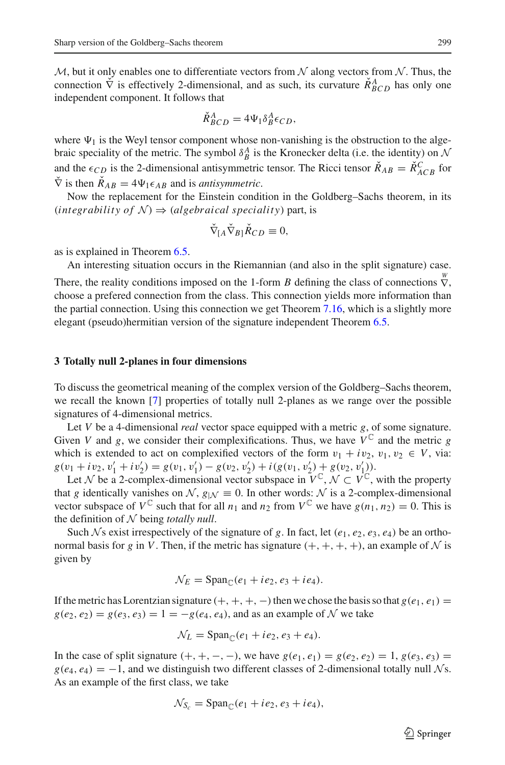$\mathcal{M}$, but it only enables one to differentiate vectors from $\mathcal{N}$ along vectors from $\mathcal{N}$. Thus, the connection $\check{\nabla}$ is effectively 2-dimensional, and as such, its curvature $\check{R}^A_{BCD}$ has only one independent component. It follows that

$$\check{R}^A_{BCD} = 4\Psi_1 \delta^A_B \epsilon_{CD},$$

where $\Psi_1$ is the Weyl tensor component whose non-vanishing is the obstruction to the algebraic speciality of the metric. The symbol $\delta^A_B$ is the Kronecker delta (i.e. the identity) on $\mathcal{N}$ and the $\epsilon_{CD}$ is the 2-dimensional antisymmetric tensor. The Ricci tensor $\check{R}_{AB} = \check{R}^C_{ACB}$ for $\check{\nabla}$ is then $\check{R}_{AB} = 4\Psi_1 \epsilon_{AB}$ and is *antisymmetric*.

Now the replacement for the Einstein condition in the Goldberg–Sachs theorem, in its $(integrability\ of\ \mathcal{N}) \Rightarrow (algebraical\ speciality)$ part, is

$$\check{\nabla}_{[A}\check{\nabla}_{B]}\check{R}_{CD} \equiv 0,$$

as is explained in Theorem 6.5.

An interesting situation occurs in the Riemannian (and also in the split signature) case. There, the reality conditions imposed on the 1-form $B$ defining the class of connections $\overset{W}{\nabla}$, choose a prefered connection from the class. This connection yields more information than the partial connection. Using this connection we get Theorem 7.16, which is a slightly more elegant (pseudo)hermitian version of the signature independent Theorem 6.5.

## 3 Totally null 2-planes in four dimensions

To discuss the geometrical meaning of the complex version of the Goldberg–Sachs theorem, we recall the known [7] properties of totally null 2-planes as we range over the possible signatures of 4-dimensional metrics.

Let $V$ be a 4-dimensional *real* vector space equipped with a metric $g$, of some signature. Given $V$ and $g$, we consider their complexifications. Thus, we have $V^{\mathbb{C}}$ and the metric $g$ which is extended to act on complexified vectors of the form $v_1 + iv_2$, $v_1, v_2 \in V$, via: $g(v_1 + iv_2, v_1' + iv_2') = g(v_1, v_1') - g(v_2, v_2') + i(g(v_1, v_2') + g(v_2, v_1'))$.

Let $\mathcal{N}$ be a 2-complex-dimensional vector subspace in $V^{\mathbb{C}}$, $\mathcal{N} \subset V^{\mathbb{C}}$, with the property that $g$ identically vanishes on $\mathcal{N}$, $g_{|\mathcal{N}} \equiv 0$. In other words: $\mathcal{N}$ is a 2-complex-dimensional vector subspace of $V^{\mathbb{C}}$ such that for all $n_1$ and $n_2$ from $V^{\mathbb{C}}$ we have $g(n_1, n_2) = 0$. This is the definition of $\mathcal{N}$ being *totally null*.

Such $\mathcal{N}$s exist irrespectively of the signature of $g$. In fact, let $(e_1, e_2, e_3, e_4)$ be an orthonormal basis for $g$ in $V$. Then, if the metric has signature $(+,+,+,+)$, an example of $\mathcal{N}$ is given by

$$\mathcal{N}_E = \mathrm{Span}_{\mathbb{C}}(e_1 + ie_2, e_3 + ie_4).$$

If the metric has Lorentzian signature $(+,+,+,-)$ then we chose the basis so that $g(e_1, e_1) = g(e_2, e_2) = g(e_3, e_3) = 1 = -g(e_4, e_4)$, and as an example of $\mathcal{N}$ we take

$$\mathcal{N}_L = \mathrm{Span}_{\mathbb{C}}(e_1 + ie_2, e_3 + e_4).$$

In the case of split signature $(+,+,-,-)$, we have $g(e_1, e_1) = g(e_2, e_2) = 1$, $g(e_3, e_3) = g(e_4, e_4) = -1$, and we distinguish two different classes of 2-dimensional totally null $\mathcal{N}$s. As an example of the first class, we take

$$\mathcal{N}_{S_c} = \mathrm{Span}_{\mathbb{C}}(e_1 + ie_2, e_3 + ie_4),$$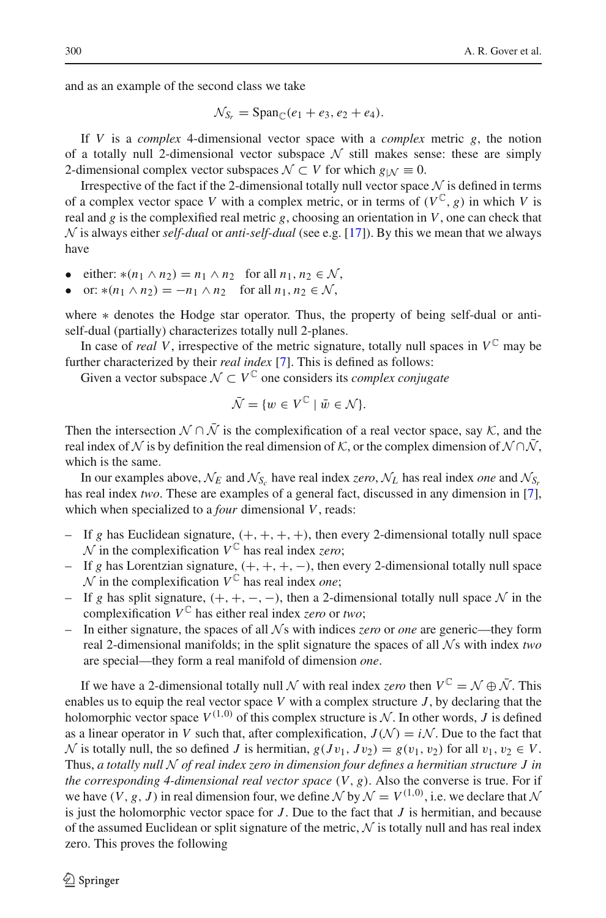and as an example of the second class we take

$$\mathcal{N}_{S_r} = \mathrm{Span}_{\mathbb{C}}(e_1 + e_3, e_2 + e_4).$$

If $V$ is a *complex* 4-dimensional vector space with a *complex* metric $g$, the notion of a totally null 2-dimensional vector subspace $\mathcal{N}$ still makes sense: these are simply 2-dimensional complex vector subspaces $\mathcal{N} \subset V$ for which $g_{|\mathcal{N}} \equiv 0$.

Irrespective of the fact if the 2-dimensional totally null vector space $\mathcal{N}$ is defined in terms of a complex vector space $V$ with a complex metric, or in terms of $(V^{\mathbb{C}}, g)$ in which $V$ is real and $g$ is the complexified real metric $g$, choosing an orientation in $V$, one can check that $\mathcal{N}$ is always either *self-dual* or *anti-self-dual* (see e.g. [17]). By this we mean that we always have

- either: $*(n_1 \wedge n_2) = n_1 \wedge n_2$ for all $n_1, n_2 \in \mathcal{N}$,
- or: $*(n_1 \wedge n_2) = -n_1 \wedge n_2$ for all $n_1, n_2 \in \mathcal{N}$,

where $*$ denotes the Hodge star operator. Thus, the property of being self-dual or anti-self-dual (partially) characterizes totally null 2-planes.

In case of *real* $V$, irrespective of the metric signature, totally null spaces in $V^{\mathbb{C}}$ may be further characterized by their *real index* [7]. This is defined as follows:

Given a vector subspace $\mathcal{N} \subset V^{\mathbb{C}}$ one considers its *complex conjugate*

$$\bar{\mathcal{N}} = \{w \in V^{\mathbb{C}} \mid \bar{w} \in \mathcal{N}\}.$$

Then the intersection $\mathcal{N} \cap \bar{\mathcal{N}}$ is the complexification of a real vector space, say $\mathcal{K}$, and the real index of $\mathcal{N}$ is by definition the real dimension of $\mathcal{K}$, or the complex dimension of $\mathcal{N} \cap \bar{\mathcal{N}}$, which is the same.

In our examples above, $\mathcal{N}_E$ and $\mathcal{N}_{S_c}$ have real index *zero*, $\mathcal{N}_L$ has real index *one* and $\mathcal{N}_{S_r}$ has real index *two*. These are examples of a general fact, discussed in any dimension in [7], which when specialized to a *four* dimensional $V$, reads:

- If $g$ has Euclidean signature, $(+, +, +, +)$, then every 2-dimensional totally null space $\mathcal{N}$ in the complexification $V^{\mathbb{C}}$ has real index *zero*;
- If $g$ has Lorentzian signature, $(+, +, +, -)$, then every 2-dimensional totally null space $\mathcal{N}$ in the complexification $V^{\mathbb{C}}$ has real index *one*;
- If $g$ has split signature, $(+, +, -, -)$, then a 2-dimensional totally null space $\mathcal{N}$ in the complexification $V^{\mathbb{C}}$ has either real index *zero* or *two*;
- In either signature, the spaces of all $\mathcal{N}$s with indices *zero* or *one* are generic—they form real 2-dimensional manifolds; in the split signature the spaces of all $\mathcal{N}$s with index *two* are special—they form a real manifold of dimension *one*.

If we have a 2-dimensional totally null $\mathcal{N}$ with real index *zero* then $V^{\mathbb{C}} = \mathcal{N} \oplus \bar{\mathcal{N}}$. This enables us to equip the real vector space $V$ with a complex structure $J$, by declaring that the holomorphic vector space $V^{(1,0)}$ of this complex structure is $\mathcal{N}$. In other words, $J$ is defined as a linear operator in $V$ such that, after complexification, $J(\mathcal{N}) = i\mathcal{N}$. Due to the fact that $\mathcal{N}$ is totally null, the so defined $J$ is hermitian, $g(Jv_1, Jv_2) = g(v_1, v_2)$ for all $v_1, v_2 \in V$. Thus, *a totally null $\mathcal{N}$ of real index zero in dimension four defines a hermitian structure $J$ in the corresponding 4-dimensional real vector space $(V, g)$*. Also the converse is true. For if we have $(V, g, J)$ in real dimension four, we define $\mathcal{N}$ by $\mathcal{N} = V^{(1,0)}$, i.e. we declare that $\mathcal{N}$ is just the holomorphic vector space for $J$. Due to the fact that $J$ is hermitian, and because of the assumed Euclidean or split signature of the metric, $\mathcal{N}$ is totally null and has real index zero. This proves the following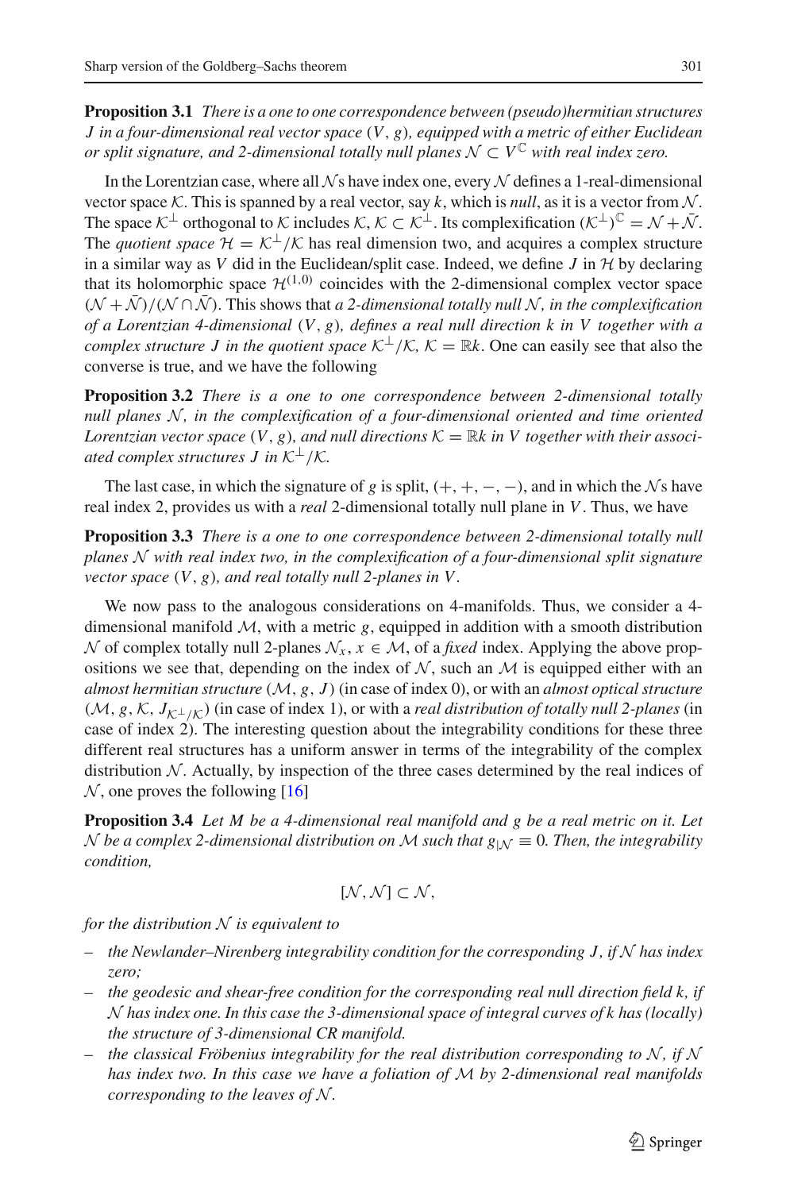**Proposition 3.1** *There is a one to one correspondence between (pseudo)hermitian structures $J$ in a four-dimensional real vector space $(V, g)$, equipped with a metric of either Euclidean or split signature, and 2-dimensional totally null planes $\mathcal{N} \subset V^{\mathbb{C}}$ with real index zero.*

In the Lorentzian case, where all $\mathcal{N}$s have index one, every $\mathcal{N}$ defines a 1-real-dimensional vector space $\mathcal{K}$. This is spanned by a real vector, say $k$, which is *null*, as it is a vector from $\mathcal{N}$. The space $\mathcal{K}^{\perp}$ orthogonal to $\mathcal{K}$ includes $\mathcal{K}$, $\mathcal{K} \subset \mathcal{K}^{\perp}$. Its complexification $(\mathcal{K}^{\perp})^{\mathbb{C}} = \mathcal{N} + \bar{\mathcal{N}}$. The *quotient space* $\mathcal{H} = \mathcal{K}^{\perp}/\mathcal{K}$ has real dimension two, and acquires a complex structure in a similar way as $V$ did in the Euclidean/split case. Indeed, we define $J$ in $\mathcal{H}$ by declaring that its holomorphic space $\mathcal{H}^{(1,0)}$ coincides with the 2-dimensional complex vector space $(\mathcal{N} + \bar{\mathcal{N}})/(\mathcal{N} \cap \bar{\mathcal{N}})$. This shows that *a 2-dimensional totally null $\mathcal{N}$, in the complexification of a Lorentzian 4-dimensional $(V, g)$, defines a real null direction $k$ in $V$ together with a complex structure $J$ in the quotient space $\mathcal{K}^{\perp}/\mathcal{K}$, $\mathcal{K} = \mathbb{R}k$.* One can easily see that also the converse is true, and we have the following

**Proposition 3.2** *There is a one to one correspondence between 2-dimensional totally null planes $\mathcal{N}$, in the complexification of a four-dimensional oriented and time oriented Lorentzian vector space $(V, g)$, and null directions $\mathcal{K} = \mathbb{R}k$ in $V$ together with their associated complex structures $J$ in $\mathcal{K}^{\perp}/\mathcal{K}$.*

The last case, in which the signature of $g$ is split, $(+, +, -, -)$, and in which the $\mathcal{N}$s have real index 2, provides us with a *real* 2-dimensional totally null plane in $V$. Thus, we have

**Proposition 3.3** *There is a one to one correspondence between 2-dimensional totally null planes $\mathcal{N}$ with real index two, in the complexification of a four-dimensional split signature vector space $(V, g)$, and real totally null 2-planes in $V$.*

We now pass to the analogous considerations on 4-manifolds. Thus, we consider a 4-dimensional manifold $\mathcal{M}$, with a metric $g$, equipped in addition with a smooth distribution $\mathcal{N}$ of complex totally null 2-planes $\mathcal{N}_x$, $x \in \mathcal{M}$, of a *fixed* index. Applying the above propositions we see that, depending on the index of $\mathcal{N}$, such an $\mathcal{M}$ is equipped either with an *almost hermitian structure* $(\mathcal{M}, g, J)$ (in case of index 0), or with an *almost optical structure* $(\mathcal{M}, g, \mathcal{K}, J_{\mathcal{K}^{\perp}/\mathcal{K}})$ (in case of index 1), or with a *real distribution of totally null 2-planes* (in case of index 2). The interesting question about the integrability conditions for these three different real structures has a uniform answer in terms of the integrability of the complex distribution $\mathcal{N}$. Actually, by inspection of the three cases determined by the real indices of $\mathcal{N}$, one proves the following [16]

**Proposition 3.4** *Let $M$ be a 4-dimensional real manifold and $g$ be a real metric on it. Let $\mathcal{N}$ be a complex 2-dimensional distribution on $\mathcal{M}$ such that $g_{|\mathcal{N}} \equiv 0$. Then, the integrability condition,*

$$[\mathcal{N}, \mathcal{N}] \subset \mathcal{N},$$

*for the distribution $\mathcal{N}$ is equivalent to*

- *the Newlander–Nirenberg integrability condition for the corresponding $J$, if $\mathcal{N}$ has index zero;*
- *the geodesic and shear-free condition for the corresponding real null direction field $k$, if $\mathcal{N}$ has index one. In this case the 3-dimensional space of integral curves of $k$ has (locally) the structure of 3-dimensional CR manifold.*
- *the classical Fröbenius integrability for the real distribution corresponding to $\mathcal{N}$, if $\mathcal{N}$ has index two. In this case we have a foliation of $\mathcal{M}$ by 2-dimensional real manifolds corresponding to the leaves of $\mathcal{N}$.*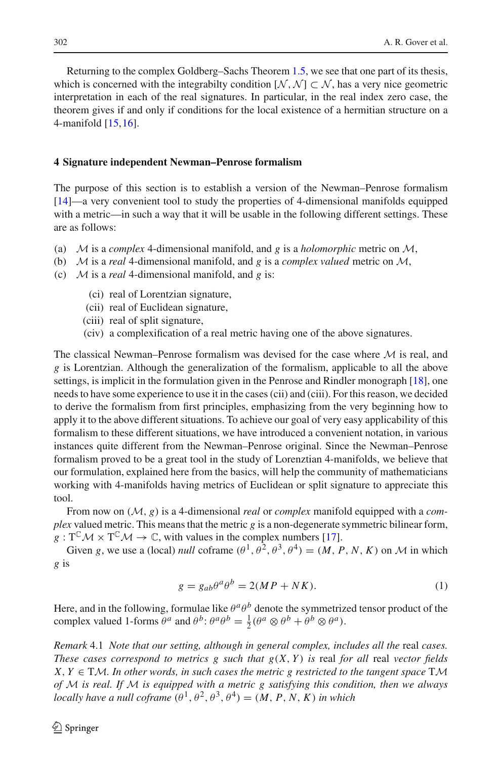Returning to the complex Goldberg–Sachs Theorem 1.5, we see that one part of its thesis, which is concerned with the integrabilty condition $[\mathcal{N}, \mathcal{N}] \subset \mathcal{N}$, has a very nice geometric interpretation in each of the real signatures. In particular, in the real index zero case, the theorem gives if and only if conditions for the local existence of a hermitian structure on a 4-manifold [15,16].

## 4 Signature independent Newman–Penrose formalism

The purpose of this section is to establish a version of the Newman–Penrose formalism [14]—a very convenient tool to study the properties of 4-dimensional manifolds equipped with a metric—in such a way that it will be usable in the following different settings. These are as follows:

(a) $\mathcal{M}$ is a *complex* 4-dimensional manifold, and $g$ is a *holomorphic* metric on $\mathcal{M}$,
(b) $\mathcal{M}$ is a *real* 4-dimensional manifold, and $g$ is a *complex valued* metric on $\mathcal{M}$,
(c) $\mathcal{M}$ is a *real* 4-dimensional manifold, and $g$ is:

- (ci) real of Lorentzian signature,
- (cii) real of Euclidean signature,
- (ciii) real of split signature,
- (civ) a complexification of a real metric having one of the above signatures.

The classical Newman–Penrose formalism was devised for the case where $\mathcal{M}$ is real, and $g$ is Lorentzian. Although the generalization of the formalism, applicable to all the above settings, is implicit in the formulation given in the Penrose and Rindler monograph [18], one needs to have some experience to use it in the cases (cii) and (ciii). For this reason, we decided to derive the formalism from first principles, emphasizing from the very beginning how to apply it to the above different situations. To achieve our goal of very easy applicability of this formalism to these different situations, we have introduced a convenient notation, in various instances quite different from the Newman–Penrose original. Since the Newman–Penrose formalism proved to be a great tool in the study of Lorenztian 4-manifolds, we believe that our formulation, explained here from the basics, will help the community of mathematicians working with 4-manifolds having metrics of Euclidean or split signature to appreciate this tool.

From now on $(\mathcal{M}, g)$ is a 4-dimensional *real* or *complex* manifold equipped with a *complex* valued metric. This means that the metric $g$ is a non-degenerate symmetric bilinear form, $g : \mathrm{T}^{\mathbb{C}}\mathcal{M} \times \mathrm{T}^{\mathbb{C}}\mathcal{M} \to \mathbb{C}$, with values in the complex numbers [17].

Given $g$, we use a (local) *null* coframe $(\theta^1, \theta^2, \theta^3, \theta^4) = (M, P, N, K)$ on $\mathcal{M}$ in which $g$ is

$$g = g_{ab}\theta^a\theta^b = 2(MP + NK). \tag{1}$$

Here, and in the following, formulae like $\theta^a\theta^b$ denote the symmetrized tensor product of the complex valued 1-forms $\theta^a$ and $\theta^b$: $\theta^a\theta^b = \frac{1}{2}(\theta^a \otimes \theta^b + \theta^b \otimes \theta^a)$.

*Remark* 4.1 *Note that our setting, although in general complex, includes all the* real *cases. These cases correspond to metrics $g$ such that $g(X, Y)$ is* real *for all* real *vector fields $X, Y \in \mathrm{T}\mathcal{M}$. In other words, in such cases the metric $g$ restricted to the tangent space $\mathrm{T}\mathcal{M}$ of $\mathcal{M}$ is real. If $\mathcal{M}$ is equipped with a metric $g$ satisfying this condition, then we always locally have a null coframe $(\theta^1, \theta^2, \theta^3, \theta^4) = (M, P, N, K)$ in which*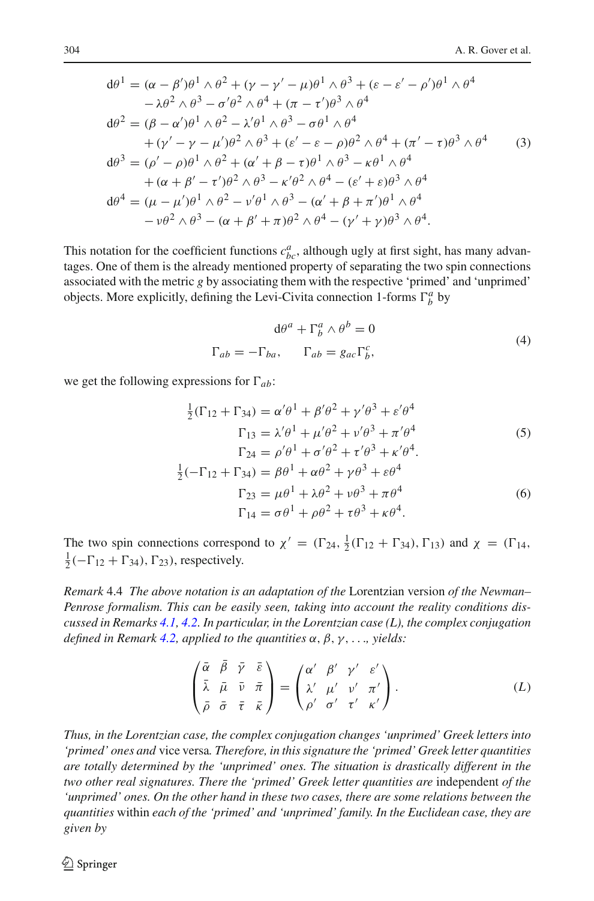$$
\begin{aligned}
\mathrm{d}\theta^1 &= (\alpha - \beta')\theta^1 \wedge \theta^2 + (\gamma - \gamma' - \mu)\theta^1 \wedge \theta^3 + (\varepsilon - \varepsilon' - \rho')\theta^1 \wedge \theta^4 \\
&\quad - \lambda\theta^2 \wedge \theta^3 - \sigma'\theta^2 \wedge \theta^4 + (\pi - \tau')\theta^3 \wedge \theta^4 \\
\mathrm{d}\theta^2 &= (\beta - \alpha')\theta^1 \wedge \theta^2 - \lambda'\theta^1 \wedge \theta^3 - \sigma\theta^1 \wedge \theta^4 \\
&\quad + (\gamma' - \gamma - \mu')\theta^2 \wedge \theta^3 + (\varepsilon' - \varepsilon - \rho)\theta^2 \wedge \theta^4 + (\pi' - \tau)\theta^3 \wedge \theta^4 \\
\mathrm{d}\theta^3 &= (\rho' - \rho)\theta^1 \wedge \theta^2 + (\alpha' + \beta - \tau)\theta^1 \wedge \theta^3 - \kappa\theta^1 \wedge \theta^4 \\
&\quad + (\alpha + \beta' - \tau')\theta^2 \wedge \theta^3 - \kappa'\theta^2 \wedge \theta^4 - (\varepsilon' + \varepsilon)\theta^3 \wedge \theta^4 \\
\mathrm{d}\theta^4 &= (\mu - \mu')\theta^1 \wedge \theta^2 - \nu'\theta^1 \wedge \theta^3 - (\alpha' + \beta + \pi')\theta^1 \wedge \theta^4 \\
&\quad - \nu\theta^2 \wedge \theta^3 - (\alpha + \beta' + \pi)\theta^2 \wedge \theta^4 - (\gamma' + \gamma)\theta^3 \wedge \theta^4.
\end{aligned} \tag{3}
$$

This notation for the coefficient functions $c^a_{bc}$, although ugly at first sight, has many advantages. One of them is the already mentioned property of separating the two spin connections associated with the metric $g$ by associating them with the respective 'primed' and 'unprimed' objects. More explicitly, defining the Levi-Civita connection 1-forms $\Gamma^a_b$ by

$$
\begin{aligned}
\mathrm{d}\theta^a + \Gamma^a_b \wedge \theta^b &= 0 \\
\Gamma_{ab} = -\Gamma_{ba}, \qquad \Gamma_{ab} &= g_{ac}\Gamma^c_b,
\end{aligned} \tag{4}
$$

we get the following expressions for $\Gamma_{ab}$:

$$
\begin{aligned}
\tfrac{1}{2}(\Gamma_{12} + \Gamma_{34}) &= \alpha'\theta^1 + \beta'\theta^2 + \gamma'\theta^3 + \varepsilon'\theta^4 \\
\Gamma_{13} &= \lambda'\theta^1 + \mu'\theta^2 + \nu'\theta^3 + \pi'\theta^4 \\
\Gamma_{24} &= \rho'\theta^1 + \sigma'\theta^2 + \tau'\theta^3 + \kappa'\theta^4.
\end{aligned} \tag{5}
$$

$$
\begin{aligned}
\tfrac{1}{2}(-\Gamma_{12} + \Gamma_{34}) &= \beta\theta^1 + \alpha\theta^2 + \gamma\theta^3 + \varepsilon\theta^4 \\
\Gamma_{23} &= \mu\theta^1 + \lambda\theta^2 + \nu\theta^3 + \pi\theta^4 \\
\Gamma_{14} &= \sigma\theta^1 + \rho\theta^2 + \tau\theta^3 + \kappa\theta^4.
\end{aligned} \tag{6}
$$

The two spin connections correspond to $\chi' = (\Gamma_{24}, \frac{1}{2}(\Gamma_{12} + \Gamma_{34}), \Gamma_{13})$ and $\chi = (\Gamma_{14}, \frac{1}{2}(-\Gamma_{12} + \Gamma_{34}), \Gamma_{23})$, respectively.

*Remark* 4.4 *The above notation is an adaptation of the* Lorentzian version *of the Newman–Penrose formalism. This can be easily seen, taking into account the reality conditions discussed in Remarks 4.1, 4.2. In particular, in the Lorentzian case (L), the complex conjugation defined in Remark 4.2, applied to the quantities* $\alpha, \beta, \gamma, \ldots$, *yields:*

$$
\begin{pmatrix} \bar{\alpha} & \bar{\beta} & \bar{\gamma} & \bar{\varepsilon} \\ \bar{\lambda} & \bar{\mu} & \bar{\nu} & \bar{\pi} \\ \bar{\rho} & \bar{\sigma} & \bar{\tau} & \bar{\kappa} \end{pmatrix} = \begin{pmatrix} \alpha' & \beta' & \gamma' & \varepsilon' \\ \lambda' & \mu' & \nu' & \pi' \\ \rho' & \sigma' & \tau' & \kappa' \end{pmatrix}. \tag{L}
$$

*Thus, in the Lorentzian case, the complex conjugation changes 'unprimed' Greek letters into 'primed' ones and* vice versa. *Therefore, in this signature the 'primed' Greek letter quantities are totally determined by the 'unprimed' ones. The situation is drastically different in the two other real signatures. There the 'primed' Greek letter quantities are* independent *of the 'unprimed' ones. On the other hand in these two cases, there are some relations between the quantities* within *each of the 'primed' and 'unprimed' family. In the Euclidean case, they are given by*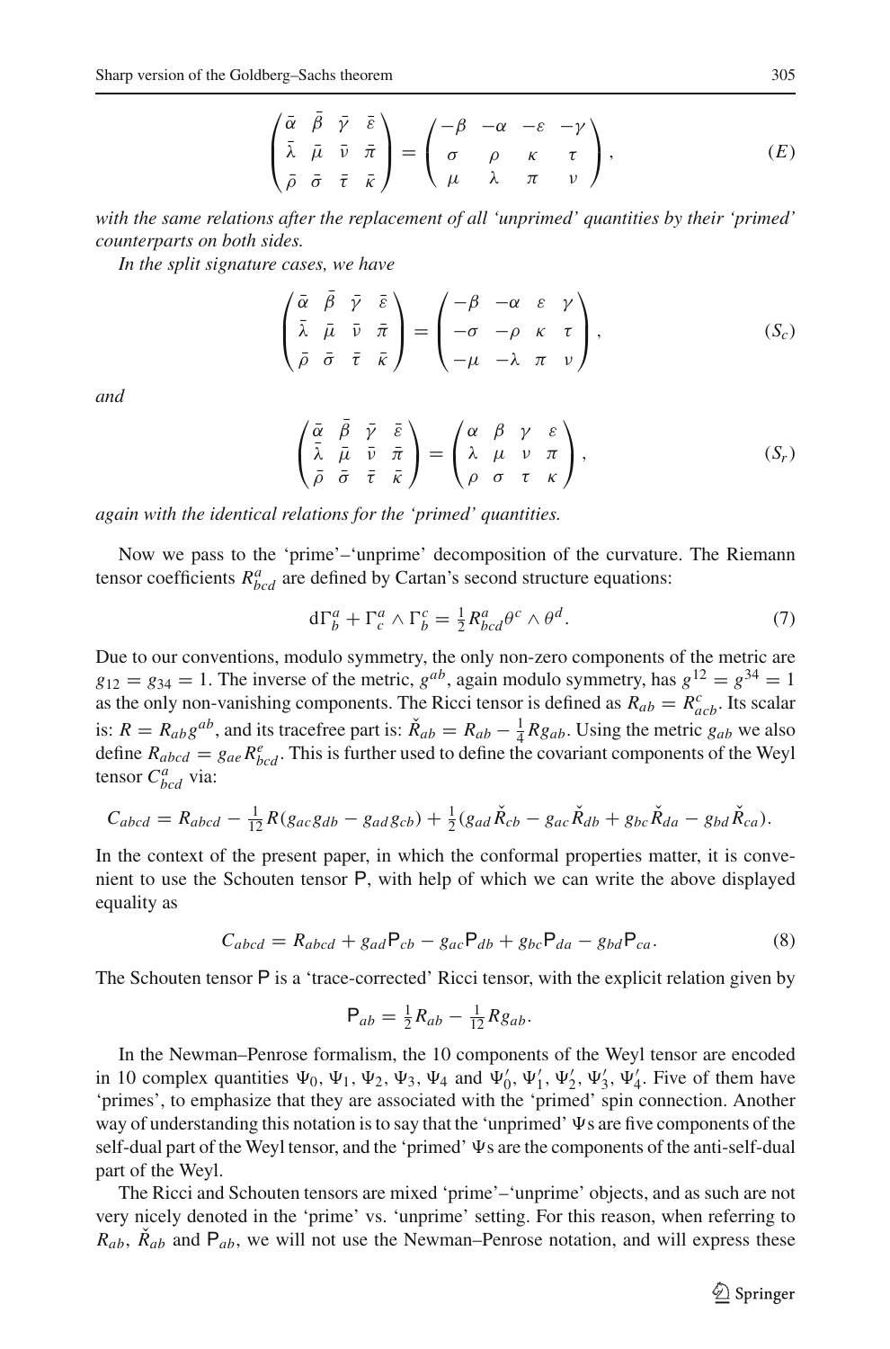$$
\begin{pmatrix} \bar{\alpha} & \bar{\beta} & \bar{\gamma} & \bar{\varepsilon} \\ \bar{\lambda} & \bar{\mu} & \bar{\nu} & \bar{\pi} \\ \bar{\rho} & \bar{\sigma} & \bar{\tau} & \bar{\kappa} \end{pmatrix} = \begin{pmatrix} -\beta & -\alpha & -\varepsilon & -\gamma \\ \sigma & \rho & \kappa & \tau \\ \mu & \lambda & \pi & \nu \end{pmatrix}, \tag{$E$}
$$

*with the same relations after the replacement of all 'unprimed' quantities by their 'primed' counterparts on both sides.*

*In the split signature cases, we have*

$$
\begin{pmatrix} \bar{\alpha} & \bar{\beta} & \bar{\gamma} & \bar{\varepsilon} \\ \bar{\lambda} & \bar{\mu} & \bar{\nu} & \bar{\pi} \\ \bar{\rho} & \bar{\sigma} & \bar{\tau} & \bar{\kappa} \end{pmatrix} = \begin{pmatrix} -\beta & -\alpha & \varepsilon & \gamma \\ -\sigma & -\rho & \kappa & \tau \\ -\mu & -\lambda & \pi & \nu \end{pmatrix}, \tag{$S_c$}
$$

*and*

$$
\begin{pmatrix} \bar{\alpha} & \bar{\beta} & \bar{\gamma} & \bar{\varepsilon} \\ \bar{\lambda} & \bar{\mu} & \bar{\nu} & \bar{\pi} \\ \bar{\rho} & \bar{\sigma} & \bar{\tau} & \bar{\kappa} \end{pmatrix} = \begin{pmatrix} \alpha & \beta & \gamma & \varepsilon \\ \lambda & \mu & \nu & \pi \\ \rho & \sigma & \tau & \kappa \end{pmatrix}, \tag{$S_r$}
$$

*again with the identical relations for the 'primed' quantities.*

Now we pass to the 'prime'–'unprime' decomposition of the curvature. The Riemann tensor coefficients $R^a_{bcd}$ are defined by Cartan's second structure equations:

$$
\mathrm{d}\Gamma^a_b + \Gamma^a_c \wedge \Gamma^c_b = \tfrac{1}{2} R^a_{bcd}\theta^c \wedge \theta^d. \tag{7}
$$

Due to our conventions, modulo symmetry, the only non-zero components of the metric are $g_{12} = g_{34} = 1$. The inverse of the metric, $g^{ab}$, again modulo symmetry, has $g^{12} = g^{34} = 1$ as the only non-vanishing components. The Ricci tensor is defined as $R_{ab} = R^c_{acb}$. Its scalar is: $R = R_{ab}g^{ab}$, and its tracefree part is: $\check{R}_{ab} = R_{ab} - \frac{1}{4}Rg_{ab}$. Using the metric $g_{ab}$ we also define $R_{abcd} = g_{ae}R^e_{bcd}$. This is further used to define the covariant components of the Weyl tensor $C^a_{bcd}$ via:

$$
C_{abcd} = R_{abcd} - \tfrac{1}{12}R(g_{ac}g_{db} - g_{ad}g_{cb}) + \tfrac{1}{2}(g_{ad}\check{R}_{cb} - g_{ac}\check{R}_{db} + g_{bc}\check{R}_{da} - g_{bd}\check{R}_{ca}).
$$

In the context of the present paper, in which the conformal properties matter, it is convenient to use the Schouten tensor $\mathsf{P}$, with help of which we can write the above displayed equality as

$$
C_{abcd} = R_{abcd} + g_{ad}\mathsf{P}_{cb} - g_{ac}\mathsf{P}_{db} + g_{bc}\mathsf{P}_{da} - g_{bd}\mathsf{P}_{ca}. \tag{8}
$$

The Schouten tensor $\mathsf{P}$ is a 'trace-corrected' Ricci tensor, with the explicit relation given by

$$
\mathsf{P}_{ab} = \tfrac{1}{2}R_{ab} - \tfrac{1}{12}Rg_{ab}.
$$

In the Newman–Penrose formalism, the 10 components of the Weyl tensor are encoded in 10 complex quantities $\Psi_0$, $\Psi_1$, $\Psi_2$, $\Psi_3$, $\Psi_4$ and $\Psi'_0$, $\Psi'_1$, $\Psi'_2$, $\Psi'_3$, $\Psi'_4$. Five of them have 'primes', to emphasize that they are associated with the 'primed' spin connection. Another way of understanding this notation is to say that the 'unprimed' $\Psi$s are five components of the self-dual part of the Weyl tensor, and the 'primed' $\Psi$s are the components of the anti-self-dual part of the Weyl.

The Ricci and Schouten tensors are mixed 'prime'–'unprime' objects, and as such are not very nicely denoted in the 'prime' vs. 'unprime' setting. For this reason, when referring to $R_{ab}$, $\check{R}_{ab}$ and $\mathsf{P}_{ab}$, we will not use the Newman–Penrose notation, and will express these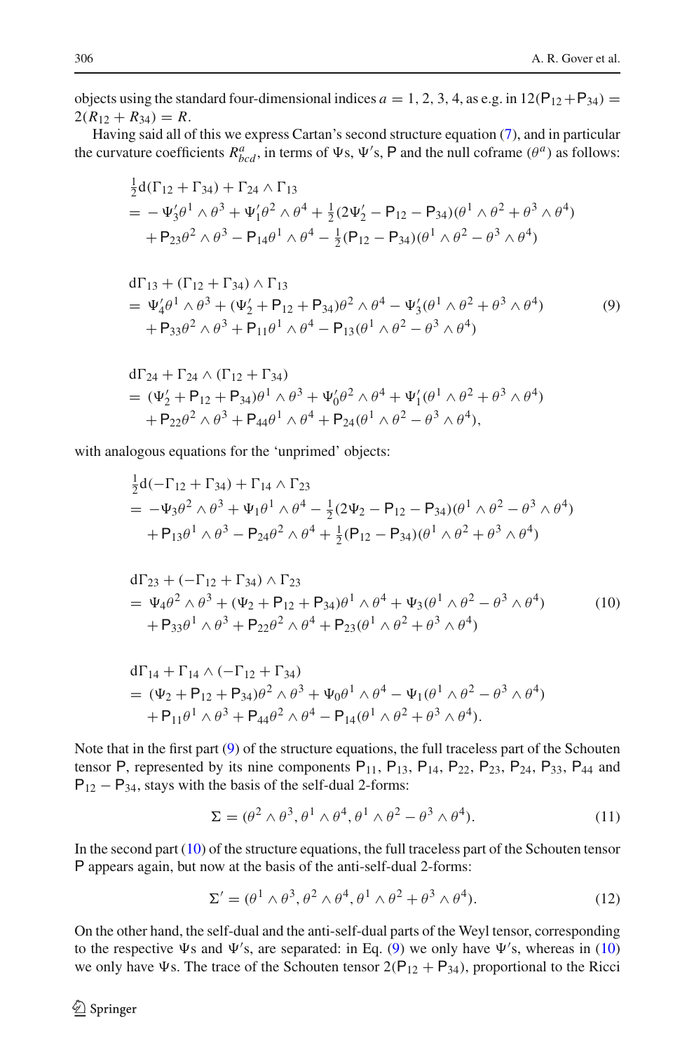objects using the standard four-dimensional indices $a = 1, 2, 3, 4$, as e.g. in $12(\mathsf{P}_{12}+\mathsf{P}_{34}) = 2(R_{12}+R_{34}) = R$.

Having said all of this we express Cartan's second structure equation (7), and in particular the curvature coefficients $R^a_{\ bcd}$, in terms of $\Psi$s, $\Psi'$s, $\mathsf{P}$ and the null coframe $(\theta^a)$ as follows:

$$
\begin{aligned}
&\tfrac{1}{2}\mathrm{d}(\Gamma_{12}+\Gamma_{34}) + \Gamma_{24}\wedge\Gamma_{13} \\
&= -\Psi_3'\theta^1\wedge\theta^3 + \Psi_1'\theta^2\wedge\theta^4 + \tfrac{1}{2}(2\Psi_2' - \mathsf{P}_{12} - \mathsf{P}_{34})(\theta^1\wedge\theta^2 + \theta^3\wedge\theta^4) \\
&\quad + \mathsf{P}_{23}\theta^2\wedge\theta^3 - \mathsf{P}_{14}\theta^1\wedge\theta^4 - \tfrac{1}{2}(\mathsf{P}_{12} - \mathsf{P}_{34})(\theta^1\wedge\theta^2 - \theta^3\wedge\theta^4) \\[1em]
&\mathrm{d}\Gamma_{13} + (\Gamma_{12}+\Gamma_{34})\wedge\Gamma_{13} \\
&= \Psi_4'\theta^1\wedge\theta^3 + (\Psi_2' + \mathsf{P}_{12} + \mathsf{P}_{34})\theta^2\wedge\theta^4 - \Psi_3'(\theta^1\wedge\theta^2 + \theta^3\wedge\theta^4) \\
&\quad + \mathsf{P}_{33}\theta^2\wedge\theta^3 + \mathsf{P}_{11}\theta^1\wedge\theta^4 - \mathsf{P}_{13}(\theta^1\wedge\theta^2 - \theta^3\wedge\theta^4) \\[1em]
&\mathrm{d}\Gamma_{24} + \Gamma_{24}\wedge(\Gamma_{12}+\Gamma_{34}) \\
&= (\Psi_2' + \mathsf{P}_{12} + \mathsf{P}_{34})\theta^1\wedge\theta^3 + \Psi_0'\theta^2\wedge\theta^4 + \Psi_1'(\theta^1\wedge\theta^2 + \theta^3\wedge\theta^4) \\
&\quad + \mathsf{P}_{22}\theta^2\wedge\theta^3 + \mathsf{P}_{44}\theta^1\wedge\theta^4 + \mathsf{P}_{24}(\theta^1\wedge\theta^2 - \theta^3\wedge\theta^4),
\end{aligned}
\tag{9}
$$

with analogous equations for the 'unprimed' objects:

$$
\begin{aligned}
&\tfrac{1}{2}\mathrm{d}(-\Gamma_{12}+\Gamma_{34}) + \Gamma_{14}\wedge\Gamma_{23} \\
&= -\Psi_3\theta^2\wedge\theta^3 + \Psi_1\theta^1\wedge\theta^4 - \tfrac{1}{2}(2\Psi_2 - \mathsf{P}_{12} - \mathsf{P}_{34})(\theta^1\wedge\theta^2 - \theta^3\wedge\theta^4) \\
&\quad + \mathsf{P}_{13}\theta^1\wedge\theta^3 - \mathsf{P}_{24}\theta^2\wedge\theta^4 + \tfrac{1}{2}(\mathsf{P}_{12} - \mathsf{P}_{34})(\theta^1\wedge\theta^2 + \theta^3\wedge\theta^4) \\[1em]
&\mathrm{d}\Gamma_{23} + (-\Gamma_{12}+\Gamma_{34})\wedge\Gamma_{23} \\
&= \Psi_4\theta^2\wedge\theta^3 + (\Psi_2 + \mathsf{P}_{12} + \mathsf{P}_{34})\theta^1\wedge\theta^4 + \Psi_3(\theta^1\wedge\theta^2 - \theta^3\wedge\theta^4) \\
&\quad + \mathsf{P}_{33}\theta^1\wedge\theta^3 + \mathsf{P}_{22}\theta^2\wedge\theta^4 + \mathsf{P}_{23}(\theta^1\wedge\theta^2 + \theta^3\wedge\theta^4) \\[1em]
&\mathrm{d}\Gamma_{14} + \Gamma_{14}\wedge(-\Gamma_{12}+\Gamma_{34}) \\
&= (\Psi_2 + \mathsf{P}_{12} + \mathsf{P}_{34})\theta^2\wedge\theta^3 + \Psi_0\theta^1\wedge\theta^4 - \Psi_1(\theta^1\wedge\theta^2 - \theta^3\wedge\theta^4) \\
&\quad + \mathsf{P}_{11}\theta^1\wedge\theta^3 + \mathsf{P}_{44}\theta^2\wedge\theta^4 - \mathsf{P}_{14}(\theta^1\wedge\theta^2 + \theta^3\wedge\theta^4).
\end{aligned}
\tag{10}
$$

Note that in the first part (9) of the structure equations, the full traceless part of the Schouten tensor $\mathsf{P}$, represented by its nine components $\mathsf{P}_{11}$, $\mathsf{P}_{13}$, $\mathsf{P}_{14}$, $\mathsf{P}_{22}$, $\mathsf{P}_{23}$, $\mathsf{P}_{24}$, $\mathsf{P}_{33}$, $\mathsf{P}_{44}$ and $\mathsf{P}_{12} - \mathsf{P}_{34}$, stays with the basis of the self-dual 2-forms:

$$
\Sigma = (\theta^2\wedge\theta^3, \theta^1\wedge\theta^4, \theta^1\wedge\theta^2 - \theta^3\wedge\theta^4). \tag{11}
$$

In the second part (10) of the structure equations, the full traceless part of the Schouten tensor $\mathsf{P}$ appears again, but now at the basis of the anti-self-dual 2-forms:

$$
\Sigma' = (\theta^1\wedge\theta^3, \theta^2\wedge\theta^4, \theta^1\wedge\theta^2 + \theta^3\wedge\theta^4). \tag{12}
$$

On the other hand, the self-dual and the anti-self-dual parts of the Weyl tensor, corresponding to the respective $\Psi$s and $\Psi'$s, are separated: in Eq. (9) we only have $\Psi'$s, whereas in (10) we only have $\Psi$s. The trace of the Schouten tensor $2(\mathsf{P}_{12} + \mathsf{P}_{34})$, proportional to the Ricci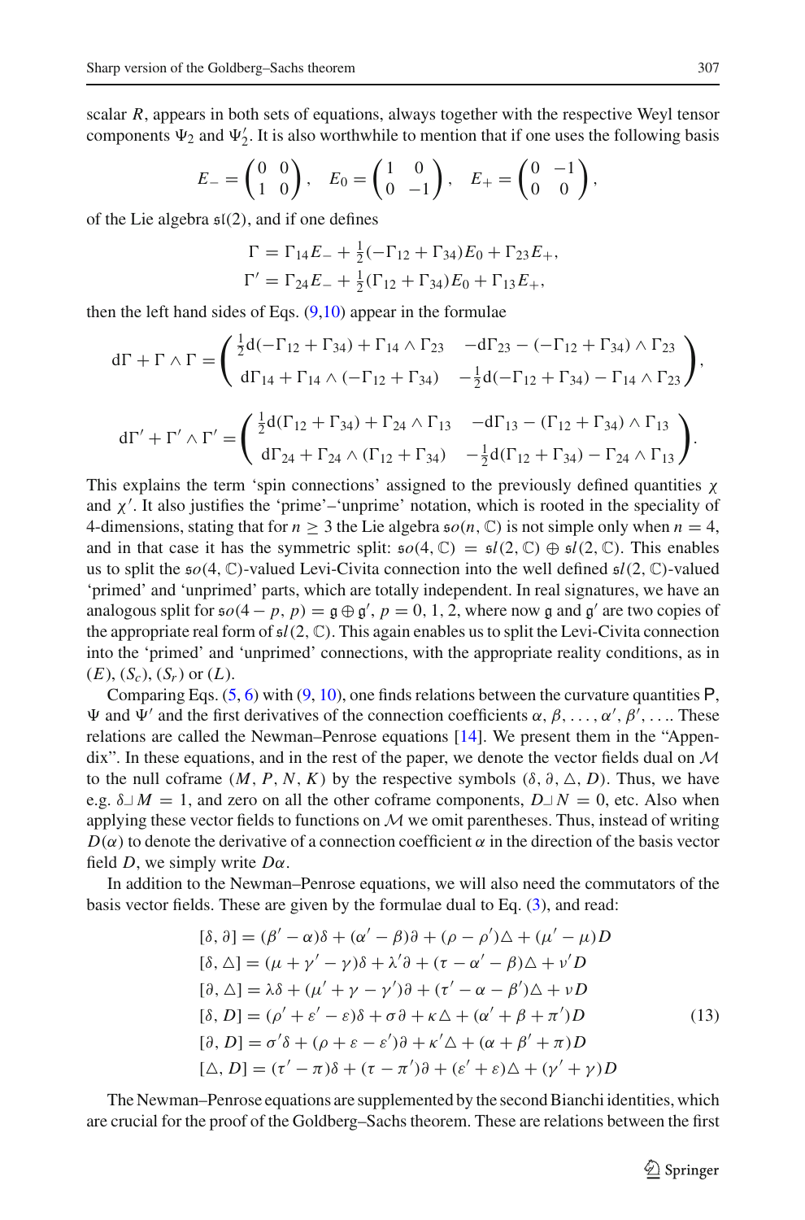scalar $R$, appears in both sets of equations, always together with the respective Weyl tensor components $\Psi_2$ and $\Psi_2'$. It is also worthwhile to mention that if one uses the following basis

$$E_- = \begin{pmatrix} 0 & 0 \\ 1 & 0 \end{pmatrix}, \quad E_0 = \begin{pmatrix} 1 & 0 \\ 0 & -1 \end{pmatrix}, \quad E_+ = \begin{pmatrix} 0 & -1 \\ 0 & 0 \end{pmatrix},$$

of the Lie algebra $\mathfrak{sl}(2)$, and if one defines

$$\Gamma = \Gamma_{14}E_- + \tfrac{1}{2}(-\Gamma_{12} + \Gamma_{34})E_0 + \Gamma_{23}E_+,$$
$$\Gamma' = \Gamma_{24}E_- + \tfrac{1}{2}(\Gamma_{12} + \Gamma_{34})E_0 + \Gamma_{13}E_+,$$

then the left hand sides of Eqs. (9,10) appear in the formulae

$$\mathrm{d}\Gamma + \Gamma \wedge \Gamma = \begin{pmatrix} \frac{1}{2}\mathrm{d}(-\Gamma_{12} + \Gamma_{34}) + \Gamma_{14} \wedge \Gamma_{23} & -\mathrm{d}\Gamma_{23} - (-\Gamma_{12} + \Gamma_{34}) \wedge \Gamma_{23} \\ \mathrm{d}\Gamma_{14} + \Gamma_{14} \wedge (-\Gamma_{12} + \Gamma_{34}) & -\frac{1}{2}\mathrm{d}(-\Gamma_{12} + \Gamma_{34}) - \Gamma_{14} \wedge \Gamma_{23} \end{pmatrix},$$

$$\mathrm{d}\Gamma' + \Gamma' \wedge \Gamma' = \begin{pmatrix} \frac{1}{2}\mathrm{d}(\Gamma_{12} + \Gamma_{34}) + \Gamma_{24} \wedge \Gamma_{13} & -\mathrm{d}\Gamma_{13} - (\Gamma_{12} + \Gamma_{34}) \wedge \Gamma_{13} \\ \mathrm{d}\Gamma_{24} + \Gamma_{24} \wedge (\Gamma_{12} + \Gamma_{34}) & -\frac{1}{2}\mathrm{d}(\Gamma_{12} + \Gamma_{34}) - \Gamma_{24} \wedge \Gamma_{13} \end{pmatrix}.$$

This explains the term 'spin connections' assigned to the previously defined quantities $\chi$ and $\chi'$. It also justifies the 'prime'–'unprime' notation, which is rooted in the speciality of 4-dimensions, stating that for $n \geq 3$ the Lie algebra $\mathfrak{so}(n, \mathbb{C})$ is not simple only when $n = 4$, and in that case it has the symmetric split: $\mathfrak{so}(4, \mathbb{C}) = \mathfrak{sl}(2, \mathbb{C}) \oplus \mathfrak{sl}(2, \mathbb{C})$. This enables us to split the $\mathfrak{so}(4, \mathbb{C})$-valued Levi-Civita connection into the well defined $\mathfrak{sl}(2, \mathbb{C})$-valued 'primed' and 'unprimed' parts, which are totally independent. In real signatures, we have an analogous split for $\mathfrak{so}(4 - p, p) = \mathfrak{g} \oplus \mathfrak{g}'$, $p = 0, 1, 2$, where now $\mathfrak{g}$ and $\mathfrak{g}'$ are two copies of the appropriate real form of $\mathfrak{sl}(2, \mathbb{C})$. This again enables us to split the Levi-Civita connection into the 'primed' and 'unprimed' connections, with the appropriate reality conditions, as in $(E)$, $(S_c)$, $(S_r)$ or $(L)$.

Comparing Eqs. (5, 6) with (9, 10), one finds relations between the curvature quantities $\mathsf{P}$, $\Psi$ and $\Psi'$ and the first derivatives of the connection coefficients $\alpha, \beta, \ldots, \alpha', \beta', \ldots$. These relations are called the Newman–Penrose equations [14]. We present them in the "Appendix". In these equations, and in the rest of the paper, we denote the vector fields dual on $\mathcal{M}$ to the null coframe $(M, P, N, K)$ by the respective symbols $(\delta, \partial, \triangle, D)$. Thus, we have e.g. $\delta \lrcorner M = 1$, and zero on all the other coframe components, $D \lrcorner N = 0$, etc. Also when applying these vector fields to functions on $\mathcal{M}$ we omit parentheses. Thus, instead of writing $D(\alpha)$ to denote the derivative of a connection coefficient $\alpha$ in the direction of the basis vector field $D$, we simply write $D\alpha$.

In addition to the Newman–Penrose equations, we will also need the commutators of the basis vector fields. These are given by the formulae dual to Eq. (3), and read:

$$\begin{aligned}
[\delta, \partial] &= (\beta' - \alpha)\delta + (\alpha' - \beta)\partial + (\rho - \rho')\triangle + (\mu' - \mu)D \\
[\delta, \triangle] &= (\mu + \gamma' - \gamma)\delta + \lambda'\partial + (\tau - \alpha' - \beta)\triangle + \nu' D \\
[\partial, \triangle] &= \lambda\delta + (\mu' + \gamma - \gamma')\partial + (\tau' - \alpha - \beta')\triangle + \nu D \\
[\delta, D] &= (\rho' + \varepsilon' - \varepsilon)\delta + \sigma\partial + \kappa\triangle + (\alpha' + \beta + \pi')D \\
[\partial, D] &= \sigma'\delta + (\rho + \varepsilon - \varepsilon')\partial + \kappa'\triangle + (\alpha + \beta' + \pi)D \\
[\triangle, D] &= (\tau' - \pi)\delta + (\tau - \pi')\partial + (\varepsilon' + \varepsilon)\triangle + (\gamma' + \gamma)D
\end{aligned} \tag{13}$$

The Newman–Penrose equations are supplemented by the second Bianchi identities, which are crucial for the proof of the Goldberg–Sachs theorem. These are relations between the first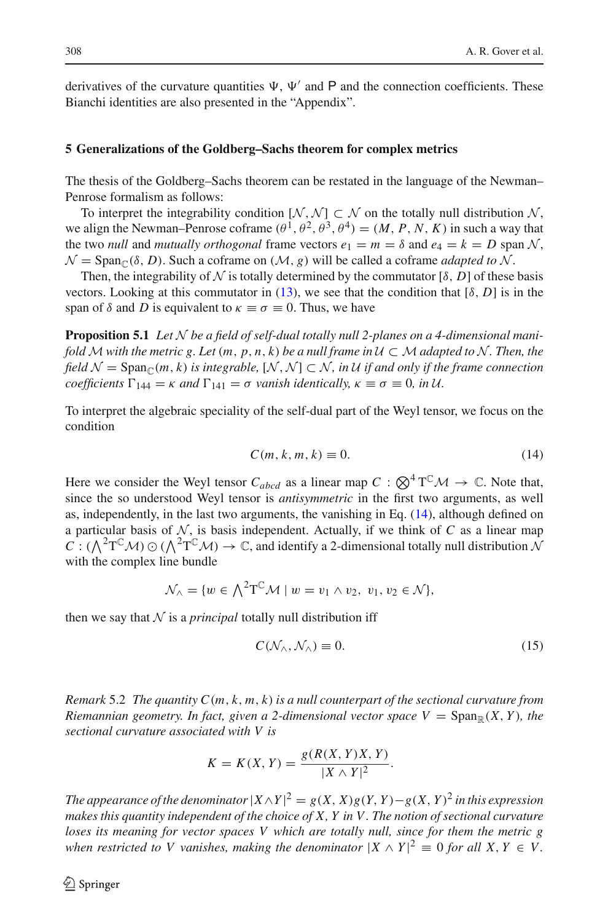derivatives of the curvature quantities $\Psi$, $\Psi'$ and $\mathsf{P}$ and the connection coefficients. These Bianchi identities are also presented in the "Appendix".

## 5 Generalizations of the Goldberg–Sachs theorem for complex metrics

The thesis of the Goldberg–Sachs theorem can be restated in the language of the Newman–Penrose formalism as follows:

To interpret the integrability condition $[\mathcal{N}, \mathcal{N}] \subset \mathcal{N}$ on the totally null distribution $\mathcal{N}$, we align the Newman–Penrose coframe $(\theta^1, \theta^2, \theta^3, \theta^4) = (M, P, N, K)$ in such a way that the two *null* and *mutually orthogonal* frame vectors $e_1 = m = \delta$ and $e_4 = k = D$ span $\mathcal{N}$, $\mathcal{N} = \mathrm{Span}_{\mathbb{C}}(\delta, D)$. Such a coframe on $(\mathcal{M}, g)$ will be called a coframe *adapted to* $\mathcal{N}$.

Then, the integrability of $\mathcal{N}$ is totally determined by the commutator $[\delta, D]$ of these basis vectors. Looking at this commutator in (13), we see that the condition that $[\delta, D]$ is in the span of $\delta$ and $D$ is equivalent to $\kappa \equiv \sigma \equiv 0$. Thus, we have

**Proposition 5.1** *Let $\mathcal{N}$ be a field of self-dual totally null 2-planes on a 4-dimensional manifold $\mathcal{M}$ with the metric $g$. Let $(m, p, n, k)$ be a null frame in $\mathcal{U} \subset \mathcal{M}$ adapted to $\mathcal{N}$. Then, the field $\mathcal{N} = \mathrm{Span}_{\mathbb{C}}(m, k)$ is integrable, $[\mathcal{N}, \mathcal{N}] \subset \mathcal{N}$, in $\mathcal{U}$ if and only if the frame connection coefficients $\Gamma_{144} = \kappa$ and $\Gamma_{141} = \sigma$ vanish identically, $\kappa \equiv \sigma \equiv 0$, in $\mathcal{U}$.*

To interpret the algebraic speciality of the self-dual part of the Weyl tensor, we focus on the condition

$$C(m, k, m, k) \equiv 0. \tag{14}$$

Here we consider the Weyl tensor $C_{abcd}$ as a linear map $C : \bigotimes^4 \mathrm{T}^{\mathbb{C}}\mathcal{M} \to \mathbb{C}$. Note that, since the so understood Weyl tensor is *antisymmetric* in the first two arguments, as well as, independently, in the last two arguments, the vanishing in Eq. (14), although defined on a particular basis of $\mathcal{N}$, is basis independent. Actually, if we think of $C$ as a linear map $C : (\bigwedge^2 \mathrm{T}^{\mathbb{C}}\mathcal{M}) \odot (\bigwedge^2 \mathrm{T}^{\mathbb{C}}\mathcal{M}) \to \mathbb{C}$, and identify a 2-dimensional totally null distribution $\mathcal{N}$ with the complex line bundle

$$\mathcal{N}_\wedge = \{w \in \textstyle\bigwedge^2 \mathrm{T}^{\mathbb{C}}\mathcal{M} \mid w = v_1 \wedge v_2,\ v_1, v_2 \in \mathcal{N}\},$$

then we say that $\mathcal{N}$ is a *principal* totally null distribution iff

$$C(\mathcal{N}_\wedge, \mathcal{N}_\wedge) \equiv 0. \tag{15}$$

*Remark* 5.2 *The quantity $C(m, k, m, k)$ is a null counterpart of the sectional curvature from Riemannian geometry. In fact, given a 2-dimensional vector space $V = \mathrm{Span}_{\mathbb{R}}(X, Y)$, the sectional curvature associated with $V$ is*

$$K = K(X, Y) = \frac{g(R(X, Y)X, Y)}{|X \wedge Y|^2}.$$

*The appearance of the denominator $|X \wedge Y|^2 = g(X, X)g(Y, Y) - g(X, Y)^2$ in this expression makes this quantity independent of the choice of $X$, $Y$ in $V$. The notion of sectional curvature loses its meaning for vector spaces $V$ which are totally null, since for them the metric $g$ when restricted to $V$ vanishes, making the denominator $|X \wedge Y|^2 \equiv 0$ for all $X, Y \in V$.*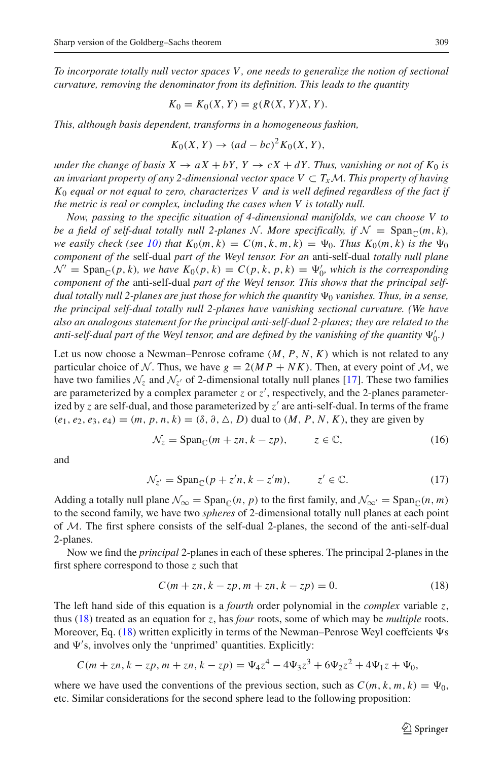*To incorporate totally null vector spaces $V$, one needs to generalize the notion of sectional curvature, removing the denominator from its definition. This leads to the quantity*

$$K_0 = K_0(X, Y) = g(R(X, Y)X, Y).$$

*This, although basis dependent, transforms in a homogeneous fashion,*

$$K_0(X, Y) \rightarrow (ad - bc)^2 K_0(X, Y),$$

*under the change of basis $X \rightarrow aX + bY$, $Y \rightarrow cX + dY$. Thus, vanishing or not of $K_0$ is an invariant property of any 2-dimensional vector space $V \subset T_x\mathcal{M}$. This property of having $K_0$ equal or not equal to zero, characterizes $V$ and is well defined regardless of the fact if the metric is real or complex, including the cases when $V$ is totally null.*

*Now, passing to the specific situation of 4-dimensional manifolds, we can choose $V$ to be a field of self-dual totally null 2-planes $\mathcal{N}$. More specifically, if $\mathcal{N} = \mathrm{Span}_{\mathbb{C}}(m, k)$, we easily check (see 10) that $K_0(m, k) = C(m, k, m, k) = \Psi_0$. Thus $K_0(m, k)$ is the $\Psi_0$ component of the* self-dual *part of the Weyl tensor. For an* anti-self-dual *totally null plane $\mathcal{N}' = \mathrm{Span}_{\mathbb{C}}(p, k)$, we have $K_0(p, k) = C(p, k, p, k) = \Psi'_0$, which is the corresponding component of the* anti-self-dual *part of the Weyl tensor. This shows that the principal self-dual totally null 2-planes are just those for which the quantity $\Psi_0$ vanishes. Thus, in a sense, the principal self-dual totally null 2-planes have vanishing sectional curvature. (We have also an analogous statement for the principal anti-self-dual 2-planes; they are related to the anti-self-dual part of the Weyl tensor, and are defined by the vanishing of the quantity $\Psi'_0$.)*

Let us now choose a Newman–Penrose coframe $(M, P, N, K)$ which is not related to any particular choice of $\mathcal{N}$. Thus, we have $g = 2(MP + NK)$. Then, at every point of $\mathcal{M}$, we have two families $\mathcal{N}_z$ and $\mathcal{N}_{z'}$ of 2-dimensional totally null planes [17]. These two families are parameterized by a complex parameter $z$ or $z'$, respectively, and the 2-planes parameterized by $z$ are self-dual, and those parameterized by $z'$ are anti-self-dual. In terms of the frame $(e_1, e_2, e_3, e_4) = (m, p, n, k) = (\delta, \partial, \triangle, D)$ dual to $(M, P, N, K)$, they are given by

$$\mathcal{N}_z = \mathrm{Span}_{\mathbb{C}}(m + zn, k - zp), \qquad z \in \mathbb{C}, \tag{16}$$

and

$$\mathcal{N}_{z'} = \mathrm{Span}_{\mathbb{C}}(p + z'n, k - z'm), \qquad z' \in \mathbb{C}. \tag{17}$$

Adding a totally null plane $\mathcal{N}_\infty = \mathrm{Span}_{\mathbb{C}}(n, p)$ to the first family, and $\mathcal{N}_{\infty'} = \mathrm{Span}_{\mathbb{C}}(n, m)$ to the second family, we have two *spheres* of 2-dimensional totally null planes at each point of $\mathcal{M}$. The first sphere consists of the self-dual 2-planes, the second of the anti-self-dual 2-planes.

Now we find the *principal* 2-planes in each of these spheres. The principal 2-planes in the first sphere correspond to those $z$ such that

$$C(m + zn, k - zp, m + zn, k - zp) = 0. \tag{18}$$

The left hand side of this equation is a *fourth* order polynomial in the *complex* variable $z$, thus (18) treated as an equation for $z$, has *four* roots, some of which may be *multiple* roots. Moreover, Eq. (18) written explicitly in terms of the Newman–Penrose Weyl coeffcients $\Psi$s and $\Psi'$s, involves only the 'unprimed' quantities. Explicitly:

$$C(m + zn, k - zp, m + zn, k - zp) = \Psi_4 z^4 - 4\Psi_3 z^3 + 6\Psi_2 z^2 + 4\Psi_1 z + \Psi_0,$$

where we have used the conventions of the previous section, such as $C(m, k, m, k) = \Psi_0$, etc. Similar considerations for the second sphere lead to the following proposition: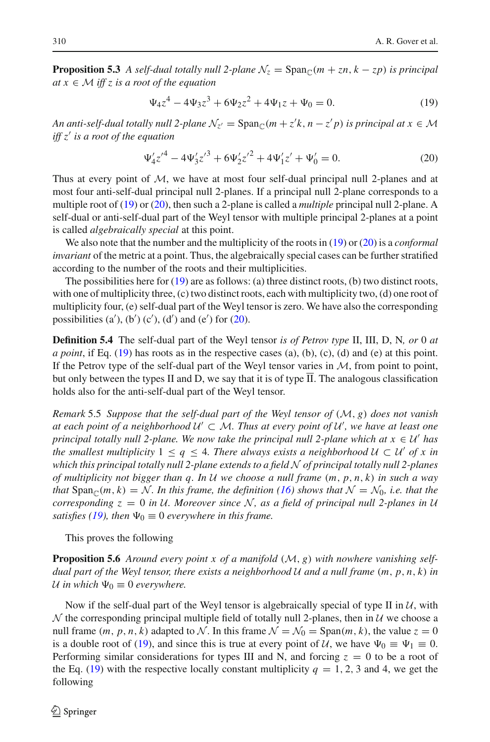**Proposition 5.3** *A self-dual totally null 2-plane $\mathcal{N}_z = \mathrm{Span}_{\mathbb{C}}(m + zn, k - zp)$ is principal at $x \in \mathcal{M}$ iff $z$ is a root of the equation*

$$\Psi_4 z^4 - 4\Psi_3 z^3 + 6\Psi_2 z^2 + 4\Psi_1 z + \Psi_0 = 0. \tag{19}$$

*An anti-self-dual totally null 2-plane $\mathcal{N}_{z'} = \mathrm{Span}_{\mathbb{C}}(m + z'k, n - z'p)$ is principal at $x \in \mathcal{M}$ iff $z'$ is a root of the equation*

$$\Psi'_4 z'^4 - 4\Psi'_3 z'^3 + 6\Psi'_2 z'^2 + 4\Psi'_1 z' + \Psi'_0 = 0. \tag{20}$$

Thus at every point of $\mathcal{M}$, we have at most four self-dual principal null 2-planes and at most four anti-self-dual principal null 2-planes. If a principal null 2-plane corresponds to a multiple root of (19) or (20), then such a 2-plane is called a *multiple* principal null 2-plane. A self-dual or anti-self-dual part of the Weyl tensor with multiple principal 2-planes at a point is called *algebraically special* at this point.

We also note that the number and the multiplicity of the roots in (19) or (20) is a *conformal invariant* of the metric at a point. Thus, the algebraically special cases can be further stratified according to the number of the roots and their multiplicities.

The possibilities here for (19) are as follows: (a) three distinct roots, (b) two distinct roots, with one of multiplicity three, (c) two distinct roots, each with multiplicity two, (d) one root of multiplicity four, (e) self-dual part of the Weyl tensor is zero. We have also the corresponding possibilities (a$'$), (b$'$) (c$'$), (d$'$) and (e$'$) for (20).

**Definition 5.4** The self-dual part of the Weyl tensor *is of Petrov type* II, III, D, N*, or* 0 *at a point*, if Eq. (19) has roots as in the respective cases (a), (b), (c), (d) and (e) at this point. If the Petrov type of the self-dual part of the Weyl tensor varies in $\mathcal{M}$, from point to point, but only between the types II and D, we say that it is of type $\overline{\mathrm{II}}$. The analogous classification holds also for the anti-self-dual part of the Weyl tensor.

*Remark* 5.5 *Suppose that the self-dual part of the Weyl tensor of $(\mathcal{M}, g)$ does not vanish at each point of a neighborhood $\mathcal{U}' \subset \mathcal{M}$. Thus at every point of $\mathcal{U}'$, we have at least one principal totally null 2-plane. We now take the principal null 2-plane which at $x \in \mathcal{U}'$ has the smallest multiplicity $1 \leq q \leq 4$. There always exists a neighborhood $\mathcal{U} \subset \mathcal{U}'$ of $x$ in which this principal totally null 2-plane extends to a field $\mathcal{N}$ of principal totally null 2-planes of multiplicity not bigger than $q$. In $\mathcal{U}$ we choose a null frame $(m, p, n, k)$ in such a way that $\mathrm{Span}_{\mathbb{C}}(m, k) = \mathcal{N}$. In this frame, the definition (16) shows that $\mathcal{N} = \mathcal{N}_0$, i.e. that the corresponding $z = 0$ in $\mathcal{U}$. Moreover since $\mathcal{N}$, as a field of principal null 2-planes in $\mathcal{U}$ satisfies (19), then $\Psi_0 \equiv 0$ everywhere in this frame.*

This proves the following

**Proposition 5.6** *Around every point $x$ of a manifold $(\mathcal{M}, g)$ with nowhere vanishing self-dual part of the Weyl tensor, there exists a neighborhood $\mathcal{U}$ and a null frame $(m, p, n, k)$ in $\mathcal{U}$ in which $\Psi_0 \equiv 0$ everywhere.*

Now if the self-dual part of the Weyl tensor is algebraically special of type II in $\mathcal{U}$, with $\mathcal{N}$ the corresponding principal multiple field of totally null 2-planes, then in $\mathcal{U}$ we choose a null frame $(m, p, n, k)$ adapted to $\mathcal{N}$. In this frame $\mathcal{N} = \mathcal{N}_0 = \mathrm{Span}(m, k)$, the value $z = 0$ is a double root of (19), and since this is true at every point of $\mathcal{U}$, we have $\Psi_0 \equiv \Psi_1 \equiv 0$. Performing similar considerations for types III and N, and forcing $z = 0$ to be a root of the Eq. (19) with the respective locally constant multiplicity $q = 1, 2, 3$ and 4, we get the following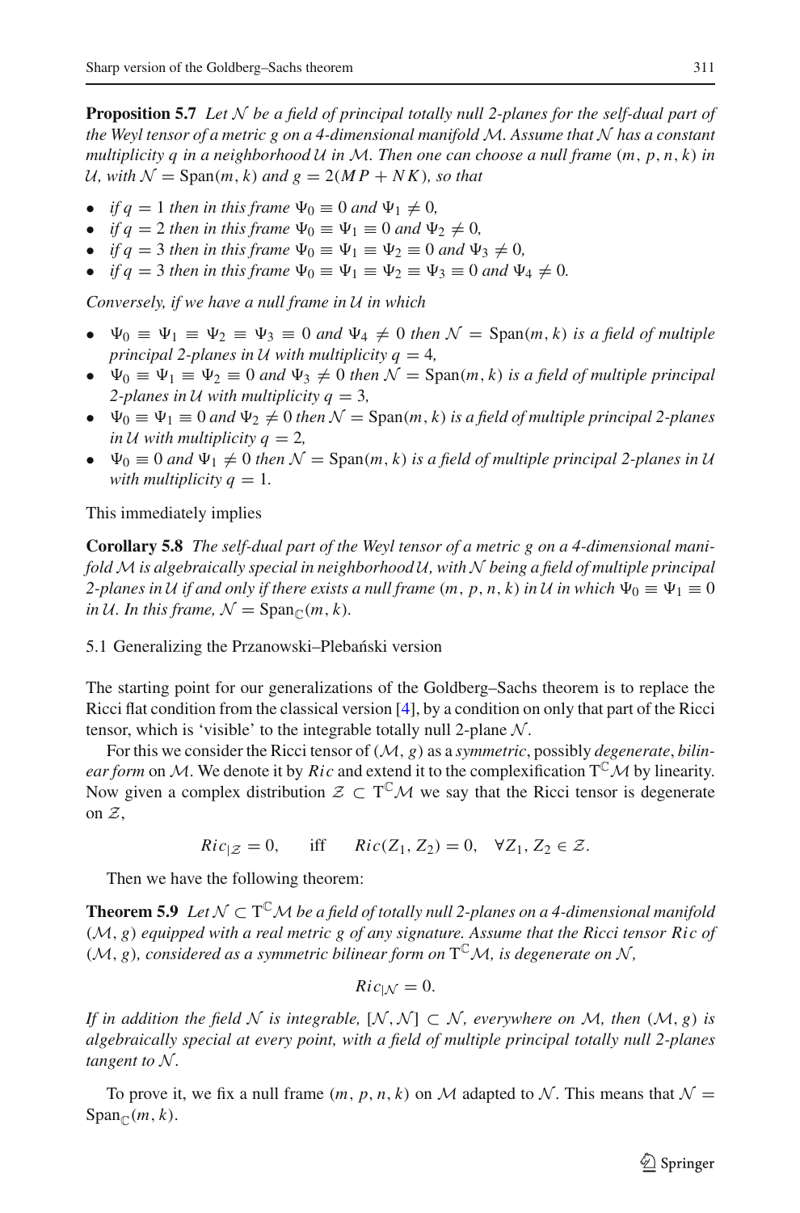**Proposition 5.7** *Let $\mathcal{N}$ be a field of principal totally null 2-planes for the self-dual part of the Weyl tensor of a metric $g$ on a 4-dimensional manifold $\mathcal{M}$. Assume that $\mathcal{N}$ has a constant multiplicity $q$ in a neighborhood $\mathcal{U}$ in $\mathcal{M}$. Then one can choose a null frame $(m, p, n, k)$ in $\mathcal{U}$, with $\mathcal{N} = \mathrm{Span}(m, k)$ and $g = 2(MP + NK)$, so that*

- *if $q = 1$ then in this frame $\Psi_0 \equiv 0$ and $\Psi_1 \neq 0$,*
- *if $q = 2$ then in this frame $\Psi_0 \equiv \Psi_1 \equiv 0$ and $\Psi_2 \neq 0$,*
- *if $q = 3$ then in this frame $\Psi_0 \equiv \Psi_1 \equiv \Psi_2 \equiv 0$ and $\Psi_3 \neq 0$,*
- *if $q = 3$ then in this frame $\Psi_0 \equiv \Psi_1 \equiv \Psi_2 \equiv \Psi_3 \equiv 0$ and $\Psi_4 \neq 0$.*

*Conversely, if we have a null frame in $\mathcal{U}$ in which*

- *$\Psi_0 \equiv \Psi_1 \equiv \Psi_2 \equiv \Psi_3 \equiv 0$ and $\Psi_4 \neq 0$ then $\mathcal{N} = \mathrm{Span}(m, k)$ is a field of multiple principal 2-planes in $\mathcal{U}$ with multiplicity $q = 4$,*
- *$\Psi_0 \equiv \Psi_1 \equiv \Psi_2 \equiv 0$ and $\Psi_3 \neq 0$ then $\mathcal{N} = \mathrm{Span}(m, k)$ is a field of multiple principal 2-planes in $\mathcal{U}$ with multiplicity $q = 3$,*
- *$\Psi_0 \equiv \Psi_1 \equiv 0$ and $\Psi_2 \neq 0$ then $\mathcal{N} = \mathrm{Span}(m, k)$ is a field of multiple principal 2-planes in $\mathcal{U}$ with multiplicity $q = 2$,*
- *$\Psi_0 \equiv 0$ and $\Psi_1 \neq 0$ then $\mathcal{N} = \mathrm{Span}(m, k)$ is a field of multiple principal 2-planes in $\mathcal{U}$ with multiplicity $q = 1$.*

This immediately implies

**Corollary 5.8** *The self-dual part of the Weyl tensor of a metric $g$ on a 4-dimensional manifold $\mathcal{M}$ is algebraically special in neighborhood $\mathcal{U}$, with $\mathcal{N}$ being a field of multiple principal 2-planes in $\mathcal{U}$ if and only if there exists a null frame $(m, p, n, k)$ in $\mathcal{U}$ in which $\Psi_0 \equiv \Psi_1 \equiv 0$ in $\mathcal{U}$. In this frame, $\mathcal{N} = \mathrm{Span}_{\mathbb{C}}(m, k)$.*

### 5.1 Generalizing the Przanowski–Plebański version

The starting point for our generalizations of the Goldberg–Sachs theorem is to replace the Ricci flat condition from the classical version [4], by a condition on only that part of the Ricci tensor, which is 'visible' to the integrable totally null 2-plane $\mathcal{N}$.

For this we consider the Ricci tensor of $(\mathcal{M}, g)$ as a *symmetric*, possibly *degenerate*, *bilinear form* on $\mathcal{M}$. We denote it by $Ric$ and extend it to the complexification $\mathrm{T}^{\mathbb{C}}\mathcal{M}$ by linearity. Now given a complex distribution $\mathcal{Z} \subset \mathrm{T}^{\mathbb{C}}\mathcal{M}$ we say that the Ricci tensor is degenerate on $\mathcal{Z}$,

$$Ric_{|\mathcal{Z}} = 0, \qquad \text{iff} \qquad Ric(Z_1, Z_2) = 0, \quad \forall Z_1, Z_2 \in \mathcal{Z}.$$

Then we have the following theorem:

**Theorem 5.9** *Let $\mathcal{N} \subset \mathrm{T}^{\mathbb{C}}\mathcal{M}$ be a field of totally null 2-planes on a 4-dimensional manifold $(\mathcal{M}, g)$ equipped with a real metric $g$ of any signature. Assume that the Ricci tensor $Ric$ of $(\mathcal{M}, g)$, considered as a symmetric bilinear form on $\mathrm{T}^{\mathbb{C}}\mathcal{M}$, is degenerate on $\mathcal{N}$,*

$$Ric_{|\mathcal{N}} = 0.$$

*If in addition the field $\mathcal{N}$ is integrable, $[\mathcal{N}, \mathcal{N}] \subset \mathcal{N}$, everywhere on $\mathcal{M}$, then $(\mathcal{M}, g)$ is algebraically special at every point, with a field of multiple principal totally null 2-planes tangent to $\mathcal{N}$.*

To prove it, we fix a null frame $(m, p, n, k)$ on $\mathcal{M}$ adapted to $\mathcal{N}$. This means that $\mathcal{N} = \mathrm{Span}_{\mathbb{C}}(m, k)$.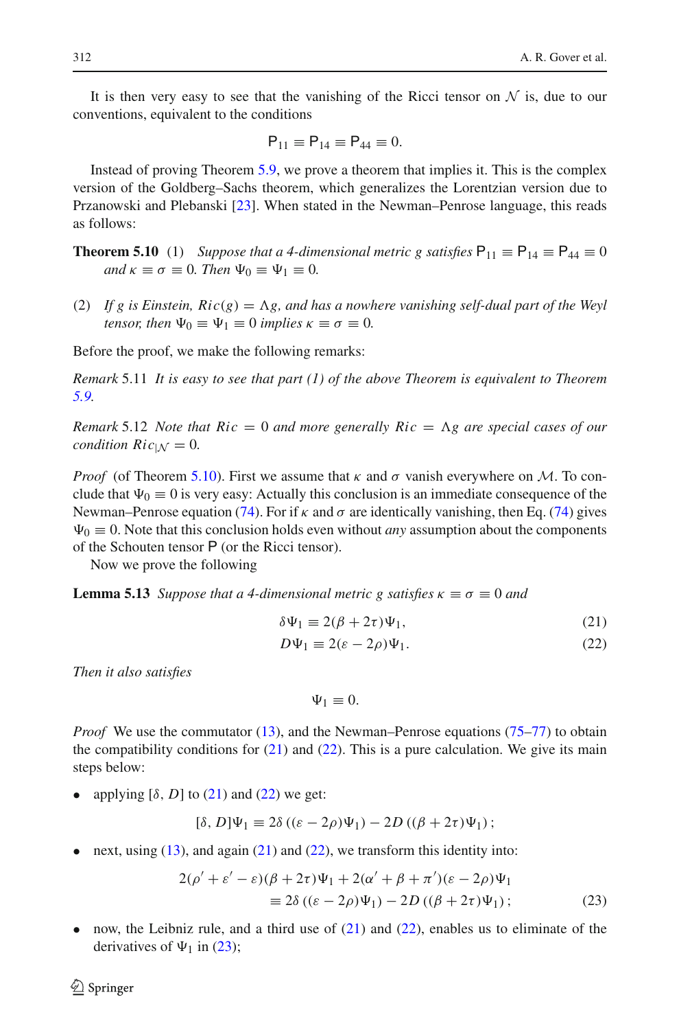It is then very easy to see that the vanishing of the Ricci tensor on $\mathcal{N}$ is, due to our conventions, equivalent to the conditions

$$\mathsf{P}_{11} \equiv \mathsf{P}_{14} \equiv \mathsf{P}_{44} \equiv 0.$$

Instead of proving Theorem 5.9, we prove a theorem that implies it. This is the complex version of the Goldberg–Sachs theorem, which generalizes the Lorentzian version due to Przanowski and Plebanski [23]. When stated in the Newman–Penrose language, this reads as follows:

**Theorem 5.10** (1) *Suppose that a 4-dimensional metric $g$ satisfies $\mathsf{P}_{11} \equiv \mathsf{P}_{14} \equiv \mathsf{P}_{44} \equiv 0$ and $\kappa \equiv \sigma \equiv 0$. Then $\Psi_0 \equiv \Psi_1 \equiv 0$.*

(2) *If $g$ is Einstein, $Ric(g) = \Lambda g$, and has a nowhere vanishing self-dual part of the Weyl tensor, then $\Psi_0 \equiv \Psi_1 \equiv 0$ implies $\kappa \equiv \sigma \equiv 0$.*

Before the proof, we make the following remarks:

*Remark* 5.11 *It is easy to see that part (1) of the above Theorem is equivalent to Theorem 5.9.*

*Remark* 5.12 *Note that $Ric = 0$ and more generally $Ric = \Lambda g$ are special cases of our condition $Ric_{|\mathcal{N}} = 0$.*

*Proof* (of Theorem 5.10). First we assume that $\kappa$ and $\sigma$ vanish everywhere on $\mathcal{M}$. To conclude that $\Psi_0 \equiv 0$ is very easy: Actually this conclusion is an immediate consequence of the Newman–Penrose equation (74). For if $\kappa$ and $\sigma$ are identically vanishing, then Eq. (74) gives $\Psi_0 \equiv 0$. Note that this conclusion holds even without *any* assumption about the components of the Schouten tensor $\mathsf{P}$ (or the Ricci tensor).

Now we prove the following

**Lemma 5.13** *Suppose that a 4-dimensional metric $g$ satisfies $\kappa \equiv \sigma \equiv 0$ and*

$$\delta\Psi_1 \equiv 2(\beta + 2\tau)\Psi_1, \tag{21}$$

$$D\Psi_1 \equiv 2(\varepsilon - 2\rho)\Psi_1. \tag{22}$$

*Then it also satisfies*

$$\Psi_1 \equiv 0.$$

*Proof* We use the commutator (13), and the Newman–Penrose equations (75–77) to obtain the compatibility conditions for (21) and (22). This is a pure calculation. We give its main steps below:

- applying $[\delta, D]$ to (21) and (22) we get:

$$[\delta, D]\Psi_1 \equiv 2\delta\left((\varepsilon - 2\rho)\Psi_1\right) - 2D\left((\beta + 2\tau)\Psi_1\right);$$

- next, using (13), and again (21) and (22), we transform this identity into:

$$2(\rho' + \varepsilon' - \varepsilon)(\beta + 2\tau)\Psi_1 + 2(\alpha' + \beta + \pi')(\varepsilon - 2\rho)\Psi_1 \\ \equiv 2\delta\left((\varepsilon - 2\rho)\Psi_1\right) - 2D\left((\beta + 2\tau)\Psi_1\right); \tag{23}$$

- now, the Leibniz rule, and a third use of (21) and (22), enables us to eliminate of the derivatives of $\Psi_1$ in (23);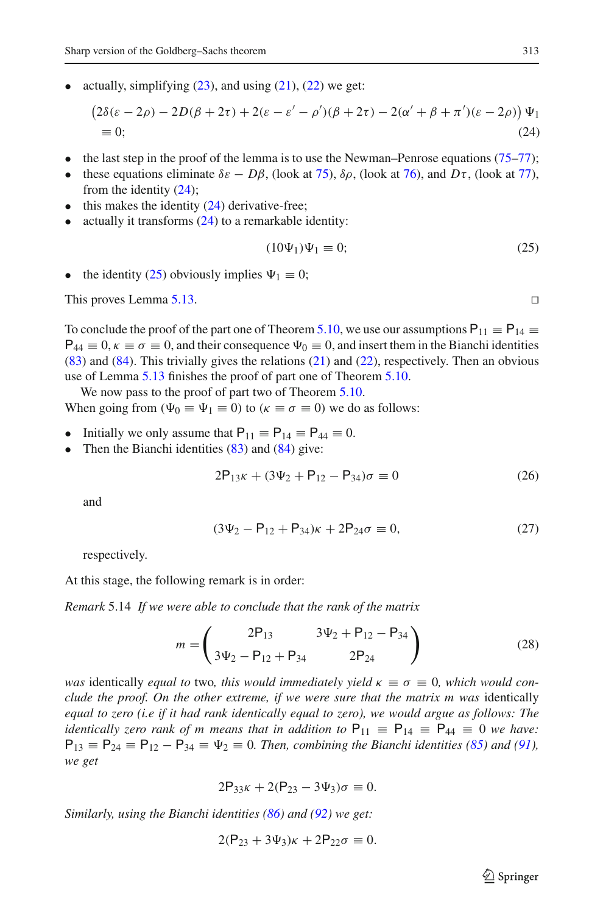- actually, simplifying (23), and using (21), (22) we get:

$$\big(2\delta(\varepsilon - 2\rho) - 2D(\beta + 2\tau) + 2(\varepsilon - \varepsilon' - \rho')(\beta + 2\tau) - 2(\alpha' + \beta + \pi')(\varepsilon - 2\rho)\big)\,\Psi_1 \equiv 0; \tag{24}$$

- the last step in the proof of the lemma is to use the Newman–Penrose equations (75–77);
- these equations eliminate $\delta\varepsilon - D\beta$, (look at 75), $\delta\rho$, (look at 76), and $D\tau$, (look at 77), from the identity (24);
- this makes the identity (24) derivative-free;
- actually it transforms (24) to a remarkable identity:

$$(10\Psi_1)\Psi_1 \equiv 0; \tag{25}$$

- the identity (25) obviously implies $\Psi_1 \equiv 0$;

This proves Lemma 5.13. □

To conclude the proof of the part one of Theorem 5.10, we use our assumptions $\mathsf{P}_{11} \equiv \mathsf{P}_{14} \equiv \mathsf{P}_{44} \equiv 0, \kappa \equiv \sigma \equiv 0$, and their consequence $\Psi_0 \equiv 0$, and insert them in the Bianchi identities (83) and (84). This trivially gives the relations (21) and (22), respectively. Then an obvious use of Lemma 5.13 finishes the proof of part one of Theorem 5.10.

We now pass to the proof of part two of Theorem 5.10.

When going from ($\Psi_0 \equiv \Psi_1 \equiv 0$) to ($\kappa \equiv \sigma \equiv 0$) we do as follows:

- Initially we only assume that $\mathsf{P}_{11} \equiv \mathsf{P}_{14} \equiv \mathsf{P}_{44} \equiv 0$.
- Then the Bianchi identities (83) and (84) give:

$$2\mathsf{P}_{13}\kappa + (3\Psi_2 + \mathsf{P}_{12} - \mathsf{P}_{34})\sigma \equiv 0 \tag{26}$$

and

$$(3\Psi_2 - \mathsf{P}_{12} + \mathsf{P}_{34})\kappa + 2\mathsf{P}_{24}\sigma \equiv 0, \tag{27}$$

respectively.

At this stage, the following remark is in order:

*Remark* 5.14 *If we were able to conclude that the rank of the matrix*

$$m = \begin{pmatrix} 2\mathsf{P}_{13} & 3\Psi_2 + \mathsf{P}_{12} - \mathsf{P}_{34} \\ 3\Psi_2 - \mathsf{P}_{12} + \mathsf{P}_{34} & 2\mathsf{P}_{24} \end{pmatrix} \tag{28}$$

*was* identically *equal to* two, *this would immediately yield $\kappa \equiv \sigma \equiv 0$, which would conclude the proof. On the other extreme, if we were sure that the matrix $m$ was* identically *equal to zero (i.e if it had rank identically equal to zero), we would argue as follows: The identically zero rank of $m$ means that in addition to $\mathsf{P}_{11} \equiv \mathsf{P}_{14} \equiv \mathsf{P}_{44} \equiv 0$ we have: $\mathsf{P}_{13} \equiv \mathsf{P}_{24} \equiv \mathsf{P}_{12} - \mathsf{P}_{34} \equiv \Psi_2 \equiv 0$. Then, combining the Bianchi identities (85) and (91), we get*

$$2\mathsf{P}_{33}\kappa + 2(\mathsf{P}_{23} - 3\Psi_3)\sigma \equiv 0.$$

*Similarly, using the Bianchi identities (86) and (92) we get:*

$$2(\mathsf{P}_{23} + 3\Psi_3)\kappa + 2\mathsf{P}_{22}\sigma \equiv 0.$$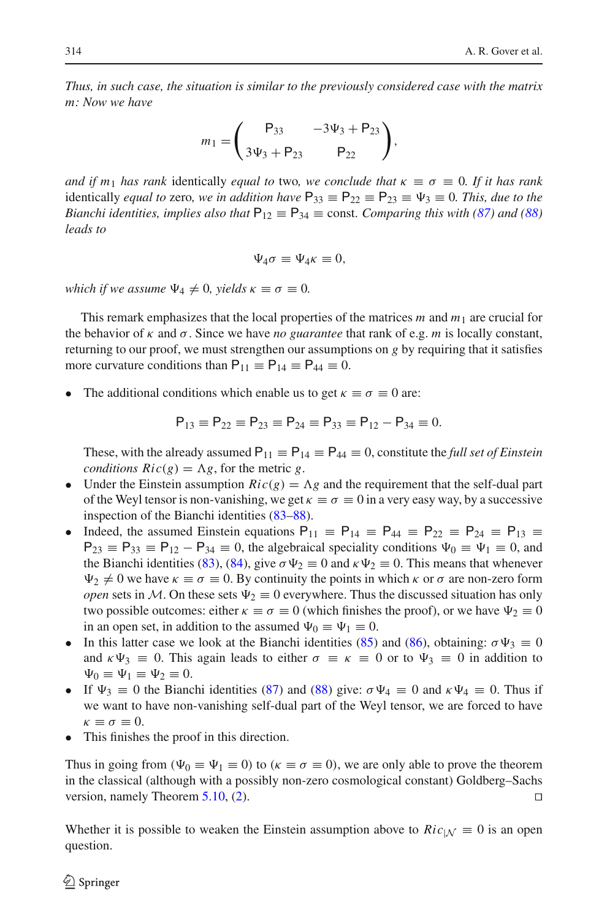*Thus, in such case, the situation is similar to the previously considered case with the matrix m: Now we have*

$$m_1 = \begin{pmatrix} \mathsf{P}_{33} & -3\Psi_3 + \mathsf{P}_{23} \\ 3\Psi_3 + \mathsf{P}_{23} & \mathsf{P}_{22} \end{pmatrix},$$

*and if* $m_1$ *has rank* identically *equal to* two*, we conclude that* $\kappa \equiv \sigma \equiv 0$*. If it has rank* identically *equal to* zero*, we in addition have* $\mathsf{P}_{33} \equiv \mathsf{P}_{22} \equiv \mathsf{P}_{23} \equiv \Psi_3 \equiv 0$*. This, due to the Bianchi identities, implies also that* $\mathsf{P}_{12} \equiv \mathsf{P}_{34} \equiv \text{const}$*. Comparing this with (87) and (88) leads to*

$$\Psi_4\sigma \equiv \Psi_4\kappa \equiv 0,$$

*which if we assume* $\Psi_4 \neq 0$*, yields* $\kappa \equiv \sigma \equiv 0$*.*

This remark emphasizes that the local properties of the matrices $m$ and $m_1$ are crucial for the behavior of $\kappa$ and $\sigma$. Since we have *no guarantee* that rank of e.g. $m$ is locally constant, returning to our proof, we must strengthen our assumptions on $g$ by requiring that it satisfies more curvature conditions than $\mathsf{P}_{11} \equiv \mathsf{P}_{14} \equiv \mathsf{P}_{44} \equiv 0$.

- The additional conditions which enable us to get $\kappa \equiv \sigma \equiv 0$ are:

  $$\mathsf{P}_{13} \equiv \mathsf{P}_{22} \equiv \mathsf{P}_{23} \equiv \mathsf{P}_{24} \equiv \mathsf{P}_{33} \equiv \mathsf{P}_{12} - \mathsf{P}_{34} \equiv 0.$$

  These, with the already assumed $\mathsf{P}_{11} \equiv \mathsf{P}_{14} \equiv \mathsf{P}_{44} \equiv 0$, constitute the *full set of Einstein conditions* $Ric(g) = \Lambda g$, for the metric $g$.
- Under the Einstein assumption $Ric(g) = \Lambda g$ and the requirement that the self-dual part of the Weyl tensor is non-vanishing, we get $\kappa \equiv \sigma \equiv 0$ in a very easy way, by a successive inspection of the Bianchi identities (83–88).
- Indeed, the assumed Einstein equations $\mathsf{P}_{11} \equiv \mathsf{P}_{14} \equiv \mathsf{P}_{44} \equiv \mathsf{P}_{22} \equiv \mathsf{P}_{24} \equiv \mathsf{P}_{13} \equiv \mathsf{P}_{23} \equiv \mathsf{P}_{33} \equiv \mathsf{P}_{12} - \mathsf{P}_{34} \equiv 0$, the algebraical speciality conditions $\Psi_0 \equiv \Psi_1 \equiv 0$, and the Bianchi identities (83), (84), give $\sigma\Psi_2 \equiv 0$ and $\kappa\Psi_2 \equiv 0$. This means that whenever $\Psi_2 \neq 0$ we have $\kappa \equiv \sigma \equiv 0$. By continuity the points in which $\kappa$ or $\sigma$ are non-zero form *open* sets in $\mathcal{M}$. On these sets $\Psi_2 \equiv 0$ everywhere. Thus the discussed situation has only two possible outcomes: either $\kappa \equiv \sigma \equiv 0$ (which finishes the proof), or we have $\Psi_2 \equiv 0$ in an open set, in addition to the assumed $\Psi_0 \equiv \Psi_1 \equiv 0$.
- In this latter case we look at the Bianchi identities (85) and (86), obtaining: $\sigma\Psi_3 \equiv 0$ and $\kappa\Psi_3 \equiv 0$. This again leads to either $\sigma \equiv \kappa \equiv 0$ or to $\Psi_3 \equiv 0$ in addition to $\Psi_0 \equiv \Psi_1 \equiv \Psi_2 \equiv 0$.
- If $\Psi_3 \equiv 0$ the Bianchi identities (87) and (88) give: $\sigma\Psi_4 \equiv 0$ and $\kappa\Psi_4 \equiv 0$. Thus if we want to have non-vanishing self-dual part of the Weyl tensor, we are forced to have $\kappa \equiv \sigma \equiv 0$.
- This finishes the proof in this direction.

Thus in going from ($\Psi_0 \equiv \Psi_1 \equiv 0$) to ($\kappa \equiv \sigma \equiv 0$), we are only able to prove the theorem in the classical (although with a possibly non-zero cosmological constant) Goldberg–Sachs version, namely Theorem 5.10, (2). □

Whether it is possible to weaken the Einstein assumption above to $Ric_{|\mathcal{N}} \equiv 0$ is an open question.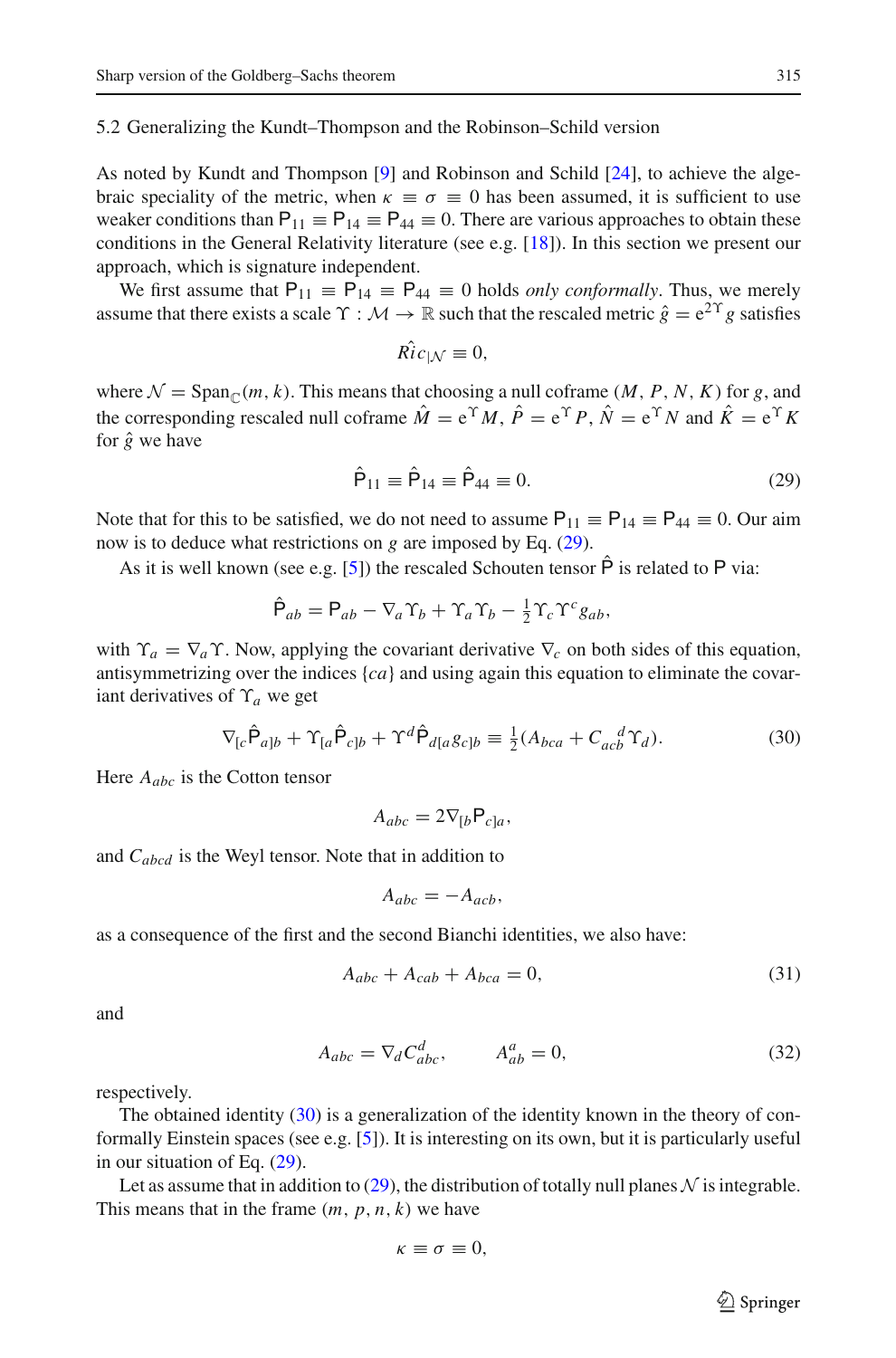### 5.2 Generalizing the Kundt–Thompson and the Robinson–Schild version

As noted by Kundt and Thompson [9] and Robinson and Schild [24], to achieve the algebraic speciality of the metric, when $\kappa \equiv \sigma \equiv 0$ has been assumed, it is sufficient to use weaker conditions than $\mathsf{P}_{11} \equiv \mathsf{P}_{14} \equiv \mathsf{P}_{44} \equiv 0$. There are various approaches to obtain these conditions in the General Relativity literature (see e.g. [18]). In this section we present our approach, which is signature independent.

We first assume that $\mathsf{P}_{11} \equiv \mathsf{P}_{14} \equiv \mathsf{P}_{44} \equiv 0$ holds *only conformally*. Thus, we merely assume that there exists a scale $\Upsilon : \mathcal{M} \to \mathbb{R}$ such that the rescaled metric $\hat{g} = \mathrm{e}^{2\Upsilon} g$ satisfies

$$\hat{Ric}_{|\mathcal{N}} \equiv 0,$$

where $\mathcal{N} = \mathrm{Span}_{\mathbb{C}}(m, k)$. This means that choosing a null coframe $(M, P, N, K)$ for $g$, and the corresponding rescaled null coframe $\hat{M} = \mathrm{e}^{\Upsilon} M$, $\hat{P} = \mathrm{e}^{\Upsilon} P$, $\hat{N} = \mathrm{e}^{\Upsilon} N$ and $\hat{K} = \mathrm{e}^{\Upsilon} K$ for $\hat{g}$ we have

$$\hat{\mathsf{P}}_{11} \equiv \hat{\mathsf{P}}_{14} \equiv \hat{\mathsf{P}}_{44} \equiv 0. \tag{29}$$

Note that for this to be satisfied, we do not need to assume $\mathsf{P}_{11} \equiv \mathsf{P}_{14} \equiv \mathsf{P}_{44} \equiv 0$. Our aim now is to deduce what restrictions on $g$ are imposed by Eq. (29).

As it is well known (see e.g. [5]) the rescaled Schouten tensor $\hat{\mathsf{P}}$ is related to $\mathsf{P}$ via:

$$\hat{\mathsf{P}}_{ab} = \mathsf{P}_{ab} - \nabla_a \Upsilon_b + \Upsilon_a \Upsilon_b - \tfrac{1}{2}\Upsilon_c \Upsilon^c g_{ab},$$

with $\Upsilon_a = \nabla_a \Upsilon$. Now, applying the covariant derivative $\nabla_c$ on both sides of this equation, antisymmetrizing over the indices $\{ca\}$ and using again this equation to eliminate the covariant derivatives of $\Upsilon_a$ we get

$$\nabla_{[c}\hat{\mathsf{P}}_{a]b} + \Upsilon_{[a}\hat{\mathsf{P}}_{c]b} + \Upsilon^d \hat{\mathsf{P}}_{d[a} g_{c]b} \equiv \tfrac{1}{2}(A_{bca} + C_{acb}{}^{d}\Upsilon_d). \tag{30}$$

Here $A_{abc}$ is the Cotton tensor

$$A_{abc} = 2\nabla_{[b}\mathsf{P}_{c]a},$$

and $C_{abcd}$ is the Weyl tensor. Note that in addition to

$$A_{abc} = -A_{acb},$$

as a consequence of the first and the second Bianchi identities, we also have:

$$A_{abc} + A_{cab} + A_{bca} = 0, \tag{31}$$

and

$$A_{abc} = \nabla_d C^d_{\ abc}, \qquad A^a_{\ ab} = 0, \tag{32}$$

respectively.

The obtained identity (30) is a generalization of the identity known in the theory of conformally Einstein spaces (see e.g. [5]). It is interesting on its own, but it is particularly useful in our situation of Eq. (29).

Let as assume that in addition to (29), the distribution of totally null planes $\mathcal{N}$ is integrable. This means that in the frame $(m, p, n, k)$ we have

$$\kappa \equiv \sigma \equiv 0,$$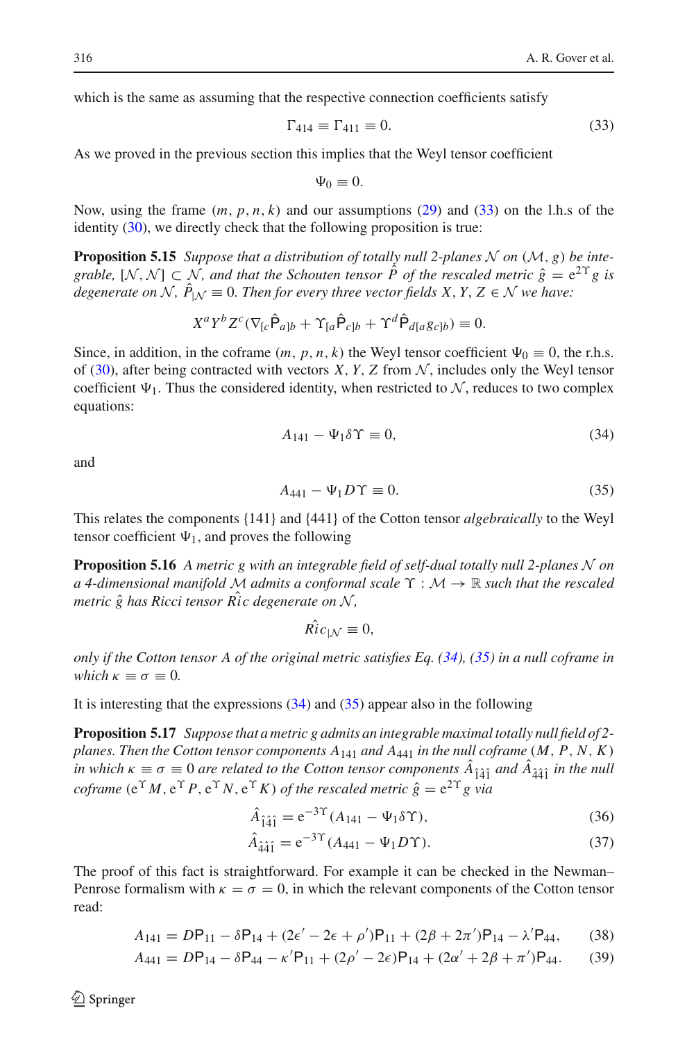which is the same as assuming that the respective connection coefficients satisfy

$$\Gamma_{414} \equiv \Gamma_{411} \equiv 0. \tag{33}$$

As we proved in the previous section this implies that the Weyl tensor coefficient

$$\Psi_0 \equiv 0.$$

Now, using the frame $(m, p, n, k)$ and our assumptions (29) and (33) on the l.h.s of the identity (30), we directly check that the following proposition is true:

**Proposition 5.15** *Suppose that a distribution of totally null 2-planes $\mathcal{N}$ on $(\mathcal{M}, g)$ be integrable, $[\mathcal{N}, \mathcal{N}] \subset \mathcal{N}$, and that the Schouten tensor $\hat{P}$ of the rescaled metric $\hat{g} = e^{2\Upsilon} g$ is degenerate on $\mathcal{N}$, $\hat{P}_{|\mathcal{N}} \equiv 0$. Then for every three vector fields $X, Y, Z \in \mathcal{N}$ we have:*

$$X^a Y^b Z^c (\nabla_{[c}\hat{\mathsf{P}}_{a]b} + \Upsilon_{[a}\hat{\mathsf{P}}_{c]b} + \Upsilon^d \hat{\mathsf{P}}_{d[a}g_{c]b}) \equiv 0.$$

Since, in addition, in the coframe $(m, p, n, k)$ the Weyl tensor coefficient $\Psi_0 \equiv 0$, the r.h.s. of (30), after being contracted with vectors $X, Y, Z$ from $\mathcal{N}$, includes only the Weyl tensor coefficient $\Psi_1$. Thus the considered identity, when restricted to $\mathcal{N}$, reduces to two complex equations:

$$A_{141} - \Psi_1 \delta\Upsilon \equiv 0, \tag{34}$$

and

$$A_{441} - \Psi_1 D\Upsilon \equiv 0. \tag{35}$$

This relates the components $\{141\}$ and $\{441\}$ of the Cotton tensor *algebraically* to the Weyl tensor coefficient $\Psi_1$, and proves the following

**Proposition 5.16** *A metric $g$ with an integrable field of self-dual totally null 2-planes $\mathcal{N}$ on a 4-dimensional manifold $\mathcal{M}$ admits a conformal scale $\Upsilon : \mathcal{M} \to \mathbb{R}$ such that the rescaled metric $\hat{g}$ has Ricci tensor $\hat{Ric}$ degenerate on $\mathcal{N}$,*

$$\hat{Ric}_{|\mathcal{N}} \equiv 0,$$

*only if the Cotton tensor $A$ of the original metric satisfies Eq. (34), (35) in a null coframe in which $\kappa \equiv \sigma \equiv 0$.*

It is interesting that the expressions (34) and (35) appear also in the following

**Proposition 5.17** *Suppose that a metric $g$ admits an integrable maximal totally null field of 2-planes. Then the Cotton tensor components $A_{141}$ and $A_{441}$ in the null coframe $(M, P, N, K)$ in which $\kappa \equiv \sigma \equiv 0$ are related to the Cotton tensor components $\hat{A}_{\hat{1}\hat{4}\hat{1}}$ and $\hat{A}_{\hat{4}\hat{4}\hat{1}}$ in the null coframe $(e^{\Upsilon}M, e^{\Upsilon}P, e^{\Upsilon}N, e^{\Upsilon}K)$ of the rescaled metric $\hat{g} = e^{2\Upsilon}g$ via*

$$\hat{A}_{\hat{1}\hat{4}\hat{1}} = e^{-3\Upsilon}(A_{141} - \Psi_1\delta\Upsilon), \tag{36}$$

$$\hat{A}_{\hat{4}\hat{4}\hat{1}} = e^{-3\Upsilon}(A_{441} - \Psi_1 D\Upsilon). \tag{37}$$

The proof of this fact is straightforward. For example it can be checked in the Newman–Penrose formalism with $\kappa = \sigma = 0$, in which the relevant components of the Cotton tensor read:

$$A_{141} = D\mathsf{P}_{11} - \delta\mathsf{P}_{14} + (2\epsilon' - 2\epsilon + \rho')\mathsf{P}_{11} + (2\beta + 2\pi')\mathsf{P}_{14} - \lambda'\mathsf{P}_{44}, \tag{38}$$

$$A_{441} = D\mathsf{P}_{14} - \delta\mathsf{P}_{44} - \kappa'\mathsf{P}_{11} + (2\rho' - 2\epsilon)\mathsf{P}_{14} + (2\alpha' + 2\beta + \pi')\mathsf{P}_{44}. \tag{39}$$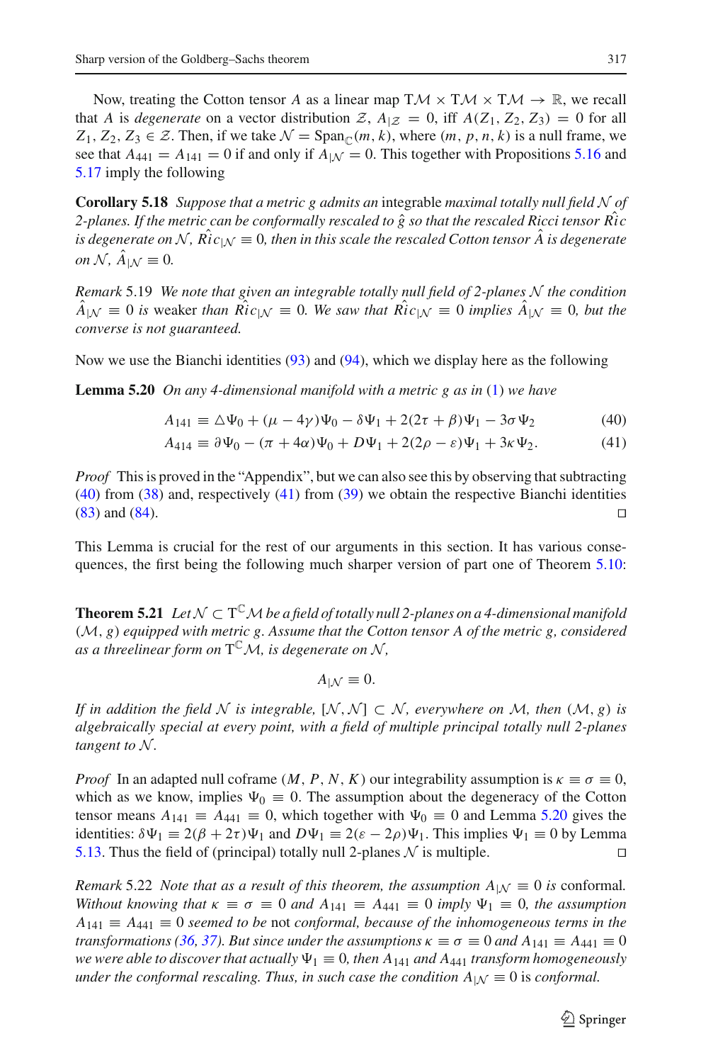Now, treating the Cotton tensor $A$ as a linear map $\mathrm{T}\mathcal{M} \times \mathrm{T}\mathcal{M} \times \mathrm{T}\mathcal{M} \to \mathbb{R}$, we recall that $A$ is *degenerate* on a vector distribution $\mathcal{Z}$, $A_{|\mathcal{Z}} = 0$, iff $A(Z_1, Z_2, Z_3) = 0$ for all $Z_1, Z_2, Z_3 \in \mathcal{Z}$. Then, if we take $\mathcal{N} = \mathrm{Span}_{\mathbb{C}}(m, k)$, where $(m, p, n, k)$ is a null frame, we see that $A_{441} = A_{141} = 0$ if and only if $A_{|\mathcal{N}} = 0$. This together with Propositions 5.16 and 5.17 imply the following

**Corollary 5.18** *Suppose that a metric $g$ admits an* integrable *maximal totally null field $\mathcal{N}$ of 2-planes. If the metric can be conformally rescaled to $\hat{g}$ so that the rescaled Ricci tensor $\hat{Ric}$ is degenerate on $\mathcal{N}$, $\hat{Ric}_{|\mathcal{N}} \equiv 0$, then in this scale the rescaled Cotton tensor $\hat{A}$ is degenerate on $\mathcal{N}$, $\hat{A}_{|\mathcal{N}} \equiv 0$.*

*Remark* 5.19 *We note that given an integrable totally null field of 2-planes $\mathcal{N}$ the condition $\hat{A}_{|\mathcal{N}} \equiv 0$ is* weaker *than $\hat{Ric}_{|\mathcal{N}} \equiv 0$. We saw that $\hat{Ric}_{|\mathcal{N}} \equiv 0$ implies $\hat{A}_{|\mathcal{N}} \equiv 0$, but the converse is not guaranteed.*

Now we use the Bianchi identities (93) and (94), which we display here as the following

**Lemma 5.20** *On any 4-dimensional manifold with a metric $g$ as in (1) we have*

$$A_{141} \equiv \triangle\Psi_0 + (\mu - 4\gamma)\Psi_0 - \delta\Psi_1 + 2(2\tau + \beta)\Psi_1 - 3\sigma\Psi_2 \tag{40}$$

$$A_{414} \equiv \partial\Psi_0 - (\pi + 4\alpha)\Psi_0 + D\Psi_1 + 2(2\rho - \varepsilon)\Psi_1 + 3\kappa\Psi_2. \tag{41}$$

*Proof* This is proved in the "Appendix", but we can also see this by observing that subtracting (40) from (38) and, respectively (41) from (39) we obtain the respective Bianchi identities (83) and (84). □

This Lemma is crucial for the rest of our arguments in this section. It has various consequences, the first being the following much sharper version of part one of Theorem 5.10:

**Theorem 5.21** *Let $\mathcal{N} \subset \mathrm{T}^{\mathbb{C}}\mathcal{M}$ be a field of totally null 2-planes on a 4-dimensional manifold $(\mathcal{M}, g)$ equipped with metric $g$. Assume that the Cotton tensor $A$ of the metric $g$, considered as a threelinear form on $\mathrm{T}^{\mathbb{C}}\mathcal{M}$, is degenerate on $\mathcal{N}$,*

$$A_{|\mathcal{N}} \equiv 0.$$

*If in addition the field $\mathcal{N}$ is integrable, $[\mathcal{N}, \mathcal{N}] \subset \mathcal{N}$, everywhere on $\mathcal{M}$, then $(\mathcal{M}, g)$ is algebraically special at every point, with a field of multiple principal totally null 2-planes tangent to $\mathcal{N}$.*

*Proof* In an adapted null coframe $(M, P, N, K)$ our integrability assumption is $\kappa \equiv \sigma \equiv 0$, which as we know, implies $\Psi_0 \equiv 0$. The assumption about the degeneracy of the Cotton tensor means $A_{141} \equiv A_{441} \equiv 0$, which together with $\Psi_0 \equiv 0$ and Lemma 5.20 gives the identities: $\delta\Psi_1 \equiv 2(\beta + 2\tau)\Psi_1$ and $D\Psi_1 \equiv 2(\varepsilon - 2\rho)\Psi_1$. This implies $\Psi_1 \equiv 0$ by Lemma 5.13. Thus the field of (principal) totally null 2-planes $\mathcal{N}$ is multiple. □

*Remark* 5.22 *Note that as a result of this theorem, the assumption $A_{|\mathcal{N}} \equiv 0$ is* conformal. *Without knowing that $\kappa \equiv \sigma \equiv 0$ and $A_{141} \equiv A_{441} \equiv 0$ imply $\Psi_1 \equiv 0$, the assumption $A_{141} \equiv A_{441} \equiv 0$ seemed to be* not *conformal, because of the inhomogeneous terms in the transformations (36, 37). But since under the assumptions $\kappa \equiv \sigma \equiv 0$ and $A_{141} \equiv A_{441} \equiv 0$ we were able to discover that actually $\Psi_1 \equiv 0$, then $A_{141}$ and $A_{441}$ transform homogeneously under the conformal rescaling. Thus, in such case the condition $A_{|\mathcal{N}} \equiv 0$* is *conformal.*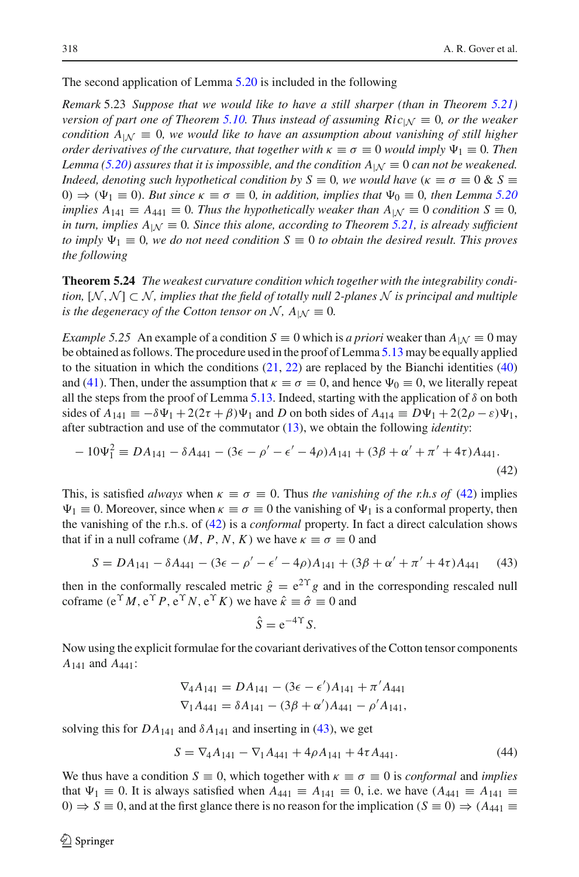The second application of Lemma 5.20 is included in the following

*Remark* 5.23 *Suppose that we would like to have a still sharper (than in Theorem 5.21) version of part one of Theorem 5.10. Thus instead of assuming $Ric_{|\mathcal{N}} \equiv 0$, or the weaker condition $A_{|\mathcal{N}} \equiv 0$, we would like to have an assumption about vanishing of still higher order derivatives of the curvature, that together with $\kappa \equiv \sigma \equiv 0$ would imply $\Psi_1 \equiv 0$. Then Lemma (5.20) assures that it is impossible, and the condition $A_{|\mathcal{N}} \equiv 0$ can not be weakened. Indeed, denoting such hypothetical condition by $S \equiv 0$, we would have $(\kappa \equiv \sigma \equiv 0 \;\&\; S \equiv 0) \Rightarrow (\Psi_1 \equiv 0)$. But since $\kappa \equiv \sigma \equiv 0$, in addition, implies that $\Psi_0 \equiv 0$, then Lemma 5.20 implies $A_{141} \equiv A_{441} \equiv 0$. Thus the hypothetically weaker than $A_{|\mathcal{N}} \equiv 0$ condition $S \equiv 0$, in turn, implies $A_{|\mathcal{N}} \equiv 0$. Since this alone, according to Theorem 5.21, is already sufficient to imply $\Psi_1 \equiv 0$, we do not need condition $S \equiv 0$ to obtain the desired result. This proves the following*

**Theorem 5.24** *The weakest curvature condition which together with the integrability condition, $[\mathcal{N}, \mathcal{N}] \subset \mathcal{N}$, implies that the field of totally null 2-planes $\mathcal{N}$ is principal and multiple is the degeneracy of the Cotton tensor on $\mathcal{N}$, $A_{|\mathcal{N}} \equiv 0$.*

*Example 5.25* An example of a condition $S \equiv 0$ which is *a priori* weaker than $A_{|\mathcal{N}} \equiv 0$ may be obtained as follows. The procedure used in the proof of Lemma 5.13 may be equally applied to the situation in which the conditions (21, 22) are replaced by the Bianchi identities (40) and (41). Then, under the assumption that $\kappa \equiv \sigma \equiv 0$, and hence $\Psi_0 \equiv 0$, we literally repeat all the steps from the proof of Lemma 5.13. Indeed, starting with the application of $\delta$ on both sides of $A_{141} \equiv -\delta\Psi_1 + 2(2\tau + \beta)\Psi_1$ and $D$ on both sides of $A_{414} \equiv D\Psi_1 + 2(2\rho - \varepsilon)\Psi_1$, after subtraction and use of the commutator (13), we obtain the following *identity*:

$$-10\Psi_1^2 \equiv DA_{141} - \delta A_{441} - (3\epsilon - \rho' - \epsilon' - 4\rho)A_{141} + (3\beta + \alpha' + \pi' + 4\tau)A_{441}. \tag{42}$$

This, is satisfied *always* when $\kappa \equiv \sigma \equiv 0$. Thus *the vanishing of the r.h.s of* (42) implies $\Psi_1 \equiv 0$. Moreover, since when $\kappa \equiv \sigma \equiv 0$ the vanishing of $\Psi_1$ is a conformal property, then the vanishing of the r.h.s. of (42) is a *conformal* property. In fact a direct calculation shows that if in a null coframe $(M, P, N, K)$ we have $\kappa \equiv \sigma \equiv 0$ and

$$S = DA_{141} - \delta A_{441} - (3\epsilon - \rho' - \epsilon' - 4\rho)A_{141} + (3\beta + \alpha' + \pi' + 4\tau)A_{441} \tag{43}$$

then in the conformally rescaled metric $\hat{g} = e^{2\Upsilon}g$ and in the corresponding rescaled null coframe $(e^{\Upsilon}M, e^{\Upsilon}P, e^{\Upsilon}N, e^{\Upsilon}K)$ we have $\hat{\kappa} \equiv \hat{\sigma} \equiv 0$ and

$$\hat{S} = e^{-4\Upsilon}S.$$

Now using the explicit formulae for the covariant derivatives of the Cotton tensor components $A_{141}$ and $A_{441}$:

$$\nabla_4 A_{141} = DA_{141} - (3\epsilon - \epsilon')A_{141} + \pi' A_{441}$$
$$\nabla_1 A_{441} = \delta A_{141} - (3\beta + \alpha')A_{441} - \rho' A_{141},$$

solving this for $DA_{141}$ and $\delta A_{141}$ and inserting in (43), we get

$$S = \nabla_4 A_{141} - \nabla_1 A_{441} + 4\rho A_{141} + 4\tau A_{441}. \tag{44}$$

We thus have a condition $S \equiv 0$, which together with $\kappa \equiv \sigma \equiv 0$ is *conformal* and *implies* that $\Psi_1 \equiv 0$. It is always satisfied when $A_{441} \equiv A_{141} \equiv 0$, i.e. we have $(A_{441} \equiv A_{141} \equiv 0) \Rightarrow S \equiv 0$, and at the first glance there is no reason for the implication $(S \equiv 0) \Rightarrow (A_{441} \equiv$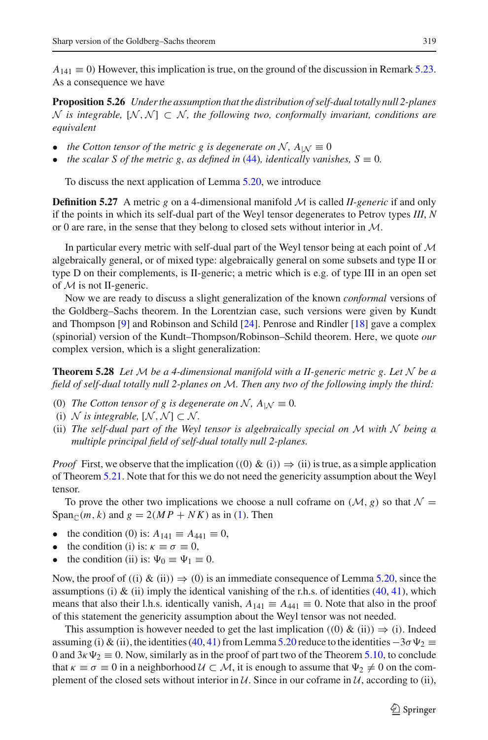$A_{141} \equiv 0$) However, this implication is true, on the ground of the discussion in Remark 5.23. As a consequence we have

**Proposition 5.26** *Under the assumption that the distribution of self-dual totally null 2-planes $\mathcal{N}$ is integrable, $[\mathcal{N}, \mathcal{N}] \subset \mathcal{N}$, the following two, conformally invariant, conditions are equivalent*

- *the Cotton tensor of the metric $g$ is degenerate on $\mathcal{N}$, $A_{|\mathcal{N}} \equiv 0$*
- *the scalar $S$ of the metric $g$, as defined in (44), identically vanishes, $S \equiv 0$.*

To discuss the next application of Lemma 5.20, we introduce

**Definition 5.27** A metric $g$ on a 4-dimensional manifold $\mathcal{M}$ is called *II-generic* if and only if the points in which its self-dual part of the Weyl tensor degenerates to Petrov types *III*, *N* or 0 are rare, in the sense that they belong to closed sets without interior in $\mathcal{M}$.

In particular every metric with self-dual part of the Weyl tensor being at each point of $\mathcal{M}$ algebraically general, or of mixed type: algebraically general on some subsets and type II or type D on their complements, is II-generic; a metric which is e.g. of type III in an open set of $\mathcal{M}$ is not II-generic.

Now we are ready to discuss a slight generalization of the known *conformal* versions of the Goldberg–Sachs theorem. In the Lorentzian case, such versions were given by Kundt and Thompson [9] and Robinson and Schild [24]. Penrose and Rindler [18] gave a complex (spinorial) version of the Kundt–Thompson/Robinson–Schild theorem. Here, we quote *our* complex version, which is a slight generalization:

**Theorem 5.28** *Let $\mathcal{M}$ be a 4-dimensional manifold with a II-generic metric $g$. Let $\mathcal{N}$ be a field of self-dual totally null 2-planes on $\mathcal{M}$. Then any two of the following imply the third:*

(0) *The Cotton tensor of $g$ is degenerate on $\mathcal{N}$, $A_{|\mathcal{N}} \equiv 0$.*
(i) *$\mathcal{N}$ is integrable, $[\mathcal{N}, \mathcal{N}] \subset \mathcal{N}$.*
(ii) *The self-dual part of the Weyl tensor is algebraically special on $\mathcal{M}$ with $\mathcal{N}$ being a multiple principal field of self-dual totally null 2-planes.*

*Proof* First, we observe that the implication ((0) & (i)) $\Rightarrow$ (ii) is true, as a simple application of Theorem 5.21. Note that for this we do not need the genericity assumption about the Weyl tensor.

To prove the other two implications we choose a null coframe on $(\mathcal{M}, g)$ so that $\mathcal{N} = \mathrm{Span}_{\mathbb{C}}(m, k)$ and $g = 2(MP + NK)$ as in (1). Then

- the condition (0) is: $A_{141} \equiv A_{441} \equiv 0$,
- the condition (i) is: $\kappa \equiv \sigma \equiv 0$,
- the condition (ii) is: $\Psi_0 \equiv \Psi_1 \equiv 0$.

Now, the proof of ((i) & (ii)) $\Rightarrow$ (0) is an immediate consequence of Lemma 5.20, since the assumptions (i) & (ii) imply the identical vanishing of the r.h.s. of identities (40, 41), which means that also their l.h.s. identically vanish, $A_{141} \equiv A_{441} \equiv 0$. Note that also in the proof of this statement the genericity assumption about the Weyl tensor was not needed.

This assumption is however needed to get the last implication ((0) & (ii)) $\Rightarrow$ (i). Indeed assuming (i) & (ii), the identities (40, 41) from Lemma 5.20 reduce to the identities $-3\sigma\Psi_2 \equiv 0$ and $3\kappa\Psi_2 \equiv 0$. Now, similarly as in the proof of part two of the Theorem 5.10, to conclude that $\kappa \equiv \sigma \equiv 0$ in a neighborhood $\mathcal{U} \subset \mathcal{M}$, it is enough to assume that $\Psi_2 \neq 0$ on the complement of the closed sets without interior in $\mathcal{U}$. Since in our coframe in $\mathcal{U}$, according to (ii),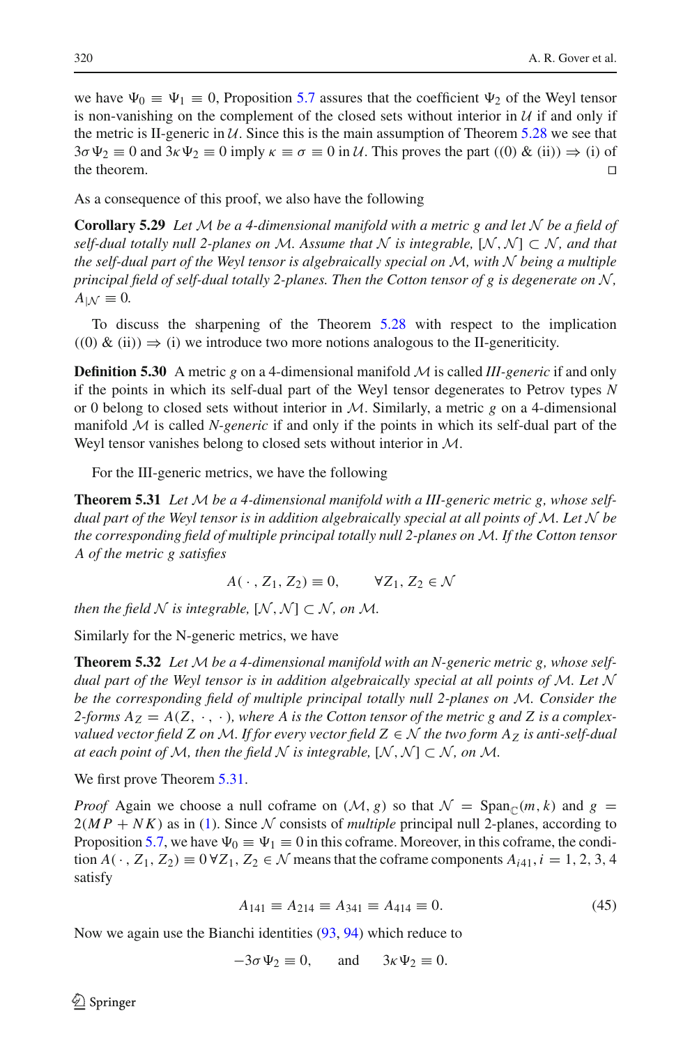we have $\Psi_0 \equiv \Psi_1 \equiv 0$, Proposition 5.7 assures that the coefficient $\Psi_2$ of the Weyl tensor is non-vanishing on the complement of the closed sets without interior in $\mathcal{U}$ if and only if the metric is II-generic in $\mathcal{U}$. Since this is the main assumption of Theorem 5.28 we see that $3\sigma\Psi_2 \equiv 0$ and $3\kappa\Psi_2 \equiv 0$ imply $\kappa \equiv \sigma \equiv 0$ in $\mathcal{U}$. This proves the part ((0) & (ii)) $\Rightarrow$ (i) of the theorem. □

As a consequence of this proof, we also have the following

**Corollary 5.29** *Let $\mathcal{M}$ be a 4-dimensional manifold with a metric $g$ and let $\mathcal{N}$ be a field of self-dual totally null 2-planes on $\mathcal{M}$. Assume that $\mathcal{N}$ is integrable, $[\mathcal{N}, \mathcal{N}] \subset \mathcal{N}$, and that the self-dual part of the Weyl tensor is algebraically special on $\mathcal{M}$, with $\mathcal{N}$ being a multiple principal field of self-dual totally 2-planes. Then the Cotton tensor of $g$ is degenerate on $\mathcal{N}$, $A_{|\mathcal{N}} \equiv 0$.*

To discuss the sharpening of the Theorem 5.28 with respect to the implication ((0) & (ii)) $\Rightarrow$ (i) we introduce two more notions analogous to the II-genericity.

**Definition 5.30** A metric $g$ on a 4-dimensional manifold $\mathcal{M}$ is called *III-generic* if and only if the points in which its self-dual part of the Weyl tensor degenerates to Petrov types $N$ or 0 belong to closed sets without interior in $\mathcal{M}$. Similarly, a metric $g$ on a 4-dimensional manifold $\mathcal{M}$ is called *N-generic* if and only if the points in which its self-dual part of the Weyl tensor vanishes belong to closed sets without interior in $\mathcal{M}$.

For the III-generic metrics, we have the following

**Theorem 5.31** *Let $\mathcal{M}$ be a 4-dimensional manifold with a III-generic metric $g$, whose self-dual part of the Weyl tensor is in addition algebraically special at all points of $\mathcal{M}$. Let $\mathcal{N}$ be the corresponding field of multiple principal totally null 2-planes on $\mathcal{M}$. If the Cotton tensor $A$ of the metric $g$ satisfies*

$$A(\,\cdot\,, Z_1, Z_2) \equiv 0, \qquad \forall Z_1, Z_2 \in \mathcal{N}$$

*then the field $\mathcal{N}$ is integrable, $[\mathcal{N}, \mathcal{N}] \subset \mathcal{N}$, on $\mathcal{M}$.*

Similarly for the N-generic metrics, we have

**Theorem 5.32** *Let $\mathcal{M}$ be a 4-dimensional manifold with an N-generic metric $g$, whose self-dual part of the Weyl tensor is in addition algebraically special at all points of $\mathcal{M}$. Let $\mathcal{N}$ be the corresponding field of multiple principal totally null 2-planes on $\mathcal{M}$. Consider the 2-forms $A_Z = A(Z, \cdot, \cdot)$, where $A$ is the Cotton tensor of the metric $g$ and $Z$ is a complex-valued vector field $Z$ on $\mathcal{M}$. If for every vector field $Z \in \mathcal{N}$ the two form $A_Z$ is anti-self-dual at each point of $\mathcal{M}$, then the field $\mathcal{N}$ is integrable, $[\mathcal{N}, \mathcal{N}] \subset \mathcal{N}$, on $\mathcal{M}$.*

We first prove Theorem 5.31.

*Proof* Again we choose a null coframe on $(\mathcal{M}, g)$ so that $\mathcal{N} = \mathrm{Span}_{\mathbb{C}}(m, k)$ and $g = 2(MP + NK)$ as in (1). Since $\mathcal{N}$ consists of *multiple* principal null 2-planes, according to Proposition 5.7, we have $\Psi_0 \equiv \Psi_1 \equiv 0$ in this coframe. Moreover, in this coframe, the condition $A(\cdot, Z_1, Z_2) \equiv 0\, \forall Z_1, Z_2 \in \mathcal{N}$ means that the coframe components $A_{i41}, i = 1, 2, 3, 4$ satisfy

$$A_{141} \equiv A_{214} \equiv A_{341} \equiv A_{414} \equiv 0. \tag{45}$$

Now we again use the Bianchi identities (93, 94) which reduce to

$$-3\sigma\Psi_2 \equiv 0, \qquad \text{and} \qquad 3\kappa\Psi_2 \equiv 0.$$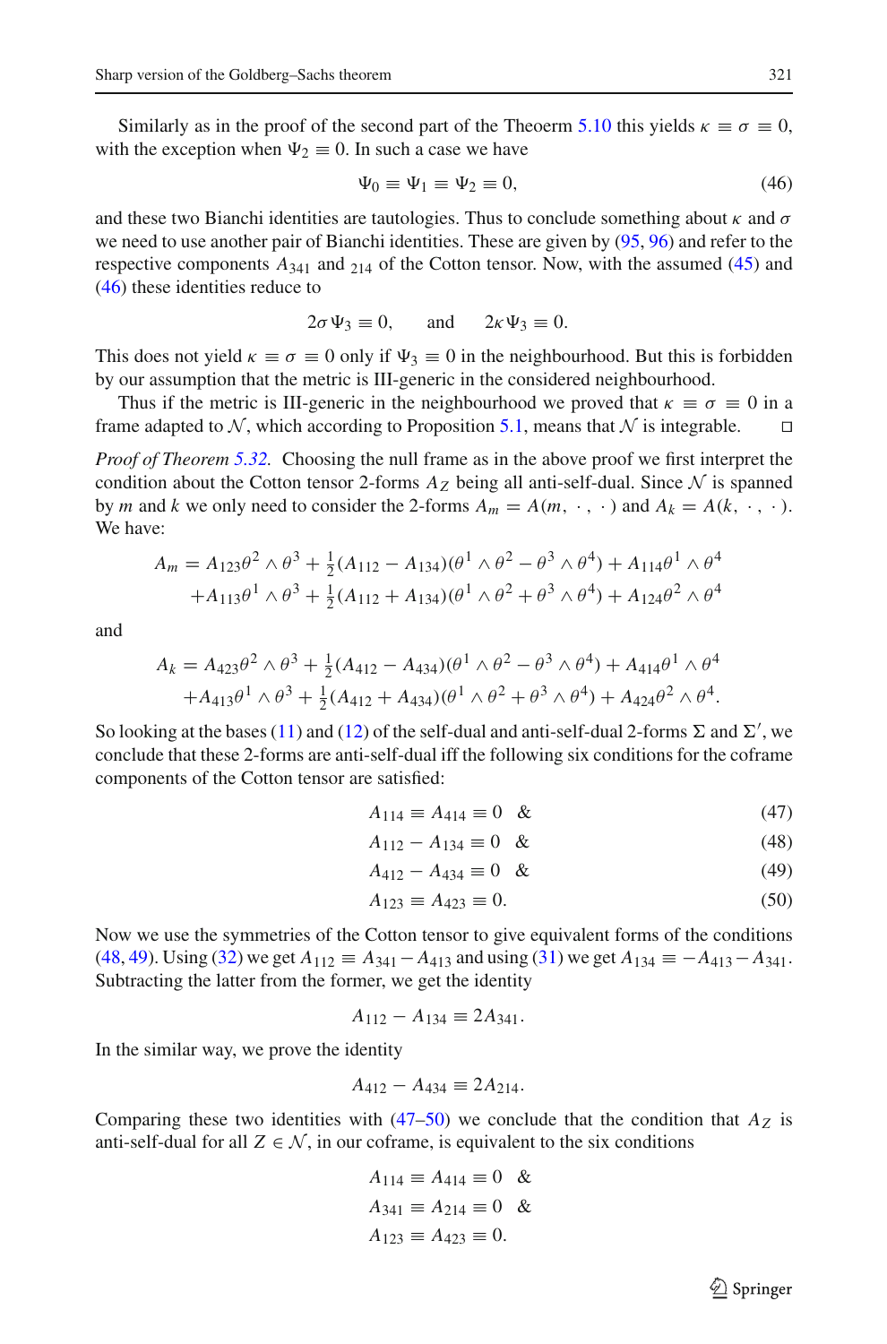Similarly as in the proof of the second part of the Theorem 5.10 this yields $\kappa \equiv \sigma \equiv 0$, with the exception when $\Psi_2 \equiv 0$. In such a case we have

$$\Psi_0 \equiv \Psi_1 \equiv \Psi_2 \equiv 0, \tag{46}$$

and these two Bianchi identities are tautologies. Thus to conclude something about $\kappa$ and $\sigma$ we need to use another pair of Bianchi identities. These are given by (95, 96) and refer to the respective components $A_{341}$ and $_{214}$ of the Cotton tensor. Now, with the assumed (45) and (46) these identities reduce to

$$2\sigma\Psi_3 \equiv 0, \qquad \text{and} \qquad 2\kappa\Psi_3 \equiv 0.$$

This does not yield $\kappa \equiv \sigma \equiv 0$ only if $\Psi_3 \equiv 0$ in the neighbourhood. But this is forbidden by our assumption that the metric is III-generic in the considered neighbourhood.

Thus if the metric is III-generic in the neighbourhood we proved that $\kappa \equiv \sigma \equiv 0$ in a frame adapted to $\mathcal{N}$, which according to Proposition 5.1, means that $\mathcal{N}$ is integrable. □

*Proof of Theorem 5.32.* Choosing the null frame as in the above proof we first interpret the condition about the Cotton tensor 2-forms $A_Z$ being all anti-self-dual. Since $\mathcal{N}$ is spanned by $m$ and $k$ we only need to consider the 2-forms $A_m = A(m, \cdot, \cdot)$ and $A_k = A(k, \cdot, \cdot)$. We have:

$$A_m = A_{123}\theta^2 \wedge \theta^3 + \tfrac{1}{2}(A_{112} - A_{134})(\theta^1 \wedge \theta^2 - \theta^3 \wedge \theta^4) + A_{114}\theta^1 \wedge \theta^4$$
$$+ A_{113}\theta^1 \wedge \theta^3 + \tfrac{1}{2}(A_{112} + A_{134})(\theta^1 \wedge \theta^2 + \theta^3 \wedge \theta^4) + A_{124}\theta^2 \wedge \theta^4$$

and

$$A_k = A_{423}\theta^2 \wedge \theta^3 + \tfrac{1}{2}(A_{412} - A_{434})(\theta^1 \wedge \theta^2 - \theta^3 \wedge \theta^4) + A_{414}\theta^1 \wedge \theta^4$$
$$+ A_{413}\theta^1 \wedge \theta^3 + \tfrac{1}{2}(A_{412} + A_{434})(\theta^1 \wedge \theta^2 + \theta^3 \wedge \theta^4) + A_{424}\theta^2 \wedge \theta^4.$$

So looking at the bases (11) and (12) of the self-dual and anti-self-dual 2-forms $\Sigma$ and $\Sigma'$, we conclude that these 2-forms are anti-self-dual iff the following six conditions for the coframe components of the Cotton tensor are satisfied:

$$A_{114} \equiv A_{414} \equiv 0 \quad \& \tag{47}$$
$$A_{112} - A_{134} \equiv 0 \quad \& \tag{48}$$
$$A_{412} - A_{434} \equiv 0 \quad \& \tag{49}$$
$$A_{123} \equiv A_{423} \equiv 0. \tag{50}$$

Now we use the symmetries of the Cotton tensor to give equivalent forms of the conditions (48, 49). Using (32) we get $A_{112} \equiv A_{341} - A_{413}$ and using (31) we get $A_{134} \equiv -A_{413} - A_{341}$. Subtracting the latter from the former, we get the identity

$$A_{112} - A_{134} \equiv 2A_{341}.$$

In the similar way, we prove the identity

$$A_{412} - A_{434} \equiv 2A_{214}.$$

Comparing these two identities with (47–50) we conclude that the condition that $A_Z$ is anti-self-dual for all $Z \in \mathcal{N}$, in our coframe, is equivalent to the six conditions

$$A_{114} \equiv A_{414} \equiv 0 \quad \&$$
$$A_{341} \equiv A_{214} \equiv 0 \quad \&$$
$$A_{123} \equiv A_{423} \equiv 0.$$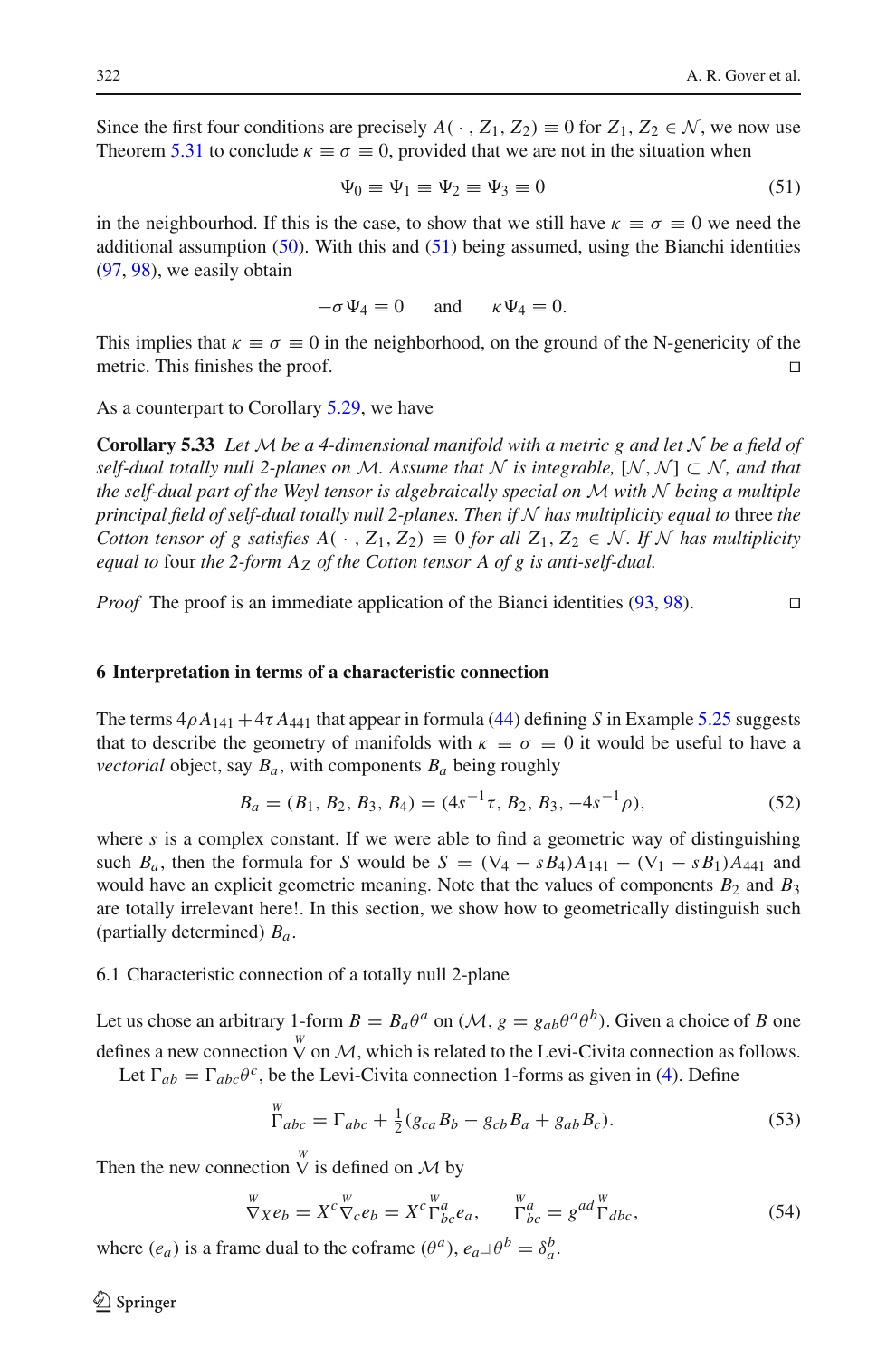Since the first four conditions are precisely $A(\cdot, Z_1, Z_2) \equiv 0$ for $Z_1, Z_2 \in \mathcal{N}$, we now use Theorem 5.31 to conclude $\kappa \equiv \sigma \equiv 0$, provided that we are not in the situation when

$$\Psi_0 \equiv \Psi_1 \equiv \Psi_2 \equiv \Psi_3 \equiv 0 \tag{51}$$

in the neighbourhood. If this is the case, to show that we still have $\kappa \equiv \sigma \equiv 0$ we need the additional assumption (50). With this and (51) being assumed, using the Bianchi identities (97, 98), we easily obtain

$$-\sigma \Psi_4 \equiv 0 \qquad \text{and} \qquad \kappa \Psi_4 \equiv 0.$$

This implies that $\kappa \equiv \sigma \equiv 0$ in the neighborhood, on the ground of the N-genericity of the metric. This finishes the proof. □

As a counterpart to Corollary 5.29, we have

**Corollary 5.33** *Let $\mathcal{M}$ be a 4-dimensional manifold with a metric $g$ and let $\mathcal{N}$ be a field of self-dual totally null 2-planes on $\mathcal{M}$. Assume that $\mathcal{N}$ is integrable, $[\mathcal{N}, \mathcal{N}] \subset \mathcal{N}$, and that the self-dual part of the Weyl tensor is algebraically special on $\mathcal{M}$ with $\mathcal{N}$ being a multiple principal field of self-dual totally null 2-planes. Then if $\mathcal{N}$ has multiplicity equal to* three *the Cotton tensor of $g$ satisfies $A(\cdot, Z_1, Z_2) \equiv 0$ for all $Z_1, Z_2 \in \mathcal{N}$. If $\mathcal{N}$ has multiplicity equal to* four *the 2-form $A_Z$ of the Cotton tensor $A$ of $g$ is anti-self-dual.*

*Proof* The proof is an immediate application of the Bianci identities (93, 98). □

## 6 Interpretation in terms of a characteristic connection

The terms $4\rho A_{141} + 4\tau A_{441}$ that appear in formula (44) defining $S$ in Example 5.25 suggests that to describe the geometry of manifolds with $\kappa \equiv \sigma \equiv 0$ it would be useful to have a *vectorial* object, say $B_a$, with components $B_a$ being roughly

$$B_a = (B_1, B_2, B_3, B_4) = (4s^{-1}\tau, B_2, B_3, -4s^{-1}\rho), \tag{52}$$

where $s$ is a complex constant. If we were able to find a geometric way of distinguishing such $B_a$, then the formula for $S$ would be $S = (\nabla_4 - sB_4)A_{141} - (\nabla_1 - sB_1)A_{441}$ and would have an explicit geometric meaning. Note that the values of components $B_2$ and $B_3$ are totally irrelevant here!. In this section, we show how to geometrically distinguish such (partially determined) $B_a$.

### 6.1 Characteristic connection of a totally null 2-plane

Let us chose an arbitrary 1-form $B = B_a\theta^a$ on $(\mathcal{M}, g = g_{ab}\theta^a\theta^b)$. Given a choice of $B$ one defines a new connection $\overset{W}{\nabla}$ on $\mathcal{M}$, which is related to the Levi-Civita connection as follows.

Let $\Gamma_{ab} = \Gamma_{abc}\theta^c$, be the Levi-Civita connection 1-forms as given in (4). Define

$$\overset{W}{\Gamma}_{abc} = \Gamma_{abc} + \tfrac{1}{2}(g_{ca}B_b - g_{cb}B_a + g_{ab}B_c). \tag{53}$$

Then the new connection $\overset{W}{\nabla}$ is defined on $\mathcal{M}$ by

$$\overset{W}{\nabla}_X e_b = X^c \overset{W}{\nabla}_c e_b = X^c \overset{W}{\Gamma}{}^a_{bc} e_a, \qquad \overset{W}{\Gamma}{}^a_{bc} = g^{ad}\overset{W}{\Gamma}_{dbc}, \tag{54}$$

where $(e_a)$ is a frame dual to the coframe $(\theta^a)$, $e_a \lrcorner \theta^b = \delta^b_a$.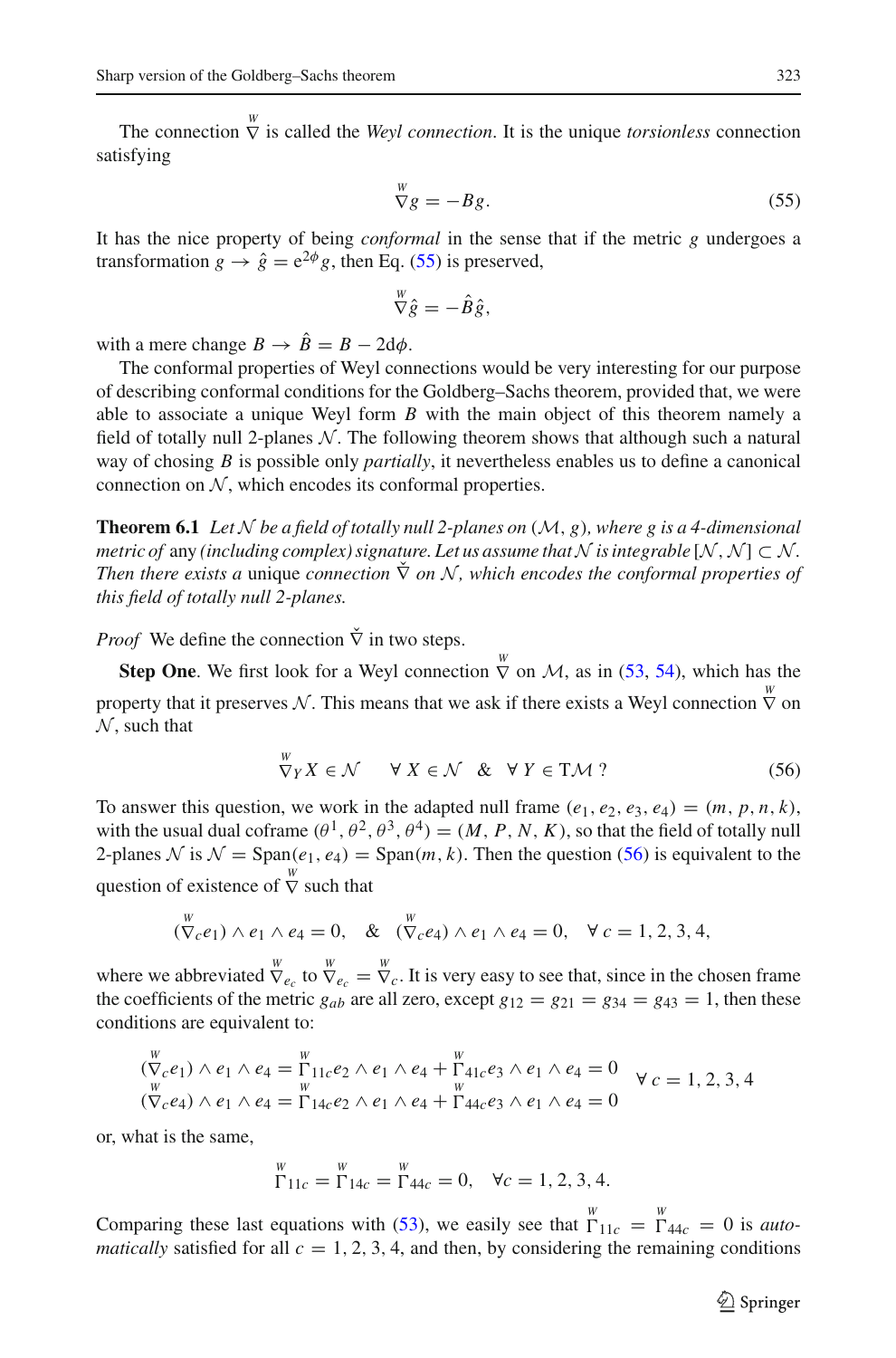The connection $\overset{W}{\nabla}$ is called the *Weyl connection*. It is the unique *torsionless* connection satisfying

$$\overset{W}{\nabla} g = -Bg. \tag{55}$$

It has the nice property of being *conformal* in the sense that if the metric $g$ undergoes a transformation $g \to \hat{g} = e^{2\phi} g$, then Eq. (55) is preserved,

$$\overset{W}{\nabla} \hat{g} = -\hat{B}\hat{g},$$

with a mere change $B \to \hat{B} = B - 2d\phi$.

The conformal properties of Weyl connections would be very interesting for our purpose of describing conformal conditions for the Goldberg–Sachs theorem, provided that, we were able to associate a unique Weyl form $B$ with the main object of this theorem namely a field of totally null 2-planes $\mathcal{N}$. The following theorem shows that although such a natural way of chosing $B$ is possible only *partially*, it nevertheless enables us to define a canonical connection on $\mathcal{N}$, which encodes its conformal properties.

**Theorem 6.1** *Let $\mathcal{N}$ be a field of totally null 2-planes on $(\mathcal{M}, g)$, where $g$ is a 4-dimensional metric of* any *(including complex) signature. Let us assume that $\mathcal{N}$ is integrable $[\mathcal{N}, \mathcal{N}] \subset \mathcal{N}$. Then there exists a* unique *connection $\check{\nabla}$ on $\mathcal{N}$, which encodes the conformal properties of this field of totally null 2-planes.*

*Proof* We define the connection $\check{\nabla}$ in two steps.

**Step One**. We first look for a Weyl connection $\overset{W}{\nabla}$ on $\mathcal{M}$, as in (53, 54), which has the property that it preserves $\mathcal{N}$. This means that we ask if there exists a Weyl connection $\overset{W}{\nabla}$ on $\mathcal{N}$, such that

$$\overset{W}{\nabla}_Y X \in \mathcal{N} \quad \forall\ X \in \mathcal{N} \quad \& \quad \forall\ Y \in \mathrm{T}\mathcal{M}\ ? \tag{56}$$

To answer this question, we work in the adapted null frame $(e_1, e_2, e_3, e_4) = (m, p, n, k)$, with the usual dual coframe $(\theta^1, \theta^2, \theta^3, \theta^4) = (M, P, N, K)$, so that the field of totally null 2-planes $\mathcal{N}$ is $\mathcal{N} = \mathrm{Span}(e_1, e_4) = \mathrm{Span}(m, k)$. Then the question (56) is equivalent to the question of existence of $\overset{W}{\nabla}$ such that

$$(\overset{W}{\nabla}_c e_1) \wedge e_1 \wedge e_4 = 0, \quad \& \quad (\overset{W}{\nabla}_c e_4) \wedge e_1 \wedge e_4 = 0, \quad \forall\ c = 1, 2, 3, 4,$$

where we abbreviated $\overset{W}{\nabla}_{e_c}$ to $\overset{W}{\nabla}_{e_c} = \overset{W}{\nabla}_c$. It is very easy to see that, since in the chosen frame the coefficients of the metric $g_{ab}$ are all zero, except $g_{12} = g_{21} = g_{34} = g_{43} = 1$, then these conditions are equivalent to:

$$\begin{matrix} (\overset{W}{\nabla}_c e_1) \wedge e_1 \wedge e_4 = \overset{W}{\Gamma}_{11c} e_2 \wedge e_1 \wedge e_4 + \overset{W}{\Gamma}_{41c} e_3 \wedge e_1 \wedge e_4 = 0 \\ (\overset{W}{\nabla}_c e_4) \wedge e_1 \wedge e_4 = \overset{W}{\Gamma}_{14c} e_2 \wedge e_1 \wedge e_4 + \overset{W}{\Gamma}_{44c} e_3 \wedge e_1 \wedge e_4 = 0 \end{matrix} \quad \forall\ c = 1, 2, 3, 4$$

or, what is the same,

$$\overset{W}{\Gamma}_{11c} = \overset{W}{\Gamma}_{14c} = \overset{W}{\Gamma}_{44c} = 0, \quad \forall c = 1, 2, 3, 4.$$

Comparing these last equations with (53), we easily see that $\overset{W}{\Gamma}_{11c} = \overset{W}{\Gamma}_{44c} = 0$ is *automatically* satisfied for all $c = 1, 2, 3, 4$, and then, by considering the remaining conditions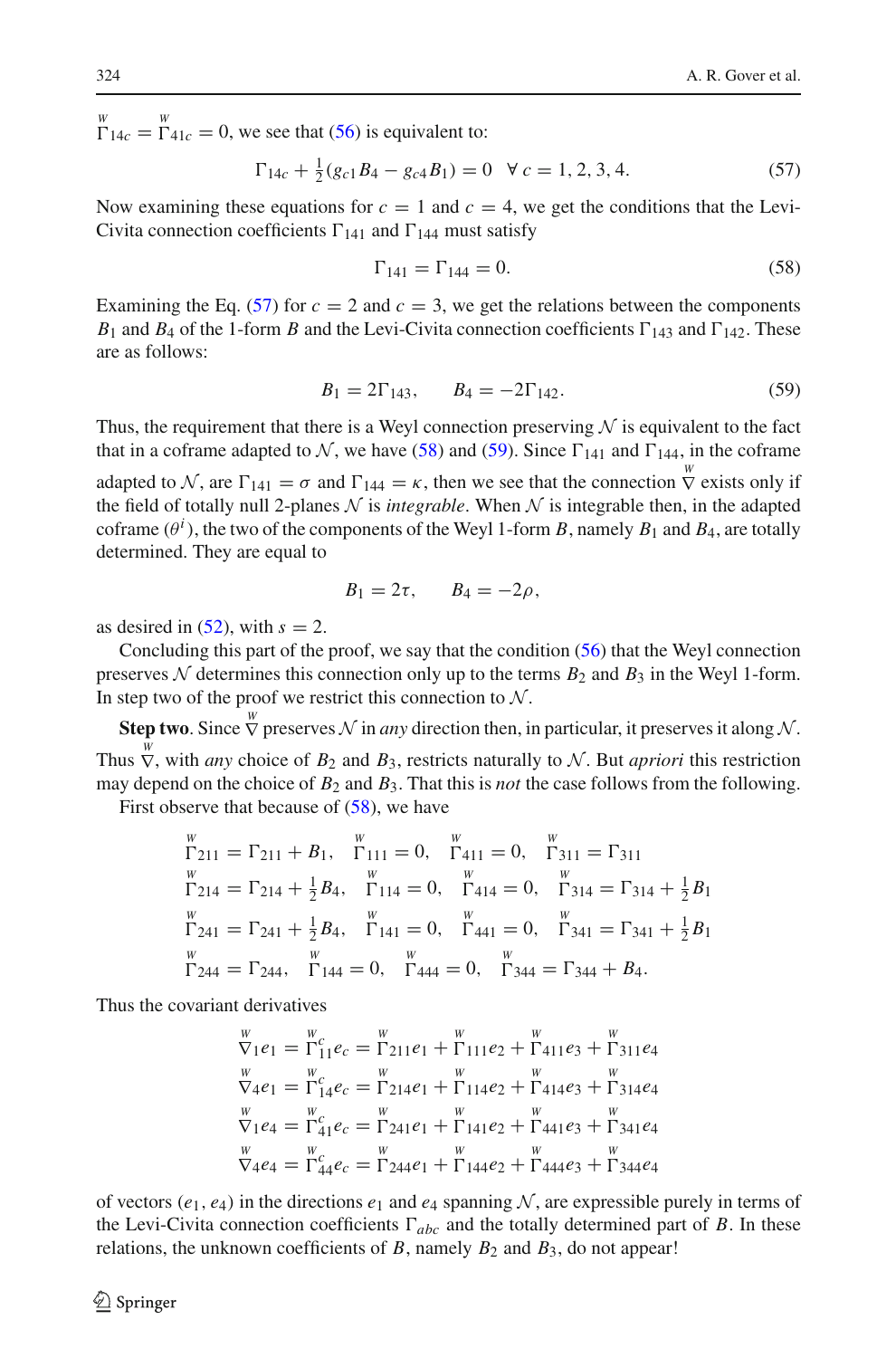$\overset{W}{\Gamma}_{14c} = \overset{W}{\Gamma}_{41c} = 0$, we see that (56) is equivalent to:

$$\Gamma_{14c} + \tfrac{1}{2}(g_{c1}B_4 - g_{c4}B_1) = 0 \quad \forall\, c = 1, 2, 3, 4. \tag{57}$$

Now examining these equations for $c = 1$ and $c = 4$, we get the conditions that the Levi-Civita connection coefficients $\Gamma_{141}$ and $\Gamma_{144}$ must satisfy

$$\Gamma_{141} = \Gamma_{144} = 0. \tag{58}$$

Examining the Eq. (57) for $c = 2$ and $c = 3$, we get the relations between the components $B_1$ and $B_4$ of the 1-form $B$ and the Levi-Civita connection coefficients $\Gamma_{143}$ and $\Gamma_{142}$. These are as follows:

$$B_1 = 2\Gamma_{143}, \qquad B_4 = -2\Gamma_{142}. \tag{59}$$

Thus, the requirement that there is a Weyl connection preserving $\mathcal{N}$ is equivalent to the fact that in a coframe adapted to $\mathcal{N}$, we have (58) and (59). Since $\Gamma_{141}$ and $\Gamma_{144}$, in the coframe adapted to $\mathcal{N}$, are $\Gamma_{141} = \sigma$ and $\Gamma_{144} = \kappa$, then we see that the connection $\overset{W}{\nabla}$ exists only if the field of totally null 2-planes $\mathcal{N}$ is *integrable*. When $\mathcal{N}$ is integrable then, in the adapted coframe $(\theta^i)$, the two of the components of the Weyl 1-form $B$, namely $B_1$ and $B_4$, are totally determined. They are equal to

$$B_1 = 2\tau, \qquad B_4 = -2\rho,$$

as desired in (52), with $s = 2$.

Concluding this part of the proof, we say that the condition (56) that the Weyl connection preserves $\mathcal{N}$ determines this connection only up to the terms $B_2$ and $B_3$ in the Weyl 1-form. In step two of the proof we restrict this connection to $\mathcal{N}$.

**Step two**. Since $\overset{W}{\nabla}$ preserves $\mathcal{N}$ in *any* direction then, in particular, it preserves it along $\mathcal{N}$. Thus $\overset{W}{\nabla}$, with *any* choice of $B_2$ and $B_3$, restricts naturally to $\mathcal{N}$. But *apriori* this restriction may depend on the choice of $B_2$ and $B_3$. That this is *not* the case follows from the following.

First observe that because of (58), we have

$$\begin{aligned}
&\overset{W}{\Gamma}_{211} = \Gamma_{211} + B_1, \quad \overset{W}{\Gamma}_{111} = 0, \quad \overset{W}{\Gamma}_{411} = 0, \quad \overset{W}{\Gamma}_{311} = \Gamma_{311}\\
&\overset{W}{\Gamma}_{214} = \Gamma_{214} + \tfrac{1}{2}B_4, \quad \overset{W}{\Gamma}_{114} = 0, \quad \overset{W}{\Gamma}_{414} = 0, \quad \overset{W}{\Gamma}_{314} = \Gamma_{314} + \tfrac{1}{2}B_1\\
&\overset{W}{\Gamma}_{241} = \Gamma_{241} + \tfrac{1}{2}B_4, \quad \overset{W}{\Gamma}_{141} = 0, \quad \overset{W}{\Gamma}_{441} = 0, \quad \overset{W}{\Gamma}_{341} = \Gamma_{341} + \tfrac{1}{2}B_1\\
&\overset{W}{\Gamma}_{244} = \Gamma_{244}, \quad \overset{W}{\Gamma}_{144} = 0, \quad \overset{W}{\Gamma}_{444} = 0, \quad \overset{W}{\Gamma}_{344} = \Gamma_{344} + B_4.
\end{aligned}$$

Thus the covariant derivatives

$$\begin{aligned}
\overset{W}{\nabla}_1 e_1 &= \overset{W}{\Gamma}{}^c_{11} e_c = \overset{W}{\Gamma}_{211} e_1 + \overset{W}{\Gamma}_{111} e_2 + \overset{W}{\Gamma}_{411} e_3 + \overset{W}{\Gamma}_{311} e_4\\
\overset{W}{\nabla}_4 e_1 &= \overset{W}{\Gamma}{}^c_{14} e_c = \overset{W}{\Gamma}_{214} e_1 + \overset{W}{\Gamma}_{114} e_2 + \overset{W}{\Gamma}_{414} e_3 + \overset{W}{\Gamma}_{314} e_4\\
\overset{W}{\nabla}_1 e_4 &= \overset{W}{\Gamma}{}^c_{41} e_c = \overset{W}{\Gamma}_{241} e_1 + \overset{W}{\Gamma}_{141} e_2 + \overset{W}{\Gamma}_{441} e_3 + \overset{W}{\Gamma}_{341} e_4\\
\overset{W}{\nabla}_4 e_4 &= \overset{W}{\Gamma}{}^c_{44} e_c = \overset{W}{\Gamma}_{244} e_1 + \overset{W}{\Gamma}_{144} e_2 + \overset{W}{\Gamma}_{444} e_3 + \overset{W}{\Gamma}_{344} e_4
\end{aligned}$$

of vectors $(e_1, e_4)$ in the directions $e_1$ and $e_4$ spanning $\mathcal{N}$, are expressible purely in terms of the Levi-Civita connection coefficients $\Gamma_{abc}$ and the totally determined part of $B$. In these relations, the unknown coefficients of $B$, namely $B_2$ and $B_3$, do not appear!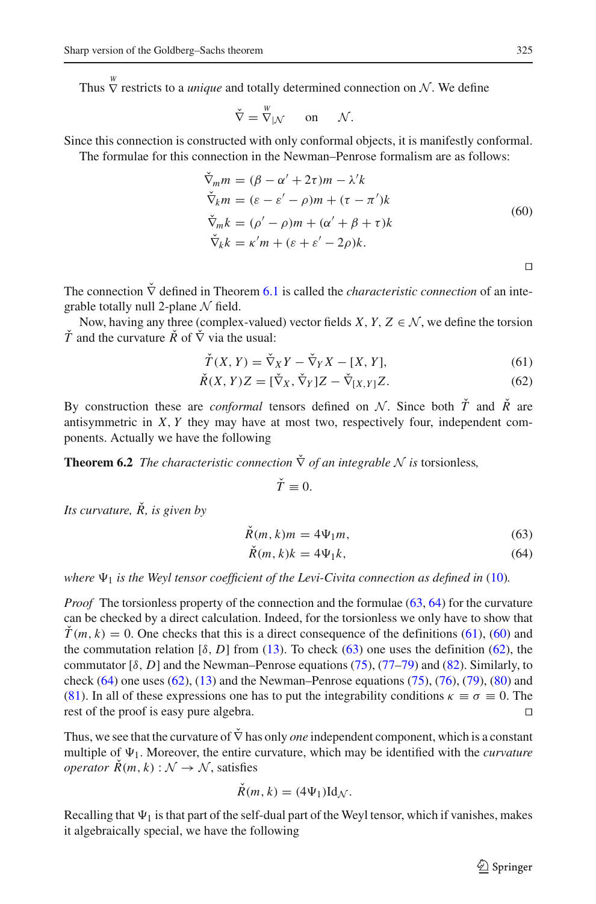Thus $\overset{W}{\nabla}$ restricts to a *unique* and totally determined connection on $\mathcal{N}$. We define

$$\check{\nabla} = \overset{W}{\nabla}_{|\mathcal{N}} \quad \text{on} \quad \mathcal{N}.$$

Since this connection is constructed with only conformal objects, it is manifestly conformal.

The formulae for this connection in the Newman–Penrose formalism are as follows:

$$\begin{aligned}
\check{\nabla}_m m &= (\beta - \alpha' + 2\tau)m - \lambda' k \\
\check{\nabla}_k m &= (\varepsilon - \varepsilon' - \rho)m + (\tau - \pi')k \\
\check{\nabla}_m k &= (\rho' - \rho)m + (\alpha' + \beta + \tau)k \\
\check{\nabla}_k k &= \kappa' m + (\varepsilon + \varepsilon' - 2\rho)k.
\end{aligned} \tag{60}$$

□

The connection $\check{\nabla}$ defined in Theorem 6.1 is called the *characteristic connection* of an integrable totally null 2-plane $\mathcal{N}$ field.

Now, having any three (complex-valued) vector fields $X, Y, Z \in \mathcal{N}$, we define the torsion $\check{T}$ and the curvature $\check{R}$ of $\check{\nabla}$ via the usual:

$$\check{T}(X, Y) = \check{\nabla}_X Y - \check{\nabla}_Y X - [X, Y], \tag{61}$$

$$\check{R}(X, Y)Z = [\check{\nabla}_X, \check{\nabla}_Y]Z - \check{\nabla}_{[X,Y]}Z. \tag{62}$$

By construction these are *conformal* tensors defined on $\mathcal{N}$. Since both $\check{T}$ and $\check{R}$ are antisymmetric in $X, Y$ they may have at most two, respectively four, independent components. Actually we have the following

**Theorem 6.2** *The characteristic connection $\check{\nabla}$ of an integrable $\mathcal{N}$ is* torsionless*,*

$$\check{T} \equiv 0.$$

*Its curvature, $\check{R}$, is given by*

$$\check{R}(m, k)m = 4\Psi_1 m, \tag{63}$$

$$\check{R}(m, k)k = 4\Psi_1 k, \tag{64}$$

*where $\Psi_1$ is the Weyl tensor coefficient of the Levi-Civita connection as defined in (10).*

*Proof* The torsionless property of the connection and the formulae (63, 64) for the curvature can be checked by a direct calculation. Indeed, for the torsionless we only have to show that $\check{T}(m, k) = 0$. One checks that this is a direct consequence of the definitions (61), (60) and the commutation relation $[\delta, D]$ from (13). To check (63) one uses the definition (62), the commutator $[\delta, D]$ and the Newman–Penrose equations (75), (77–79) and (82). Similarly, to check (64) one uses (62), (13) and the Newman–Penrose equations (75), (76), (79), (80) and (81). In all of these expressions one has to put the integrability conditions $\kappa \equiv \sigma \equiv 0$. The rest of the proof is easy pure algebra. □

Thus, we see that the curvature of $\check{\nabla}$ has only *one* independent component, which is a constant multiple of $\Psi_1$. Moreover, the entire curvature, which may be identified with the *curvature operator* $\check{R}(m, k) : \mathcal{N} \to \mathcal{N}$, satisfies

$$\check{R}(m, k) = (4\Psi_1)\mathrm{Id}_{\mathcal{N}}.$$

Recalling that $\Psi_1$ is that part of the self-dual part of the Weyl tensor, which if vanishes, makes it algebraically special, we have the following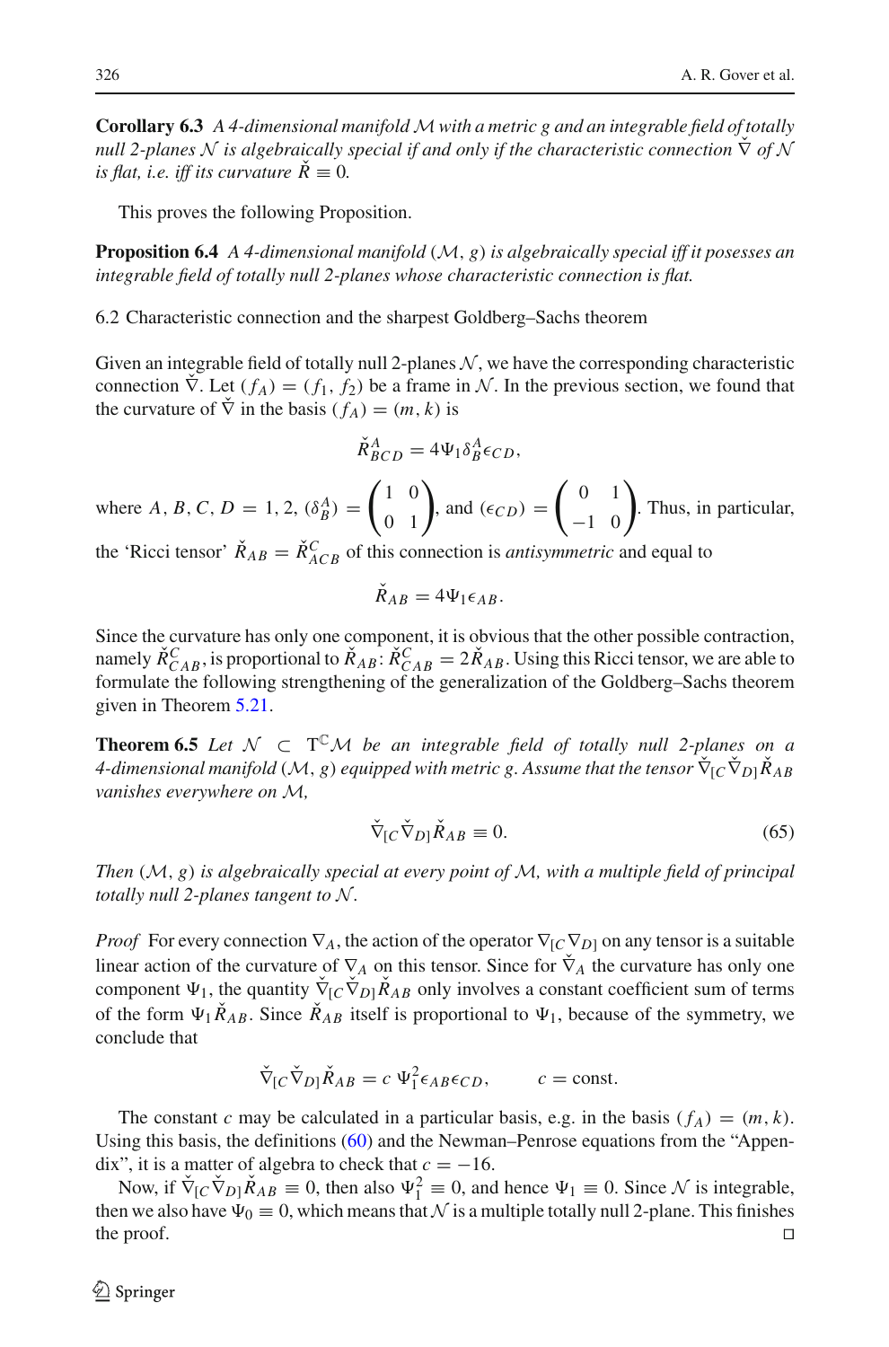**Corollary 6.3** *A 4-dimensional manifold $\mathcal{M}$ with a metric $g$ and an integrable field of totally null 2-planes $\mathcal{N}$ is algebraically special if and only if the characteristic connection $\check{\nabla}$ of $\mathcal{N}$ is flat, i.e. iff its curvature $\check{R} \equiv 0$.*

This proves the following Proposition.

**Proposition 6.4** *A 4-dimensional manifold $(\mathcal{M}, g)$ is algebraically special iff it posesses an integrable field of totally null 2-planes whose characteristic connection is flat.*

## 6.2 Characteristic connection and the sharpest Goldberg–Sachs theorem

Given an integrable field of totally null 2-planes $\mathcal{N}$, we have the corresponding characteristic connection $\check{\nabla}$. Let $(f_A) = (f_1, f_2)$ be a frame in $\mathcal{N}$. In the previous section, we found that the curvature of $\check{\nabla}$ in the basis $(f_A) = (m, k)$ is

$$\check{R}^A_{\ BCD} = 4\Psi_1 \delta^A_B \epsilon_{CD},$$

where $A, B, C, D = 1, 2$, $(\delta^A_B) = \begin{pmatrix} 1 & 0 \\ 0 & 1 \end{pmatrix}$, and $(\epsilon_{CD}) = \begin{pmatrix} 0 & 1 \\ -1 & 0 \end{pmatrix}$. Thus, in particular, the 'Ricci tensor' $\check{R}_{AB} = \check{R}^C_{\ ACB}$ of this connection is *antisymmetric* and equal to

$$\check{R}_{AB} = 4\Psi_1 \epsilon_{AB}.$$

Since the curvature has only one component, it is obvious that the other possible contraction, namely $\check{R}^C_{\ CAB}$, is proportional to $\check{R}_{AB}$: $\check{R}^C_{\ CAB} = 2\check{R}_{AB}$. Using this Ricci tensor, we are able to formulate the following strengthening of the generalization of the Goldberg–Sachs theorem given in Theorem 5.21.

**Theorem 6.5** *Let $\mathcal{N} \subset \mathrm{T}^{\mathbb{C}}\mathcal{M}$ be an integrable field of totally null 2-planes on a 4-dimensional manifold $(\mathcal{M}, g)$ equipped with metric $g$. Assume that the tensor $\check{\nabla}_{[C}\check{\nabla}_{D]}\check{R}_{AB}$ vanishes everywhere on $\mathcal{M}$,*

$$\check{\nabla}_{[C}\check{\nabla}_{D]}\check{R}_{AB} \equiv 0. \tag{65}$$

*Then $(\mathcal{M}, g)$ is algebraically special at every point of $\mathcal{M}$, with a multiple field of principal totally null 2-planes tangent to $\mathcal{N}$.*

*Proof* For every connection $\nabla_A$, the action of the operator $\nabla_{[C}\nabla_{D]}$ on any tensor is a suitable linear action of the curvature of $\nabla_A$ on this tensor. Since for $\check{\nabla}_A$ the curvature has only one component $\Psi_1$, the quantity $\check{\nabla}_{[C}\check{\nabla}_{D]}\check{R}_{AB}$ only involves a constant coefficient sum of terms of the form $\Psi_1 \check{R}_{AB}$. Since $\check{R}_{AB}$ itself is proportional to $\Psi_1$, because of the symmetry, we conclude that

$$\check{\nabla}_{[C}\check{\nabla}_{D]}\check{R}_{AB} = c\, \Psi_1^2 \epsilon_{AB}\epsilon_{CD}, \qquad c = \text{const}.$$

The constant $c$ may be calculated in a particular basis, e.g. in the basis $(f_A) = (m, k)$. Using this basis, the definitions (60) and the Newman–Penrose equations from the "Appendix", it is a matter of algebra to check that $c = -16$.

Now, if $\check{\nabla}_{[C}\check{\nabla}_{D]}\check{R}_{AB} \equiv 0$, then also $\Psi_1^2 \equiv 0$, and hence $\Psi_1 \equiv 0$. Since $\mathcal{N}$ is integrable, then we also have $\Psi_0 \equiv 0$, which means that $\mathcal{N}$ is a multiple totally null 2-plane. This finishes the proof. □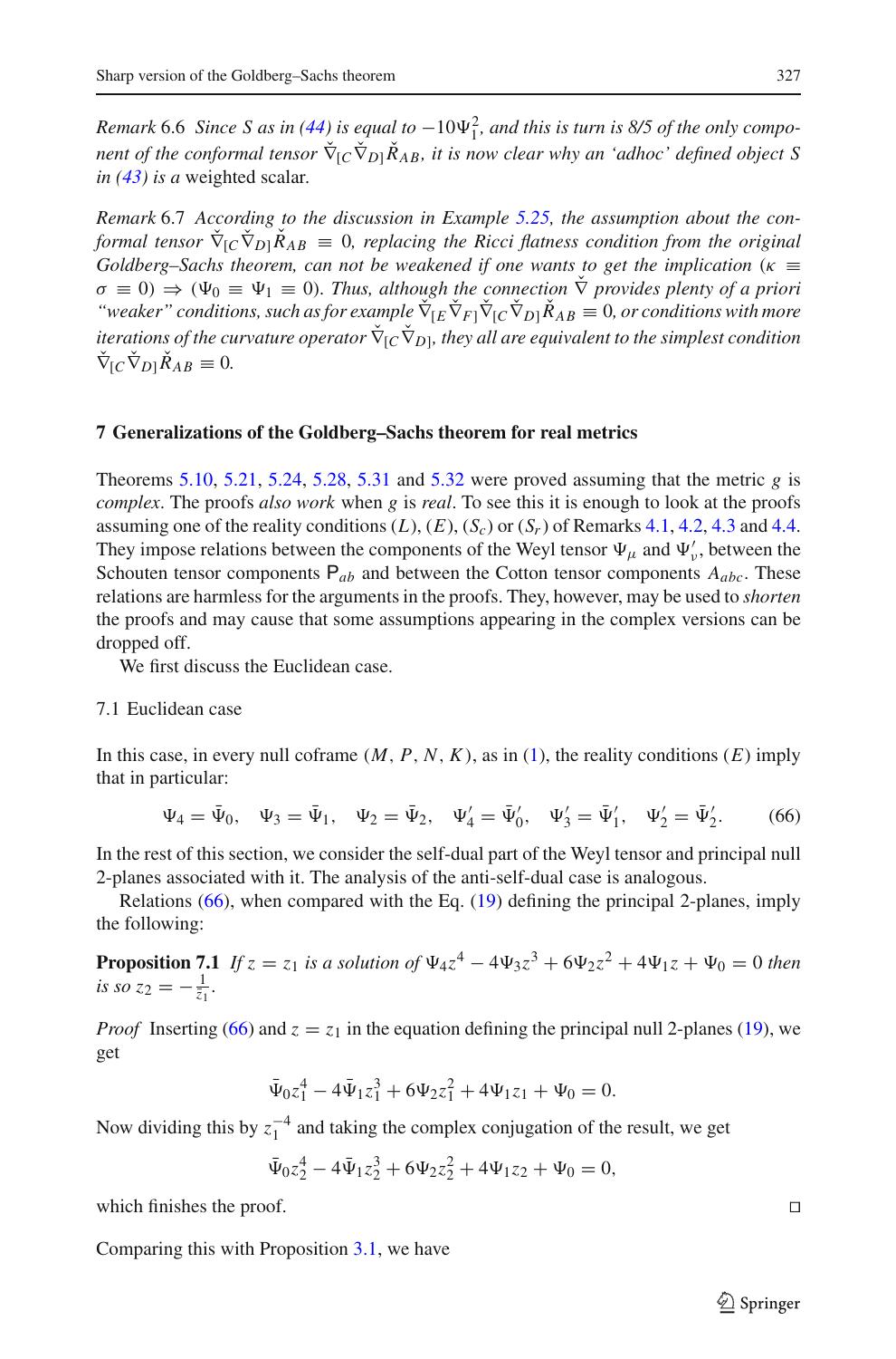*Remark* 6.6 *Since $S$ as in (44) is equal to $-10\Psi_1^2$, and this is turn is 8/5 of the only component of the conformal tensor $\check{\nabla}_{[C}\check{\nabla}_{D]}\check{R}_{AB}$, it is now clear why an 'adhoc' defined object $S$ in (43) is a* weighted scalar.

*Remark* 6.7 *According to the discussion in Example 5.25, the assumption about the conformal tensor $\check{\nabla}_{[C}\check{\nabla}_{D]}\check{R}_{AB} \equiv 0$, replacing the Ricci flatness condition from the original Goldberg–Sachs theorem, can not be weakened if one wants to get the implication $(\kappa \equiv \sigma \equiv 0) \Rightarrow (\Psi_0 \equiv \Psi_1 \equiv 0)$. Thus, although the connection $\check{\nabla}$ provides plenty of a priori "weaker" conditions, such as for example $\check{\nabla}_{[E}\check{\nabla}_{F]}\check{\nabla}_{[C}\check{\nabla}_{D]}\check{R}_{AB} \equiv 0$, or conditions with more iterations of the curvature operator $\check{\nabla}_{[C}\check{\nabla}_{D]}$, they all are equivalent to the simplest condition $\check{\nabla}_{[C}\check{\nabla}_{D]}\check{R}_{AB} \equiv 0$.*

## 7 Generalizations of the Goldberg–Sachs theorem for real metrics

Theorems 5.10, 5.21, 5.24, 5.28, 5.31 and 5.32 were proved assuming that the metric $g$ is *complex*. The proofs *also work* when $g$ is *real*. To see this it is enough to look at the proofs assuming one of the reality conditions $(L)$, $(E)$, $(S_c)$ or $(S_r)$ of Remarks 4.1, 4.2, 4.3 and 4.4. They impose relations between the components of the Weyl tensor $\Psi_\mu$ and $\Psi'_\nu$, between the Schouten tensor components $\mathsf{P}_{ab}$ and between the Cotton tensor components $A_{abc}$. These relations are harmless for the arguments in the proofs. They, however, may be used to *shorten* the proofs and may cause that some assumptions appearing in the complex versions can be dropped off.

We first discuss the Euclidean case.

### 7.1 Euclidean case

In this case, in every null coframe $(M, P, N, K)$, as in (1), the reality conditions $(E)$ imply that in particular:

$$\Psi_4 = \bar{\Psi}_0, \quad \Psi_3 = \bar{\Psi}_1, \quad \Psi_2 = \bar{\Psi}_2, \quad \Psi'_4 = \bar{\Psi}'_0, \quad \Psi'_3 = \bar{\Psi}'_1, \quad \Psi'_2 = \bar{\Psi}'_2. \tag{66}$$

In the rest of this section, we consider the self-dual part of the Weyl tensor and principal null 2-planes associated with it. The analysis of the anti-self-dual case is analogous.

Relations (66), when compared with the Eq. (19) defining the principal 2-planes, imply the following:

**Proposition 7.1** *If $z = z_1$ is a solution of $\Psi_4 z^4 - 4\Psi_3 z^3 + 6\Psi_2 z^2 + 4\Psi_1 z + \Psi_0 = 0$ then is so $z_2 = -\frac{1}{\bar{z}_1}$.*

*Proof* Inserting (66) and $z = z_1$ in the equation defining the principal null 2-planes (19), we get

$$\bar{\Psi}_0 z_1^4 - 4\bar{\Psi}_1 z_1^3 + 6\Psi_2 z_1^2 + 4\Psi_1 z_1 + \Psi_0 = 0.$$

Now dividing this by $z_1^{-4}$ and taking the complex conjugation of the result, we get

$$\bar{\Psi}_0 z_2^4 - 4\bar{\Psi}_1 z_2^3 + 6\Psi_2 z_2^2 + 4\Psi_1 z_2 + \Psi_0 = 0,$$

which finishes the proof. □

Comparing this with Proposition 3.1, we have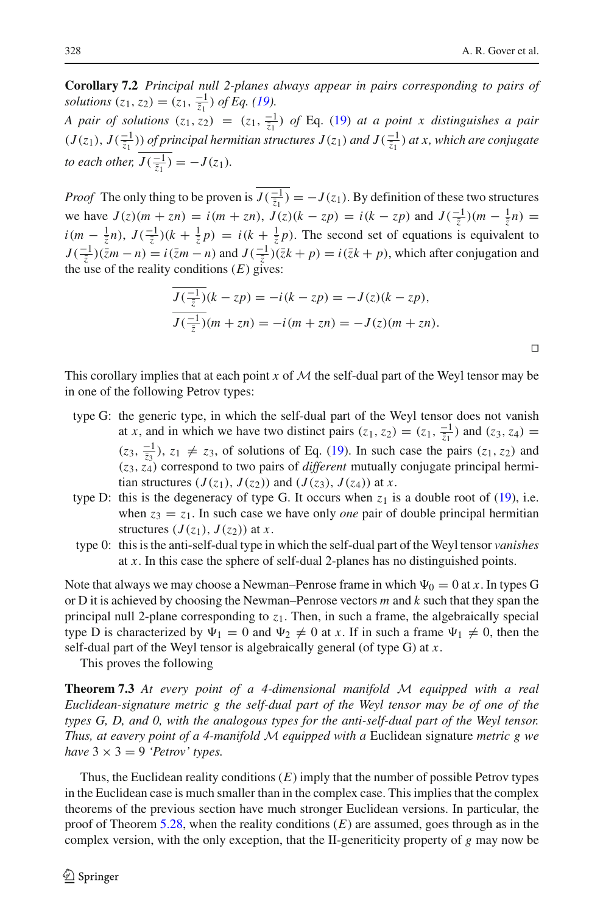**Corollary 7.2** *Principal null 2-planes always appear in pairs corresponding to pairs of solutions* $(z_1, z_2) = (z_1, \frac{-1}{\bar{z}_1})$ *of Eq. (19).*

*A pair of solutions* $(z_1, z_2) = (z_1, \frac{-1}{\bar{z}_1})$ *of* Eq. (19) *at a point* $x$ *distinguishes a pair* $(J(z_1), J(\frac{-1}{\bar{z}_1}))$ *of principal hermitian structures* $J(z_1)$ *and* $J(\frac{-1}{\bar{z}_1})$ *at* $x$*, which are conjugate to each other,* $\overline{J(\frac{-1}{\bar{z}_1})} = -J(z_1)$*.*

*Proof* The only thing to be proven is $\overline{J(\frac{-1}{\bar{z}_1})} = -J(z_1)$. By definition of these two structures we have $J(z)(m + zn) = i(m + zn)$, $J(z)(k - zp) = i(k - zp)$ and $J(\frac{-1}{\bar{z}})(m - \frac{1}{\bar{z}}n) = i(m - \frac{1}{\bar{z}}n)$, $J(\frac{-1}{\bar{z}})(k + \frac{1}{\bar{z}}p) = i(k + \frac{1}{\bar{z}}p)$. The second set of equations is equivalent to $J(\frac{-1}{\bar{z}})(\bar{z}m - n) = i(\bar{z}m - n)$ and $J(\frac{-1}{\bar{z}})(\bar{z}k + p) = i(\bar{z}k + p)$, which after conjugation and the use of the reality conditions $(E)$ gives:

$$\overline{J(\tfrac{-1}{\bar{z}})}(k - zp) = -i(k - zp) = -J(z)(k - zp),$$
$$\overline{J(\tfrac{-1}{\bar{z}})}(m + zn) = -i(m + zn) = -J(z)(m + zn).$$

□

This corollary implies that at each point $x$ of $\mathcal{M}$ the self-dual part of the Weyl tensor may be in one of the following Petrov types:

- type G: the generic type, in which the self-dual part of the Weyl tensor does not vanish at $x$, and in which we have two distinct pairs $(z_1, z_2) = (z_1, \frac{-1}{\bar{z}_1})$ and $(z_3, z_4) = (z_3, \frac{-1}{\bar{z}_3})$, $z_1 \neq z_3$, of solutions of Eq. (19). In such case the pairs $(z_1, z_2)$ and $(z_3, z_4)$ correspond to two pairs of *different* mutually conjugate principal hermitian structures $(J(z_1), J(z_2))$ and $(J(z_3), J(z_4))$ at $x$.
- type D: this is the degeneracy of type G. It occurs when $z_1$ is a double root of (19), i.e. when $z_3 = z_1$. In such case we have only *one* pair of double principal hermitian structures $(J(z_1), J(z_2))$ at $x$.
- type 0: this is the anti-self-dual type in which the self-dual part of the Weyl tensor *vanishes* at $x$. In this case the sphere of self-dual 2-planes has no distinguished points.

Note that always we may choose a Newman–Penrose frame in which $\Psi_0 = 0$ at $x$. In types G or D it is achieved by choosing the Newman–Penrose vectors $m$ and $k$ such that they span the principal null 2-plane corresponding to $z_1$. Then, in such a frame, the algebraically special type D is characterized by $\Psi_1 = 0$ and $\Psi_2 \neq 0$ at $x$. If in such a frame $\Psi_1 \neq 0$, then the self-dual part of the Weyl tensor is algebraically general (of type G) at $x$.

This proves the following

**Theorem 7.3** *At every point of a 4-dimensional manifold* $\mathcal{M}$ *equipped with a real Euclidean-signature metric* $g$ *the self-dual part of the Weyl tensor may be of one of the types G, D, and 0, with the analogous types for the anti-self-dual part of the Weyl tensor. Thus, at eavery point of a 4-manifold* $\mathcal{M}$ *equipped with a* Euclidean signature *metric* $g$ *we have* $3 \times 3 = 9$ *'Petrov' types.*

Thus, the Euclidean reality conditions $(E)$ imply that the number of possible Petrov types in the Euclidean case is much smaller than in the complex case. This implies that the complex theorems of the previous section have much stronger Euclidean versions. In particular, the proof of Theorem 5.28, when the reality conditions $(E)$ are assumed, goes through as in the complex version, with the only exception, that the II-genericity property of $g$ may now be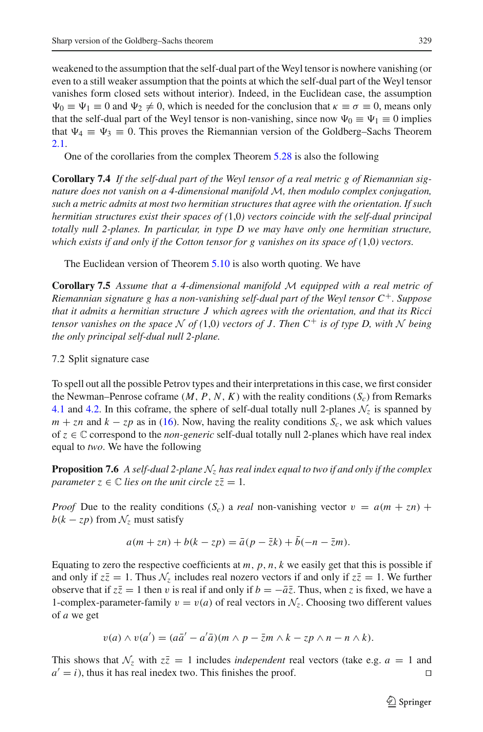weakened to the assumption that the self-dual part of the Weyl tensor is nowhere vanishing (or even to a still weaker assumption that the points at which the self-dual part of the Weyl tensor vanishes form closed sets without interior). Indeed, in the Euclidean case, the assumption $\Psi_0 \equiv \Psi_1 \equiv 0$ and $\Psi_2 \neq 0$, which is needed for the conclusion that $\kappa \equiv \sigma \equiv 0$, means only that the self-dual part of the Weyl tensor is non-vanishing, since now $\Psi_0 \equiv \Psi_1 \equiv 0$ implies that $\Psi_4 \equiv \Psi_3 \equiv 0$. This proves the Riemannian version of the Goldberg–Sachs Theorem 2.1.

One of the corollaries from the complex Theorem 5.28 is also the following

**Corollary 7.4** *If the self-dual part of the Weyl tensor of a real metric $g$ of Riemannian signature does not vanish on a 4-dimensional manifold $\mathcal{M}$, then modulo complex conjugation, such a metric admits at most two hermitian structures that agree with the orientation. If such hermitian structures exist their spaces of (1,0) vectors coincide with the self-dual principal totally null 2-planes. In particular, in type D we may have only one hermitian structure, which exists if and only if the Cotton tensor for $g$ vanishes on its space of (1,0) vectors.*

The Euclidean version of Theorem 5.10 is also worth quoting. We have

**Corollary 7.5** *Assume that a 4-dimensional manifold $\mathcal{M}$ equipped with a real metric of Riemannian signature $g$ has a non-vanishing self-dual part of the Weyl tensor $C^+$. Suppose that it admits a hermitian structure $J$ which agrees with the orientation, and that its Ricci tensor vanishes on the space $\mathcal{N}$ of (1,0) vectors of $J$. Then $C^+$ is of type D, with $\mathcal{N}$ being the only principal self-dual null 2-plane.*

## 7.2 Split signature case

To spell out all the possible Petrov types and their interpretations in this case, we first consider the Newman–Penrose coframe $(M, P, N, K)$ with the reality conditions $(S_c)$ from Remarks 4.1 and 4.2. In this coframe, the sphere of self-dual totally null 2-planes $\mathcal{N}_z$ is spanned by $m + zn$ and $k - zp$ as in (16). Now, having the reality conditions $S_c$, we ask which values of $z \in \mathbb{C}$ correspond to the *non-generic* self-dual totally null 2-planes which have real index equal to *two*. We have the following

**Proposition 7.6** *A self-dual 2-plane $\mathcal{N}_z$ has real index equal to two if and only if the complex parameter $z \in \mathbb{C}$ lies on the unit circle $z\bar{z} = 1$.*

*Proof* Due to the reality conditions $(S_c)$ a *real* non-vanishing vector $v = a(m + zn) + b(k - zp)$ from $\mathcal{N}_z$ must satisfy

$$a(m + zn) + b(k - zp) = \bar{a}(p - \bar{z}k) + \bar{b}(-n - \bar{z}m).$$

Equating to zero the respective coefficients at $m, p, n, k$ we easily get that this is possible if and only if $z\bar{z} = 1$. Thus $\mathcal{N}_z$ includes real nozero vectors if and only if $z\bar{z} = 1$. We further observe that if $z\bar{z} = 1$ then $v$ is real if and only if $b = -\bar{a}\bar{z}$. Thus, when $z$ is fixed, we have a 1-complex-parameter-family $v = v(a)$ of real vectors in $\mathcal{N}_z$. Choosing two different values of $a$ we get

$$v(a) \wedge v(a') = (a\bar{a}' - a'\bar{a})(m \wedge p - \bar{z}m \wedge k - zp \wedge n - n \wedge k).$$

This shows that $\mathcal{N}_z$ with $z\bar{z} = 1$ includes *independent* real vectors (take e.g. $a = 1$ and $a' = i$), thus it has real inedex two. This finishes the proof. □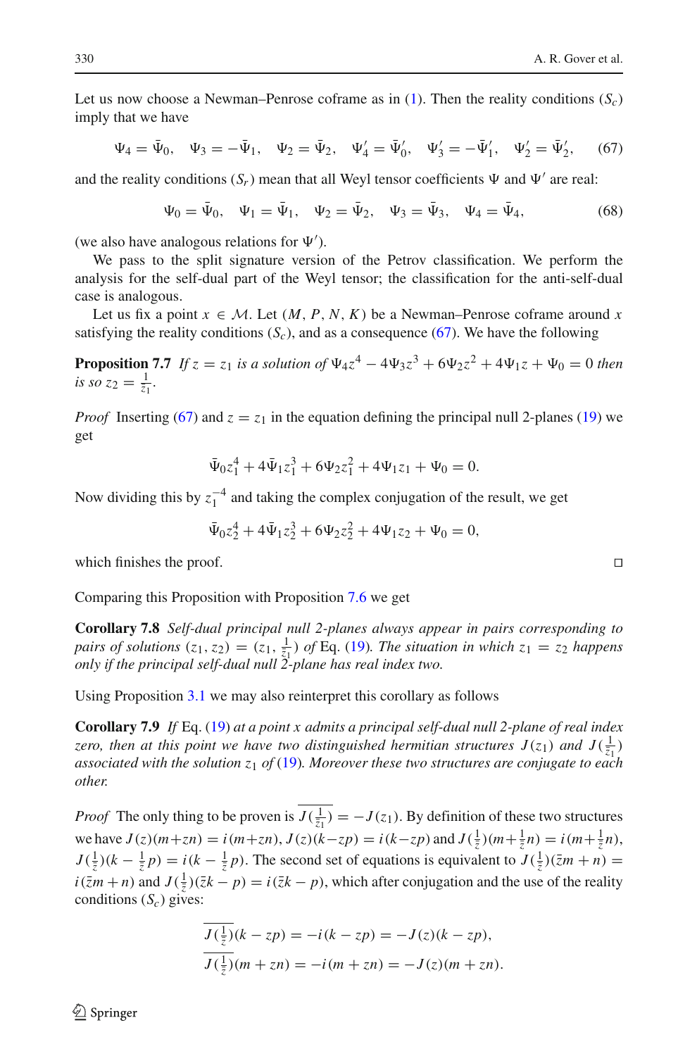Let us now choose a Newman–Penrose coframe as in (1). Then the reality conditions $(S_c)$ imply that we have

$$\Psi_4 = \bar{\Psi}_0, \quad \Psi_3 = -\bar{\Psi}_1, \quad \Psi_2 = \bar{\Psi}_2, \quad \Psi'_4 = \bar{\Psi}'_0, \quad \Psi'_3 = -\bar{\Psi}'_1, \quad \Psi'_2 = \bar{\Psi}'_2, \tag{67}$$

and the reality conditions $(S_r)$ mean that all Weyl tensor coefficients $\Psi$ and $\Psi'$ are real:

$$\Psi_0 = \bar{\Psi}_0, \quad \Psi_1 = \bar{\Psi}_1, \quad \Psi_2 = \bar{\Psi}_2, \quad \Psi_3 = \bar{\Psi}_3, \quad \Psi_4 = \bar{\Psi}_4, \tag{68}$$

(we also have analogous relations for $\Psi'$).

We pass to the split signature version of the Petrov classification. We perform the analysis for the self-dual part of the Weyl tensor; the classification for the anti-self-dual case is analogous.

Let us fix a point $x \in \mathcal{M}$. Let $(M, P, N, K)$ be a Newman–Penrose coframe around $x$ satisfying the reality conditions $(S_c)$, and as a consequence (67). We have the following

**Proposition 7.7** *If $z = z_1$ is a solution of $\Psi_4 z^4 - 4\Psi_3 z^3 + 6\Psi_2 z^2 + 4\Psi_1 z + \Psi_0 = 0$ then is so $z_2 = \frac{1}{\bar{z}_1}$.*

*Proof* Inserting (67) and $z = z_1$ in the equation defining the principal null 2-planes (19) we get

$$\bar{\Psi}_0 z_1^4 + 4\bar{\Psi}_1 z_1^3 + 6\Psi_2 z_1^2 + 4\Psi_1 z_1 + \Psi_0 = 0.$$

Now dividing this by $z_1^{-4}$ and taking the complex conjugation of the result, we get

$$\bar{\Psi}_0 z_2^4 + 4\bar{\Psi}_1 z_2^3 + 6\Psi_2 z_2^2 + 4\Psi_1 z_2 + \Psi_0 = 0,$$

which finishes the proof. □

Comparing this Proposition with Proposition 7.6 we get

**Corollary 7.8** *Self-dual principal null 2-planes always appear in pairs corresponding to pairs of solutions $(z_1, z_2) = (z_1, \frac{1}{\bar{z}_1})$ of* Eq. (19)*. The situation in which $z_1 = z_2$ happens only if the principal self-dual null 2-plane has real index two.*

Using Proposition 3.1 we may also reinterpret this corollary as follows

**Corollary 7.9** *If* Eq. (19) *at a point $x$ admits a principal self-dual null 2-plane of real index zero, then at this point we have two distinguished hermitian structures $J(z_1)$ and $J(\frac{1}{\bar{z}_1})$ associated with the solution $z_1$ of* (19)*. Moreover these two structures are conjugate to each other.*

*Proof* The only thing to be proven is $\overline{J(\frac{1}{\bar{z}_1})} = -J(z_1)$. By definition of these two structures we have $J(z)(m+zn) = i(m+zn)$, $J(z)(k-zp) = i(k-zp)$ and $J(\frac{1}{\bar{z}})(m+\frac{1}{\bar{z}}n) = i(m+\frac{1}{\bar{z}}n)$, $J(\frac{1}{\bar{z}})(k - \frac{1}{\bar{z}}p) = i(k - \frac{1}{\bar{z}}p)$. The second set of equations is equivalent to $J(\frac{1}{\bar{z}})(\bar{z}m + n) = i(\bar{z}m + n)$ and $J(\frac{1}{\bar{z}})(\bar{z}k - p) = i(\bar{z}k - p)$, which after conjugation and the use of the reality conditions $(S_c)$ gives:

$$\overline{J(\tfrac{1}{\bar{z}})}(k - zp) = -i(k - zp) = -J(z)(k - zp),$$

$$\overline{J(\tfrac{1}{\bar{z}})}(m + zn) = -i(m + zn) = -J(z)(m + zn).$$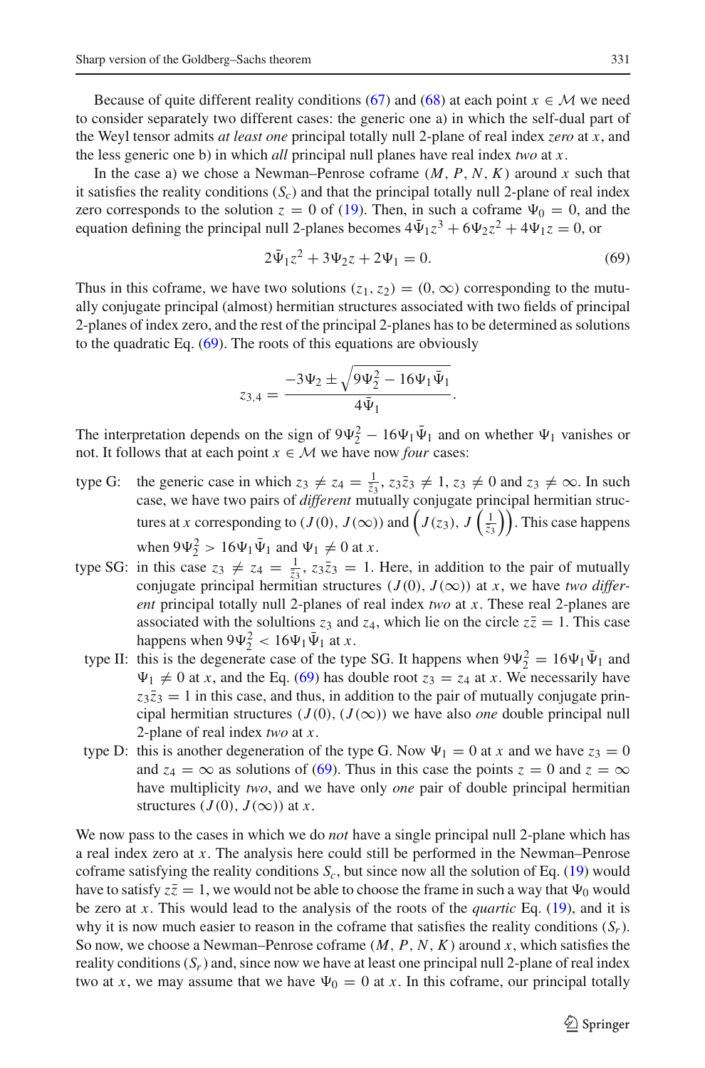Because of quite different reality conditions (67) and (68) at each point $x \in \mathcal{M}$ we need to consider separately two different cases: the generic one a) in which the self-dual part of the Weyl tensor admits *at least one* principal totally null 2-plane of real index *zero* at $x$, and the less generic one b) in which *all* principal null planes have real index *two* at $x$.

In the case a) we chose a Newman–Penrose coframe $(M, P, N, K)$ around $x$ such that it satisfies the reality conditions $(S_c)$ and that the principal totally null 2-plane of real index zero corresponds to the solution $z = 0$ of (19). Then, in such a coframe $\Psi_0 = 0$, and the equation defining the principal null 2-planes becomes $4\bar{\Psi}_1 z^3 + 6\Psi_2 z^2 + 4\Psi_1 z = 0$, or

$$2\bar{\Psi}_1 z^2 + 3\Psi_2 z + 2\Psi_1 = 0. \tag{69}$$

Thus in this coframe, we have two solutions $(z_1, z_2) = (0, \infty)$ corresponding to the mutually conjugate principal (almost) hermitian structures associated with two fields of principal 2-planes of index zero, and the rest of the principal 2-planes has to be determined as solutions to the quadratic Eq. (69). The roots of this equations are obviously

$$z_{3,4} = \frac{-3\Psi_2 \pm \sqrt{9\Psi_2^2 - 16\Psi_1\bar{\Psi}_1}}{4\bar{\Psi}_1}.$$

The interpretation depends on the sign of $9\Psi_2^2 - 16\Psi_1\bar{\Psi}_1$ and on whether $\Psi_1$ vanishes or not. It follows that at each point $x \in \mathcal{M}$ we have now *four* cases:

- type G: the generic case in which $z_3 \neq z_4 = \frac{1}{\bar{z}_3}$, $z_3\bar{z}_3 \neq 1$, $z_3 \neq 0$ and $z_3 \neq \infty$. In such case, we have two pairs of *different* mutually conjugate principal hermitian structures at $x$ corresponding to $(J(0), J(\infty))$ and $\left(J(z_3), J\left(\frac{1}{\bar{z}_3}\right)\right)$. This case happens when $9\Psi_2^2 > 16\Psi_1\bar{\Psi}_1$ and $\Psi_1 \neq 0$ at $x$.
- type SG: in this case $z_3 \neq z_4 = \frac{1}{\bar{z}_3}$, $z_3\bar{z}_3 = 1$. Here, in addition to the pair of mutually conjugate principal hermitian structures $(J(0), J(\infty))$ at $x$, we have *two different* principal totally null 2-planes of real index *two* at $x$. These real 2-planes are associated with the solultions $z_3$ and $z_4$, which lie on the circle $z\bar{z} = 1$. This case happens when $9\Psi_2^2 < 16\Psi_1\bar{\Psi}_1$ at $x$.
- type II: this is the degenerate case of the type SG. It happens when $9\Psi_2^2 = 16\Psi_1\bar{\Psi}_1$ and $\Psi_1 \neq 0$ at $x$, and the Eq. (69) has double root $z_3 = z_4$ at $x$. We necessarily have $z_3\bar{z}_3 = 1$ in this case, and thus, in addition to the pair of mutually conjugate principal hermitian structures $(J(0), (J(\infty))$ we have also *one* double principal null 2-plane of real index *two* at $x$.
- type D: this is another degeneration of the type G. Now $\Psi_1 = 0$ at $x$ and we have $z_3 = 0$ and $z_4 = \infty$ as solutions of (69). Thus in this case the points $z = 0$ and $z = \infty$ have multiplicity *two*, and we have only *one* pair of double principal hermitian structures $(J(0), J(\infty))$ at $x$.

We now pass to the cases in which we do *not* have a single principal null 2-plane which has a real index zero at $x$. The analysis here could still be performed in the Newman–Penrose coframe satisfying the reality conditions $S_c$, but since now all the solution of Eq. (19) would have to satisfy $z\bar{z} = 1$, we would not be able to choose the frame in such a way that $\Psi_0$ would be zero at $x$. This would lead to the analysis of the roots of the *quartic* Eq. (19), and it is why it is now much easier to reason in the coframe that satisfies the reality conditions $(S_r)$. So now, we choose a Newman–Penrose coframe $(M, P, N, K)$ around $x$, which satisfies the reality conditions $(S_r)$ and, since now we have at least one principal null 2-plane of real index two at $x$, we may assume that we have $\Psi_0 = 0$ at $x$. In this coframe, our principal totally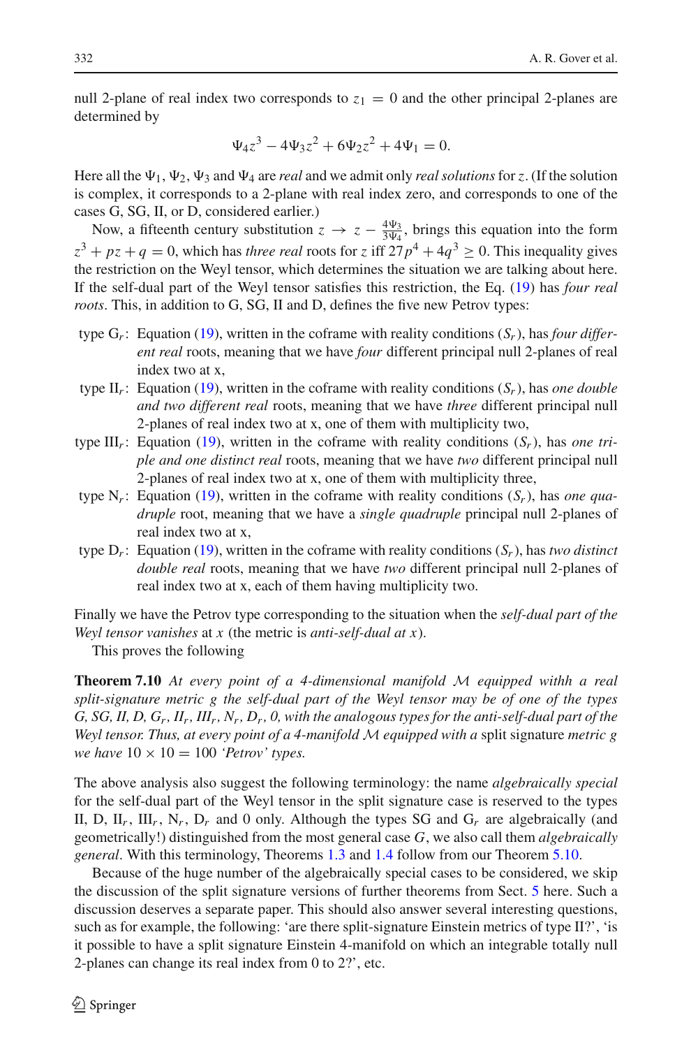null 2-plane of real index two corresponds to $z_1 = 0$ and the other principal 2-planes are determined by

$$\Psi_4 z^3 - 4\Psi_3 z^2 + 6\Psi_2 z^2 + 4\Psi_1 = 0.$$

Here all the $\Psi_1$, $\Psi_2$, $\Psi_3$ and $\Psi_4$ are *real* and we admit only *real solutions* for $z$. (If the solution is complex, it corresponds to a 2-plane with real index zero, and corresponds to one of the cases G, SG, II, or D, considered earlier.)

Now, a fifteenth century substitution $z \to z - \frac{4\Psi_3}{3\Psi_4}$, brings this equation into the form $z^3 + pz + q = 0$, which has *three real* roots for $z$ iff $27p^4 + 4q^3 \geq 0$. This inequality gives the restriction on the Weyl tensor, which determines the situation we are talking about here. If the self-dual part of the Weyl tensor satisfies this restriction, the Eq. (19) has *four real roots*. This, in addition to G, SG, II and D, defines the five new Petrov types:

- type $G_r$: Equation (19), written in the coframe with reality conditions $(S_r)$, has *four different real* roots, meaning that we have *four* different principal null 2-planes of real index two at x,
- type $II_r$: Equation (19), written in the coframe with reality conditions $(S_r)$, has *one double and two different real* roots, meaning that we have *three* different principal null 2-planes of real index two at x, one of them with multiplicity two,
- type $III_r$: Equation (19), written in the coframe with reality conditions $(S_r)$, has *one triple and one distinct real* roots, meaning that we have *two* different principal null 2-planes of real index two at x, one of them with multiplicity three,
- type $N_r$: Equation (19), written in the coframe with reality conditions $(S_r)$, has *one quadruple* root, meaning that we have a *single quadruple* principal null 2-planes of real index two at x,
- type $D_r$: Equation (19), written in the coframe with reality conditions $(S_r)$, has *two distinct double real* roots, meaning that we have *two* different principal null 2-planes of real index two at x, each of them having multiplicity two.

Finally we have the Petrov type corresponding to the situation when the *self-dual part of the Weyl tensor vanishes* at $x$ (the metric is *anti-self-dual at* $x$).

This proves the following

**Theorem 7.10** *At every point of a 4-dimensional manifold $\mathcal{M}$ equipped withh a real split-signature metric $g$ the self-dual part of the Weyl tensor may be of one of the types G, SG, II, D, $G_r$, $II_r$, $III_r$, $N_r$, $D_r$, 0, with the analogous types for the anti-self-dual part of the Weyl tensor. Thus, at every point of a 4-manifold $\mathcal{M}$ equipped with a* split signature *metric $g$ we have* $10 \times 10 = 100$ *'Petrov' types.*

The above analysis also suggest the following terminology: the name *algebraically special* for the self-dual part of the Weyl tensor in the split signature case is reserved to the types II, D, $II_r$, $III_r$, $N_r$, $D_r$ and 0 only. Although the types SG and $G_r$ are algebraically (and geometrically!) distinguished from the most general case $G$, we also call them *algebraically general*. With this terminology, Theorems 1.3 and 1.4 follow from our Theorem 5.10.

Because of the huge number of the algebraically special cases to be considered, we skip the discussion of the split signature versions of further theorems from Sect. 5 here. Such a discussion deserves a separate paper. This should also answer several interesting questions, such as for example, the following: 'are there split-signature Einstein metrics of type II?', 'is it possible to have a split signature Einstein 4-manifold on which an integrable totally null 2-planes can change its real index from 0 to 2?', etc.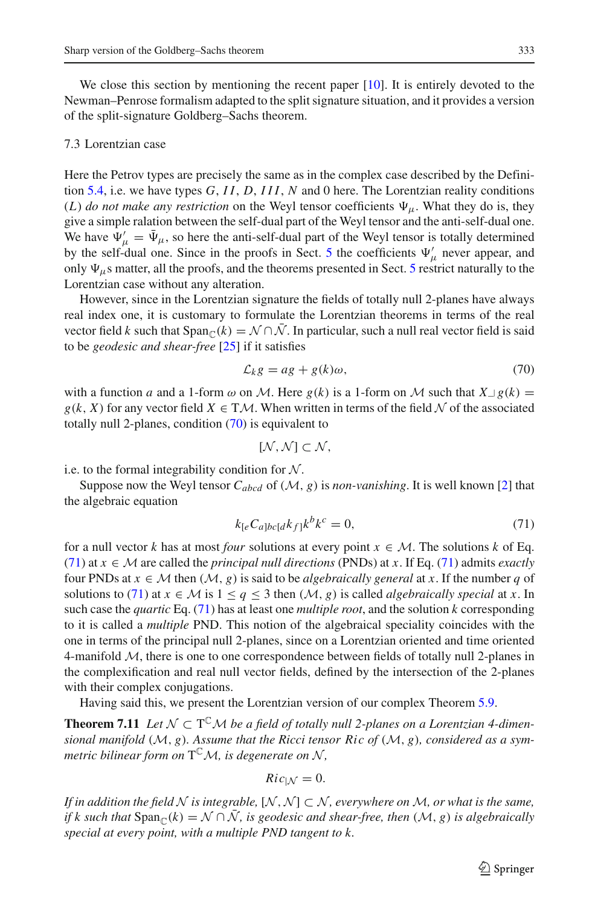We close this section by mentioning the recent paper [10]. It is entirely devoted to the Newman–Penrose formalism adapted to the split signature situation, and it provides a version of the split-signature Goldberg–Sachs theorem.

### 7.3 Lorentzian case

Here the Petrov types are precisely the same as in the complex case described by the Definition 5.4, i.e. we have types $G$, $II$, $D$, $III$, $N$ and 0 here. The Lorentzian reality conditions ($L$) *do not make any restriction* on the Weyl tensor coefficients $\Psi_\mu$. What they do is, they give a simple ralation between the self-dual part of the Weyl tensor and the anti-self-dual one. We have $\Psi'_\mu = \bar{\Psi}_\mu$, so here the anti-self-dual part of the Weyl tensor is totally determined by the self-dual one. Since in the proofs in Sect. 5 the coefficients $\Psi'_\mu$ never appear, and only $\Psi_\mu$s matter, all the proofs, and the theorems presented in Sect. 5 restrict naturally to the Lorentzian case without any alteration.

However, since in the Lorentzian signature the fields of totally null 2-planes have always real index one, it is customary to formulate the Lorentzian theorems in terms of the real vector field $k$ such that $\mathrm{Span}_{\mathbb{C}}(k) = \mathcal{N} \cap \bar{\mathcal{N}}$. In particular, such a null real vector field is said to be *geodesic and shear-free* [25] if it satisfies

$$\mathcal{L}_k g = ag + g(k)\omega, \tag{70}$$

with a function $a$ and a 1-form $\omega$ on $\mathcal{M}$. Here $g(k)$ is a 1-form on $\mathcal{M}$ such that $X \lrcorner g(k) = g(k, X)$ for any vector field $X \in \mathrm{T}\mathcal{M}$. When written in terms of the field $\mathcal{N}$ of the associated totally null 2-planes, condition (70) is equivalent to

$$[\mathcal{N}, \mathcal{N}] \subset \mathcal{N},$$

i.e. to the formal integrability condition for $\mathcal{N}$.

Suppose now the Weyl tensor $C_{abcd}$ of $(\mathcal{M}, g)$ is *non-vanishing*. It is well known [2] that the algebraic equation

$$k_{[e}C_{a]bc[d}k_{f]}k^b k^c = 0, \tag{71}$$

for a null vector $k$ has at most *four* solutions at every point $x \in \mathcal{M}$. The solutions $k$ of Eq. (71) at $x \in \mathcal{M}$ are called the *principal null directions* (PNDs) at $x$. If Eq. (71) admits *exactly* four PNDs at $x \in \mathcal{M}$ then $(\mathcal{M}, g)$ is said to be *algebraically general* at $x$. If the number $q$ of solutions to (71) at $x \in \mathcal{M}$ is $1 \leq q \leq 3$ then $(\mathcal{M}, g)$ is called *algebraically special* at $x$. In such case the *quartic* Eq. (71) has at least one *multiple root*, and the solution $k$ corresponding to it is called a *multiple* PND. This notion of the algebraical speciality coincides with the one in terms of the principal null 2-planes, since on a Lorentzian oriented and time oriented 4-manifold $\mathcal{M}$, there is one to one correspondence between fields of totally null 2-planes in the complexification and real null vector fields, defined by the intersection of the 2-planes with their complex conjugations.

Having said this, we present the Lorentzian version of our complex Theorem 5.9.

**Theorem 7.11** *Let $\mathcal{N} \subset \mathrm{T}^{\mathbb{C}}\mathcal{M}$ be a field of totally null 2-planes on a Lorentzian 4-dimensional manifold $(\mathcal{M}, g)$. Assume that the Ricci tensor $Ric$ of $(\mathcal{M}, g)$, considered as a symmetric bilinear form on $\mathrm{T}^{\mathbb{C}}\mathcal{M}$, is degenerate on $\mathcal{N}$,*

$$Ric_{|\mathcal{N}} = 0.$$

*If in addition the field $\mathcal{N}$ is integrable, $[\mathcal{N}, \mathcal{N}] \subset \mathcal{N}$, everywhere on $\mathcal{M}$, or what is the same, if $k$ such that $\mathrm{Span}_{\mathbb{C}}(k) = \mathcal{N} \cap \bar{\mathcal{N}}$, is geodesic and shear-free, then $(\mathcal{M}, g)$ is algebraically special at every point, with a multiple PND tangent to $k$.*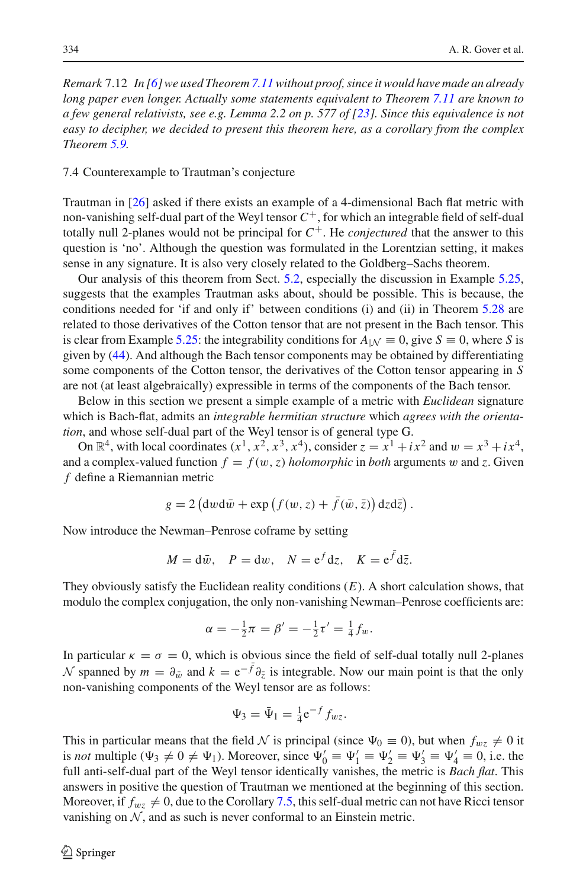*Remark* 7.12 *In [6] we used Theorem 7.11 without proof, since it would have made an already long paper even longer. Actually some statements equivalent to Theorem 7.11 are known to a few general relativists, see e.g. Lemma 2.2 on p. 577 of [23]. Since this equivalence is not easy to decipher, we decided to present this theorem here, as a corollary from the complex Theorem 5.9.*

### 7.4 Counterexample to Trautman's conjecture

Trautman in [26] asked if there exists an example of a 4-dimensional Bach flat metric with non-vanishing self-dual part of the Weyl tensor $C^+$, for which an integrable field of self-dual totally null 2-planes would not be principal for $C^+$. He *conjectured* that the answer to this question is 'no'. Although the question was formulated in the Lorentzian setting, it makes sense in any signature. It is also very closely related to the Goldberg–Sachs theorem.

Our analysis of this theorem from Sect. 5.2, especially the discussion in Example 5.25, suggests that the examples Trautman asks about, should be possible. This is because, the conditions needed for 'if and only if' between conditions (i) and (ii) in Theorem 5.28 are related to those derivatives of the Cotton tensor that are not present in the Bach tensor. This is clear from Example 5.25: the integrability conditions for $A_{|\mathcal{N}} \equiv 0$, give $S \equiv 0$, where $S$ is given by (44). And although the Bach tensor components may be obtained by differentiating some components of the Cotton tensor, the derivatives of the Cotton tensor appearing in $S$ are not (at least algebraically) expressible in terms of the components of the Bach tensor.

Below in this section we present a simple example of a metric with *Euclidean* signature which is Bach-flat, admits an *integrable hermitian structure* which *agrees with the orientation*, and whose self-dual part of the Weyl tensor is of general type G.

On $\mathbb{R}^4$, with local coordinates $(x^1, x^2, x^3, x^4)$, consider $z = x^1 + ix^2$ and $w = x^3 + ix^4$, and a complex-valued function $f = f(w, z)$ *holomorphic* in *both* arguments $w$ and $z$. Given $f$ define a Riemannian metric

$$g = 2\left(\mathrm{d}w\mathrm{d}\bar{w} + \exp\left(f(w, z) + \bar{f}(\bar{w}, \bar{z})\right)\mathrm{d}z\mathrm{d}\bar{z}\right).$$

Now introduce the Newman–Penrose coframe by setting

$$M = \mathrm{d}\bar{w}, \quad P = \mathrm{d}w, \quad N = \mathrm{e}^{f}\mathrm{d}z, \quad K = \mathrm{e}^{\bar{f}}\mathrm{d}\bar{z}.$$

They obviously satisfy the Euclidean reality conditions ($E$). A short calculation shows, that modulo the complex conjugation, the only non-vanishing Newman–Penrose coefficients are:

$$\alpha = -\tfrac{1}{2}\pi = \beta' = -\tfrac{1}{2}\tau' = \tfrac{1}{4}f_w.$$

In particular $\kappa = \sigma = 0$, which is obvious since the field of self-dual totally null 2-planes $\mathcal{N}$ spanned by $m = \partial_{\bar{w}}$ and $k = \mathrm{e}^{-\bar{f}}\partial_{\bar{z}}$ is integrable. Now our main point is that the only non-vanishing components of the Weyl tensor are as follows:

$$\Psi_3 = \bar{\Psi}_1 = \tfrac{1}{4}\mathrm{e}^{-f}f_{wz}.$$

This in particular means that the field $\mathcal{N}$ is principal (since $\Psi_0 \equiv 0$), but when $f_{wz} \neq 0$ it is *not* multiple ($\Psi_3 \neq 0 \neq \Psi_1$). Moreover, since $\Psi'_0 \equiv \Psi'_1 \equiv \Psi'_2 \equiv \Psi'_3 \equiv \Psi'_4 \equiv 0$, i.e. the full anti-self-dual part of the Weyl tensor identically vanishes, the metric is *Bach flat*. This answers in positive the question of Trautman we mentioned at the beginning of this section. Moreover, if $f_{wz} \neq 0$, due to the Corollary 7.5, this self-dual metric can not have Ricci tensor vanishing on $\mathcal{N}$, and as such is never conformal to an Einstein metric.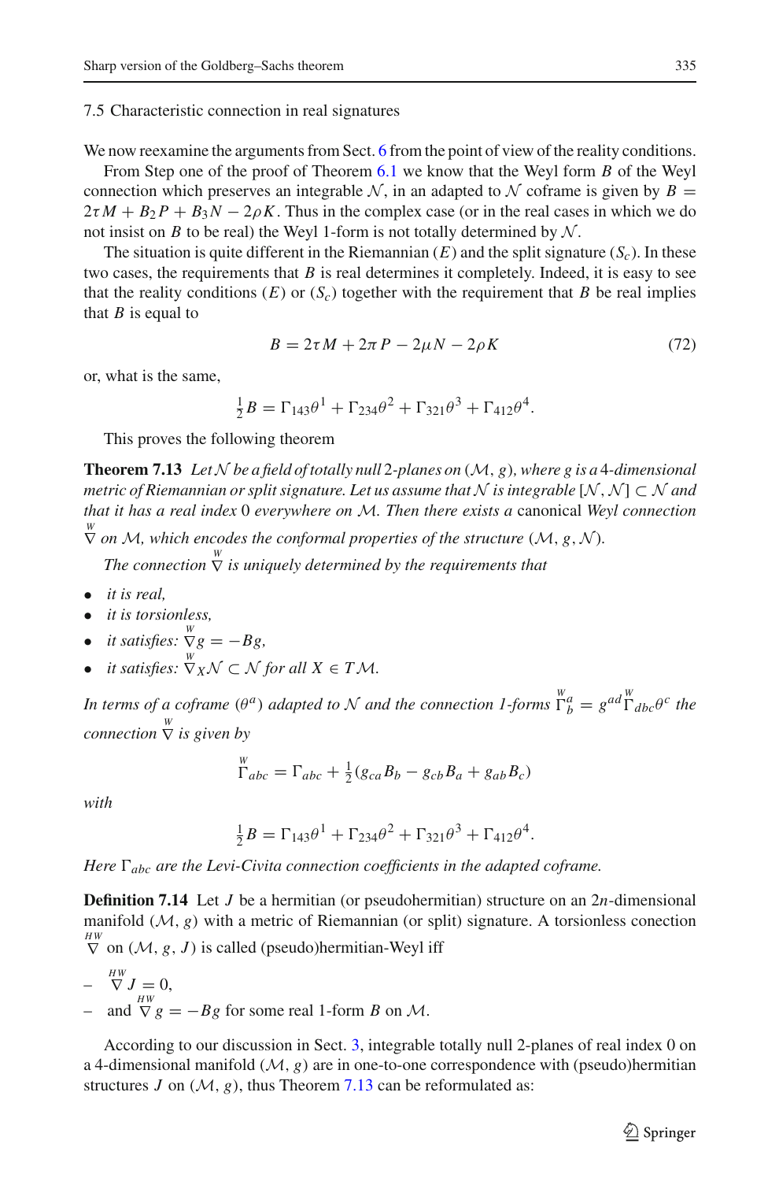### 7.5 Characteristic connection in real signatures

We now reexamine the arguments from Sect. 6 from the point of view of the reality conditions.

From Step one of the proof of Theorem 6.1 we know that the Weyl form $B$ of the Weyl connection which preserves an integrable $\mathcal{N}$, in an adapted to $\mathcal{N}$ coframe is given by $B = 2\tau M + B_2 P + B_3 N - 2\rho K$. Thus in the complex case (or in the real cases in which we do not insist on $B$ to be real) the Weyl 1-form is not totally determined by $\mathcal{N}$.

The situation is quite different in the Riemannian ($E$) and the split signature ($S_c$). In these two cases, the requirements that $B$ is real determines it completely. Indeed, it is easy to see that the reality conditions ($E$) or ($S_c$) together with the requirement that $B$ be real implies that $B$ is equal to

$$B = 2\tau M + 2\pi P - 2\mu N - 2\rho K \tag{72}$$

or, what is the same,

$$\tfrac{1}{2}B = \Gamma_{143}\theta^1 + \Gamma_{234}\theta^2 + \Gamma_{321}\theta^3 + \Gamma_{412}\theta^4.$$

This proves the following theorem

**Theorem 7.13** *Let $\mathcal{N}$ be a field of totally null 2-planes on $(\mathcal{M}, g)$, where $g$ is a 4-dimensional metric of Riemannian or split signature. Let us assume that $\mathcal{N}$ is integrable $[\mathcal{N},\mathcal{N}] \subset \mathcal{N}$ and that it has a real index 0 everywhere on $\mathcal{M}$. Then there exists a* canonical *Weyl connection $\overset{W}{\nabla}$ on $\mathcal{M}$, which encodes the conformal properties of the structure $(\mathcal{M}, g, \mathcal{N})$.*

*The connection $\overset{W}{\nabla}$ is uniquely determined by the requirements that*

- *it is real,*
- *it is torsionless,*
- *it satisfies: $\overset{W}{\nabla} g = -Bg$,*
- *it satisfies: $\overset{W}{\nabla}_X \mathcal{N} \subset \mathcal{N}$ for all $X \in T\mathcal{M}$.*

*In terms of a coframe $(\theta^a)$ adapted to $\mathcal{N}$ and the connection 1-forms $\overset{W}{\Gamma}{}^a_{\ b} = g^{ad}\overset{W}{\Gamma}_{dbc}\theta^c$ the connection $\overset{W}{\nabla}$ is given by*

$$\overset{W}{\Gamma}_{abc} = \Gamma_{abc} + \tfrac{1}{2}(g_{ca}B_b - g_{cb}B_a + g_{ab}B_c)$$

*with*

$$\tfrac{1}{2}B = \Gamma_{143}\theta^1 + \Gamma_{234}\theta^2 + \Gamma_{321}\theta^3 + \Gamma_{412}\theta^4.$$

*Here $\Gamma_{abc}$ are the Levi-Civita connection coefficients in the adapted coframe.*

**Definition 7.14** Let $J$ be a hermitian (or pseudohermitian) structure on an $2n$-dimensional manifold $(\mathcal{M}, g)$ with a metric of Riemannian (or split) signature. A torsionless conection $\overset{HW}{\nabla}$ on $(\mathcal{M}, g, J)$ is called (pseudo)hermitian-Weyl iff

- $\overset{HW}{\nabla} J = 0$,
- and $\overset{HW}{\nabla} g = -Bg$ for some real 1-form $B$ on $\mathcal{M}$.

According to our discussion in Sect. 3, integrable totally null 2-planes of real index 0 on a 4-dimensional manifold $(\mathcal{M}, g)$ are in one-to-one correspondence with (pseudo)hermitian structures $J$ on $(\mathcal{M}, g)$, thus Theorem 7.13 can be reformulated as: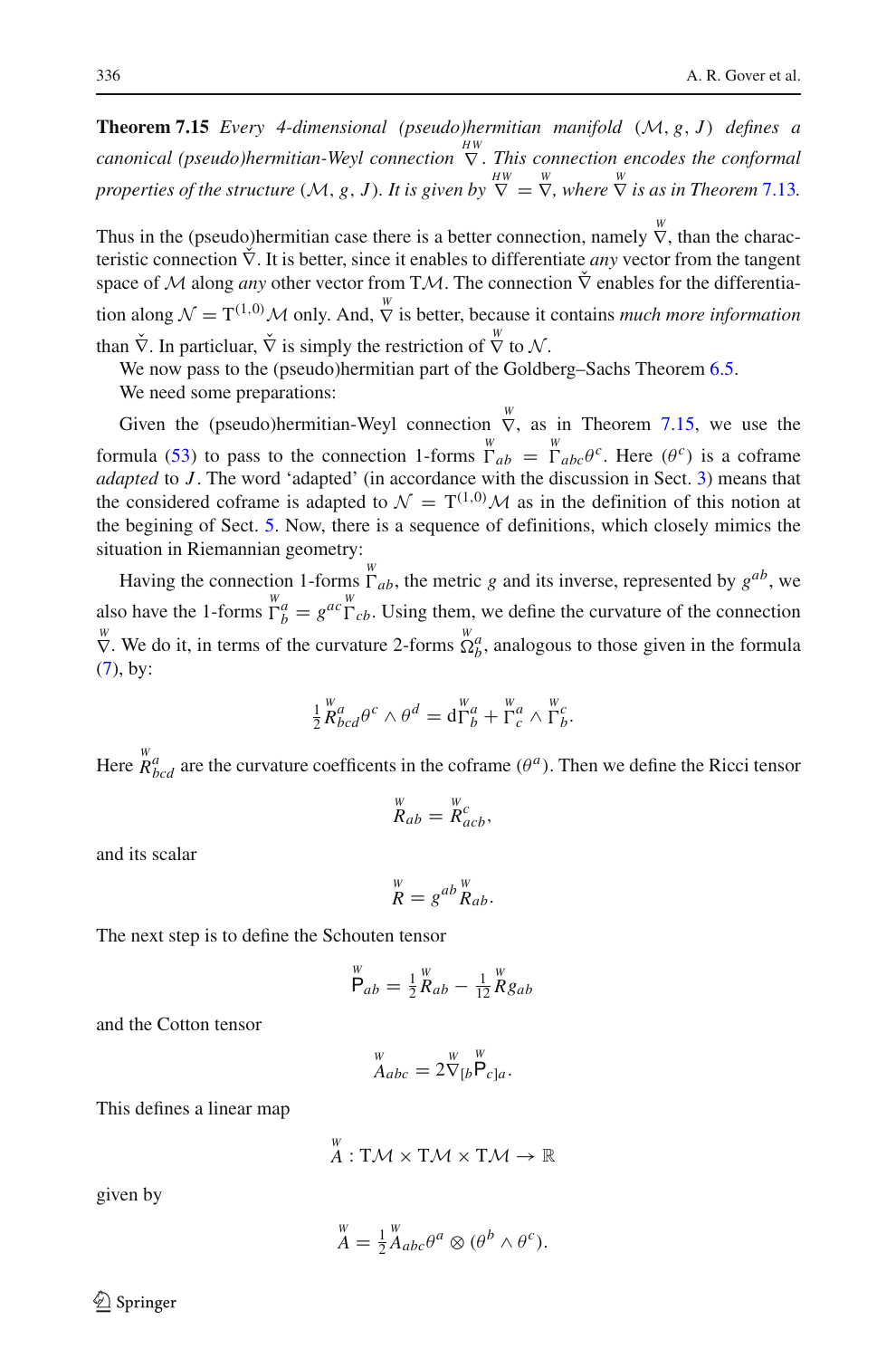**Theorem 7.15** *Every 4-dimensional (pseudo)hermitian manifold* $(\mathcal{M}, g, J)$ *defines a canonical (pseudo)hermitian-Weyl connection* $\overset{HW}{\nabla}$. *This connection encodes the conformal properties of the structure* $(\mathcal{M}, g, J)$. *It is given by* $\overset{HW}{\nabla} = \overset{W}{\nabla}$, *where* $\overset{W}{\nabla}$ *is as in Theorem 7.13.*

Thus in the (pseudo)hermitian case there is a better connection, namely $\overset{W}{\nabla}$, than the characteristic connection $\check{\nabla}$. It is better, since it enables to differentiate *any* vector from the tangent space of $\mathcal{M}$ along *any* other vector from $\mathrm{T}\mathcal{M}$. The connection $\check{\nabla}$ enables for the differentiation along $\mathcal{N} = \mathrm{T}^{(1,0)}\mathcal{M}$ only. And, $\overset{W}{\nabla}$ is better, because it contains *much more information* than $\check{\nabla}$. In particluar, $\check{\nabla}$ is simply the restriction of $\overset{W}{\nabla}$ to $\mathcal{N}$.

We now pass to the (pseudo)hermitian part of the Goldberg–Sachs Theorem 6.5.

We need some preparations:

Given the (pseudo)hermitian-Weyl connection $\overset{W}{\nabla}$, as in Theorem 7.15, we use the formula (53) to pass to the connection 1-forms $\overset{W}{\Gamma}_{ab} = \overset{W}{\Gamma}_{abc}\theta^c$. Here $(\theta^c)$ is a coframe *adapted* to $J$. The word 'adapted' (in accordance with the discussion in Sect. 3) means that the considered coframe is adapted to $\mathcal{N} = \mathrm{T}^{(1,0)}\mathcal{M}$ as in the definition of this notion at the begining of Sect. 5. Now, there is a sequence of definitions, which closely mimics the situation in Riemannian geometry:

Having the connection 1-forms $\overset{W}{\Gamma}_{ab}$, the metric $g$ and its inverse, represented by $g^{ab}$, we also have the 1-forms $\overset{W}{\Gamma}{}^a_b = g^{ac}\overset{W}{\Gamma}_{cb}$. Using them, we define the curvature of the connection $\overset{W}{\nabla}$. We do it, in terms of the curvature 2-forms $\overset{W}{\Omega}{}^a_b$, analogous to those given in the formula (7), by:

$$\tfrac{1}{2}\overset{W}{R}{}^a_{bcd}\theta^c \wedge \theta^d = \mathrm{d}\overset{W}{\Gamma}{}^a_b + \overset{W}{\Gamma}{}^a_c \wedge \overset{W}{\Gamma}{}^c_b.$$

Here $\overset{W}{R}{}^a_{bcd}$ are the curvature coefficents in the coframe $(\theta^a)$. Then we define the Ricci tensor

$$\overset{W}{R}_{ab} = \overset{W}{R}{}^c_{acb},$$

and its scalar

$$\overset{W}{R} = g^{ab}\overset{W}{R}_{ab}.$$

The next step is to define the Schouten tensor

$$\overset{W}{\mathsf{P}}_{ab} = \tfrac{1}{2}\overset{W}{R}_{ab} - \tfrac{1}{12}\overset{W}{R}g_{ab}$$

and the Cotton tensor

$$\overset{W}{A}_{abc} = 2\overset{W}{\nabla}_{[b}\overset{W}{\mathsf{P}}_{c]a}.$$

This defines a linear map

$$\overset{W}{A} : \mathrm{T}\mathcal{M} \times \mathrm{T}\mathcal{M} \times \mathrm{T}\mathcal{M} \to \mathbb{R}$$

given by

$$\overset{W}{A} = \tfrac{1}{2}\overset{W}{A}_{abc}\theta^a \otimes (\theta^b \wedge \theta^c).$$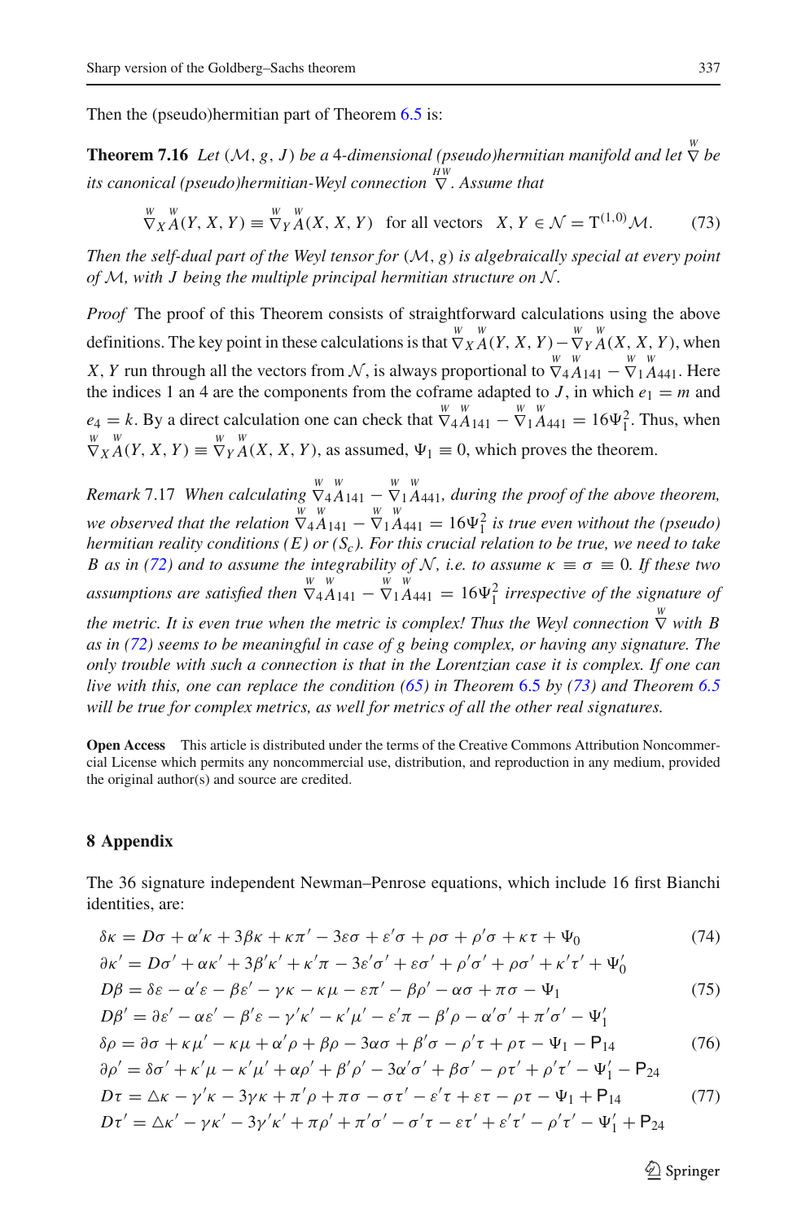Then the (pseudo)hermitian part of Theorem 6.5 is:

**Theorem 7.16** *Let $(\mathcal{M}, g, J)$ be a 4-dimensional (pseudo)hermitian manifold and let $\overset{W}{\nabla}$ be its canonical (pseudo)hermitian-Weyl connection $\overset{HW}{\nabla}$. Assume that*

$$\overset{W}{\nabla}_X \overset{W}{A}(Y, X, Y) \equiv \overset{W}{\nabla}_Y \overset{W}{A}(X, X, Y) \quad \text{for all vectors} \quad X, Y \in \mathcal{N} = \mathrm{T}^{(1,0)}\mathcal{M}. \tag{73}$$

*Then the self-dual part of the Weyl tensor for $(\mathcal{M}, g)$ is algebraically special at every point of $\mathcal{M}$, with $J$ being the multiple principal hermitian structure on $\mathcal{N}$.*

*Proof* The proof of this Theorem consists of straightforward calculations using the above definitions. The key point in these calculations is that $\overset{W}{\nabla}_X \overset{W}{A}(Y, X, Y) - \overset{W}{\nabla}_Y \overset{W}{A}(X, X, Y)$, when $X, Y$ run through all the vectors from $\mathcal{N}$, is always proportional to $\overset{W}{\nabla}_4 \overset{W}{A}_{141} - \overset{W}{\nabla}_1 \overset{W}{A}_{441}$. Here the indices 1 an 4 are the components from the coframe adapted to $J$, in which $e_1 = m$ and $e_4 = k$. By a direct calculation one can check that $\overset{W}{\nabla}_4 \overset{W}{A}_{141} - \overset{W}{\nabla}_1 \overset{W}{A}_{441} = 16\Psi_1^2$. Thus, when $\overset{W}{\nabla}_X \overset{W}{A}(Y, X, Y) \equiv \overset{W}{\nabla}_Y \overset{W}{A}(X, X, Y)$, as assumed, $\Psi_1 \equiv 0$, which proves the theorem.

*Remark* 7.17 *When calculating $\overset{W}{\nabla}_4 \overset{W}{A}_{141} - \overset{W}{\nabla}_1 \overset{W}{A}_{441}$, during the proof of the above theorem, we observed that the relation $\overset{W}{\nabla}_4 \overset{W}{A}_{141} - \overset{W}{\nabla}_1 \overset{W}{A}_{441} = 16\Psi_1^2$ is true even without the (pseudo) hermitian reality conditions $(E)$ or $(S_c)$. For this crucial relation to be true, we need to take $B$ as in (72) and to assume the integrability of $\mathcal{N}$, i.e. to assume $\kappa \equiv \sigma \equiv 0$. If these two assumptions are satisfied then $\overset{W}{\nabla}_4 \overset{W}{A}_{141} - \overset{W}{\nabla}_1 \overset{W}{A}_{441} = 16\Psi_1^2$ irrespective of the signature of the metric. It is even true when the metric is complex! Thus the Weyl connection $\overset{W}{\nabla}$ with $B$ as in (72) seems to be meaningful in case of g being complex, or having any signature. The only trouble with such a connection is that in the Lorentzian case it is complex. If one can live with this, one can replace the condition (65) in Theorem 6.5 by (73) and Theorem 6.5 will be true for complex metrics, as well for metrics of all the other real signatures.*

**Open Access** This article is distributed under the terms of the Creative Commons Attribution Noncommercial License which permits any noncommercial use, distribution, and reproduction in any medium, provided the original author(s) and source are credited.

## 8 Appendix

The 36 signature independent Newman–Penrose equations, which include 16 first Bianchi identities, are:

$$\delta\kappa = D\sigma + \alpha'\kappa + 3\beta\kappa + \kappa\pi' - 3\varepsilon\sigma + \varepsilon'\sigma + \rho\sigma + \rho'\sigma + \kappa\tau + \Psi_0 \tag{74}$$

$$\partial\kappa' = D\sigma' + \alpha\kappa' + 3\beta'\kappa' + \kappa'\pi - 3\varepsilon'\sigma' + \varepsilon\sigma' + \rho'\sigma' + \rho\sigma' + \kappa'\tau' + \Psi_0'$$

$$D\beta = \delta\varepsilon - \alpha'\varepsilon - \beta\varepsilon' - \gamma\kappa - \kappa\mu - \varepsilon\pi' - \beta\rho' - \alpha\sigma + \pi\sigma - \Psi_1 \tag{75}$$

$$D\beta' = \partial\varepsilon' - \alpha\varepsilon' - \beta'\varepsilon - \gamma'\kappa' - \kappa'\mu' - \varepsilon'\pi - \beta'\rho - \alpha'\sigma' + \pi'\sigma' - \Psi_1'$$

$$\delta\rho = \partial\sigma + \kappa\mu' - \kappa\mu + \alpha'\rho + \beta\rho - 3\alpha\sigma + \beta'\sigma - \rho'\tau + \rho\tau - \Psi_1 - \mathsf{P}_{14} \tag{76}$$

$$\partial\rho' = \delta\sigma' + \kappa'\mu - \kappa'\mu' + \alpha\rho' + \beta'\rho' - 3\alpha'\sigma' + \beta\sigma' - \rho\tau' + \rho'\tau' - \Psi_1' - \mathsf{P}_{24}$$

$$D\tau = \triangle\kappa - \gamma'\kappa - 3\gamma\kappa + \pi'\rho + \pi\sigma - \sigma\tau' - \varepsilon'\tau + \varepsilon\tau - \rho\tau - \Psi_1 + \mathsf{P}_{14} \tag{77}$$

$$D\tau' = \triangle\kappa' - \gamma\kappa' - 3\gamma'\kappa' + \pi\rho' + \pi'\sigma' - \sigma'\tau - \varepsilon\tau' + \varepsilon'\tau' - \rho'\tau' - \Psi_1' + \mathsf{P}_{24}$$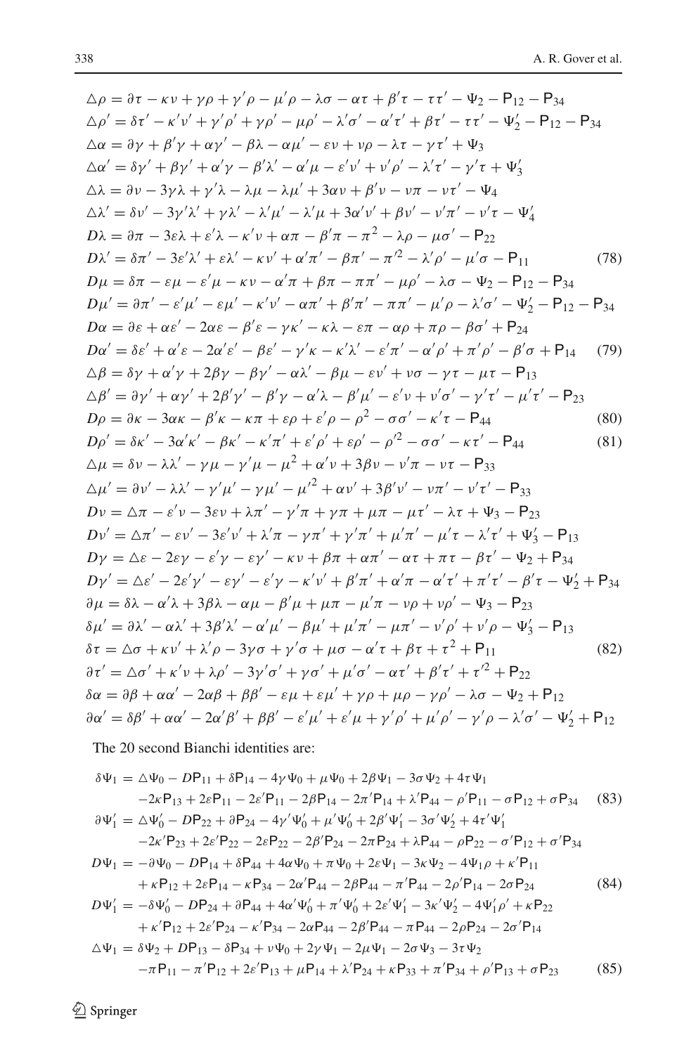$$\triangle\rho = \partial\tau - \kappa\nu + \gamma\rho + \gamma'\rho - \mu'\rho - \lambda\sigma - \alpha\tau + \beta'\tau - \tau\tau' - \Psi_2 - \mathsf{P}_{12} - \mathsf{P}_{34}$$
$$\triangle\rho' = \delta\tau' - \kappa'\nu' + \gamma'\rho' + \gamma\rho' - \mu\rho' - \lambda'\sigma' - \alpha'\tau' + \beta\tau' - \tau\tau' - \Psi_2' - \mathsf{P}_{12} - \mathsf{P}_{34}$$
$$\triangle\alpha = \partial\gamma + \beta'\gamma + \alpha\gamma' - \beta\lambda - \alpha\mu' - \varepsilon\nu + \nu\rho - \lambda\tau - \gamma\tau' + \Psi_3$$
$$\triangle\alpha' = \delta\gamma' + \beta\gamma' + \alpha'\gamma - \beta'\lambda' - \alpha'\mu - \varepsilon'\nu' + \nu'\rho' - \lambda'\tau' - \gamma'\tau + \Psi_3'$$
$$\triangle\lambda = \partial\nu - 3\gamma\lambda + \gamma'\lambda - \lambda\mu - \lambda\mu' + 3\alpha\nu + \beta'\nu - \nu\pi - \nu\tau' - \Psi_4$$
$$\triangle\lambda' = \delta\nu' - 3\gamma'\lambda' + \gamma\lambda' - \lambda'\mu' - \lambda'\mu + 3\alpha'\nu' + \beta\nu' - \nu'\pi' - \nu'\tau - \Psi_4'$$
$$D\lambda = \partial\pi - 3\varepsilon\lambda + \varepsilon'\lambda - \kappa'\nu + \alpha\pi - \beta'\pi - \pi^2 - \lambda\rho - \mu\sigma' - \mathsf{P}_{22}$$
$$D\lambda' = \delta\pi' - 3\varepsilon'\lambda' + \varepsilon\lambda' - \kappa\nu' + \alpha'\pi' - \beta\pi' - \pi'^2 - \lambda'\rho' - \mu'\sigma - \mathsf{P}_{11} \tag{78}$$
$$D\mu = \delta\pi - \varepsilon\mu - \varepsilon'\mu - \kappa\nu - \alpha'\pi + \beta\pi - \pi\pi' - \mu\rho' - \lambda\sigma - \Psi_2 - \mathsf{P}_{12} - \mathsf{P}_{34}$$
$$D\mu' = \partial\pi' - \varepsilon'\mu' - \varepsilon\mu' - \kappa'\nu' - \alpha\pi' + \beta'\pi' - \pi\pi' - \mu'\rho - \lambda'\sigma' - \Psi_2' - \mathsf{P}_{12} - \mathsf{P}_{34}$$
$$D\alpha = \partial\varepsilon + \alpha\varepsilon' - 2\alpha\varepsilon - \beta'\varepsilon - \gamma\kappa' - \kappa\lambda - \varepsilon\pi - \alpha\rho + \pi\rho - \beta\sigma' + \mathsf{P}_{24}$$
$$D\alpha' = \delta\varepsilon' + \alpha'\varepsilon - 2\alpha'\varepsilon' - \beta\varepsilon' - \gamma'\kappa - \kappa'\lambda' - \varepsilon'\pi' - \alpha'\rho' + \pi'\rho' - \beta'\sigma + \mathsf{P}_{14} \tag{79}$$
$$\triangle\beta = \delta\gamma + \alpha'\gamma + 2\beta\gamma - \beta\gamma' - \alpha\lambda' - \beta\mu - \varepsilon\nu' + \nu\sigma - \gamma\tau - \mu\tau - \mathsf{P}_{13}$$
$$\triangle\beta' = \partial\gamma' + \alpha\gamma' + 2\beta'\gamma' - \beta'\gamma - \alpha'\lambda - \beta'\mu' - \varepsilon'\nu + \nu'\sigma' - \gamma'\tau' - \mu'\tau' - \mathsf{P}_{23}$$
$$D\rho = \partial\kappa - 3\alpha\kappa - \beta'\kappa - \kappa\pi + \varepsilon\rho + \varepsilon'\rho - \rho^2 - \sigma\sigma' - \kappa'\tau - \mathsf{P}_{44} \tag{80}$$
$$D\rho' = \delta\kappa' - 3\alpha'\kappa' - \beta\kappa' - \kappa'\pi' + \varepsilon'\rho' + \varepsilon\rho' - \rho'^2 - \sigma\sigma' - \kappa\tau' - \mathsf{P}_{44} \tag{81}$$
$$\triangle\mu = \delta\nu - \lambda\lambda' - \gamma\mu - \gamma'\mu - \mu^2 + \alpha'\nu + 3\beta\nu - \nu'\pi - \nu\tau - \mathsf{P}_{33}$$
$$\triangle\mu' = \partial\nu' - \lambda\lambda' - \gamma'\mu' - \gamma\mu' - \mu'^2 + \alpha\nu' + 3\beta'\nu' - \nu\pi' - \nu'\tau' - \mathsf{P}_{33}$$
$$D\nu = \triangle\pi - \varepsilon'\nu - 3\varepsilon\nu + \lambda\pi' - \gamma'\pi + \gamma\pi + \mu\pi - \mu\tau' - \lambda\tau + \Psi_3 - \mathsf{P}_{23}$$
$$D\nu' = \triangle\pi' - \varepsilon\nu' - 3\varepsilon'\nu' + \lambda'\pi - \gamma\pi' + \gamma'\pi' + \mu'\pi' - \mu'\tau - \lambda'\tau' + \Psi_3' - \mathsf{P}_{13}$$
$$D\gamma = \triangle\varepsilon - 2\varepsilon\gamma - \varepsilon'\gamma - \varepsilon\gamma' - \kappa\nu + \beta\pi + \alpha\pi' - \alpha\tau + \pi\tau - \beta\tau' - \Psi_2 + \mathsf{P}_{34}$$
$$D\gamma' = \triangle\varepsilon' - 2\varepsilon'\gamma' - \varepsilon\gamma' - \varepsilon'\gamma - \kappa'\nu' + \beta'\pi' + \alpha'\pi - \alpha'\tau' + \pi'\tau' - \beta'\tau - \Psi_2' + \mathsf{P}_{34}$$
$$\partial\mu = \delta\lambda - \alpha'\lambda + 3\beta\lambda - \alpha\mu - \beta'\mu + \mu\pi - \mu'\pi - \nu\rho + \nu\rho' - \Psi_3 - \mathsf{P}_{23}$$
$$\delta\mu' = \partial\lambda' - \alpha\lambda' + 3\beta'\lambda' - \alpha'\mu' - \beta\mu' + \mu'\pi' - \mu\pi' - \nu'\rho' + \nu'\rho - \Psi_3' - \mathsf{P}_{13}$$
$$\delta\tau = \triangle\sigma + \kappa\nu' + \lambda'\rho - 3\gamma\sigma + \gamma'\sigma + \mu\sigma - \alpha'\tau + \beta\tau + \tau^2 + \mathsf{P}_{11} \tag{82}$$
$$\partial\tau' = \triangle\sigma' + \kappa'\nu + \lambda\rho' - 3\gamma'\sigma' + \gamma\sigma' + \mu'\sigma' - \alpha\tau' + \beta'\tau' + \tau'^2 + \mathsf{P}_{22}$$
$$\delta\alpha = \partial\beta + \alpha\alpha' - 2\alpha\beta + \beta\beta' - \varepsilon\mu + \varepsilon\mu' + \gamma\rho + \mu\rho - \gamma\rho' - \lambda\sigma - \Psi_2 + \mathsf{P}_{12}$$
$$\partial\alpha' = \delta\beta' + \alpha\alpha' - 2\alpha'\beta' + \beta\beta' - \varepsilon'\mu' + \varepsilon'\mu + \gamma'\rho' + \mu'\rho' - \gamma'\rho - \lambda'\sigma' - \Psi_2' + \mathsf{P}_{12}$$

The 20 second Bianchi identities are:

$$\begin{aligned}\delta\Psi_1 = {}& \triangle\Psi_0 - D\mathsf{P}_{11} + \delta\mathsf{P}_{14} - 4\gamma\Psi_0 + \mu\Psi_0 + 2\beta\Psi_1 - 3\sigma\Psi_2 + 4\tau\Psi_1 \\ & -2\kappa\mathsf{P}_{13} + 2\varepsilon\mathsf{P}_{11} - 2\varepsilon'\mathsf{P}_{11} - 2\beta\mathsf{P}_{14} - 2\pi'\mathsf{P}_{14} + \lambda'\mathsf{P}_{44} - \rho'\mathsf{P}_{11} - \sigma\mathsf{P}_{12} + \sigma\mathsf{P}_{34}\end{aligned} \tag{83}$$
$$\begin{aligned}\partial\Psi_1' = {}& \triangle\Psi_0' - D\mathsf{P}_{22} + \partial\mathsf{P}_{24} - 4\gamma'\Psi_0' + \mu'\Psi_0' + 2\beta'\Psi_1' - 3\sigma'\Psi_2' + 4\tau'\Psi_1' \\ & -2\kappa'\mathsf{P}_{23} + 2\varepsilon'\mathsf{P}_{22} - 2\varepsilon\mathsf{P}_{22} - 2\beta'\mathsf{P}_{24} - 2\pi\mathsf{P}_{24} + \lambda\mathsf{P}_{44} - \rho\mathsf{P}_{22} - \sigma'\mathsf{P}_{12} + \sigma'\mathsf{P}_{34}\end{aligned}$$
$$\begin{aligned}D\Psi_1 = {}& -\partial\Psi_0 - D\mathsf{P}_{14} + \delta\mathsf{P}_{44} + 4\alpha\Psi_0 + \pi\Psi_0 + 2\varepsilon\Psi_1 - 3\kappa\Psi_2 - 4\Psi_1\rho + \kappa'\mathsf{P}_{11} \\ & + \kappa\mathsf{P}_{12} + 2\varepsilon\mathsf{P}_{14} - \kappa\mathsf{P}_{34} - 2\alpha'\mathsf{P}_{44} - 2\beta\mathsf{P}_{44} - \pi'\mathsf{P}_{44} - 2\rho'\mathsf{P}_{14} - 2\sigma\mathsf{P}_{24}\end{aligned} \tag{84}$$
$$\begin{aligned}D\Psi_1' = {}& -\delta\Psi_0' - D\mathsf{P}_{24} + \partial\mathsf{P}_{44} + 4\alpha'\Psi_0' + \pi'\Psi_0' + 2\varepsilon'\Psi_1' - 3\kappa'\Psi_2' - 4\Psi_1'\rho' + \kappa\mathsf{P}_{22} \\ & + \kappa'\mathsf{P}_{12} + 2\varepsilon'\mathsf{P}_{24} - \kappa'\mathsf{P}_{34} - 2\alpha\mathsf{P}_{44} - 2\beta'\mathsf{P}_{44} - \pi\mathsf{P}_{44} - 2\rho\mathsf{P}_{24} - 2\sigma'\mathsf{P}_{14}\end{aligned}$$
$$\begin{aligned}\triangle\Psi_1 = {}& \delta\Psi_2 + D\mathsf{P}_{13} - \delta\mathsf{P}_{34} + \nu\Psi_0 + 2\gamma\Psi_1 - 2\mu\Psi_1 - 2\sigma\Psi_3 - 3\tau\Psi_2 \\ & -\pi\mathsf{P}_{11} - \pi'\mathsf{P}_{12} + 2\varepsilon'\mathsf{P}_{13} + \mu\mathsf{P}_{14} + \lambda'\mathsf{P}_{24} + \kappa\mathsf{P}_{33} + \pi'\mathsf{P}_{34} + \rho'\mathsf{P}_{13} + \sigma\mathsf{P}_{23}\end{aligned} \tag{85}$$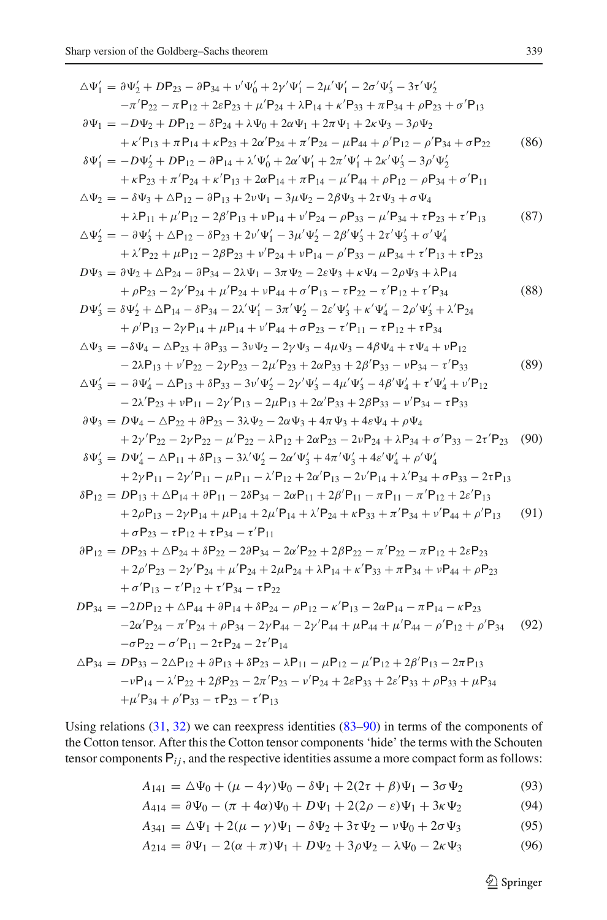$$
\begin{aligned}
\triangle\Psi_1' &= \eth\Psi_2' + D\mathsf{P}_{23} - \eth\mathsf{P}_{34} + \nu'\Psi_0' + 2\gamma'\Psi_1' - 2\mu'\Psi_1' - 2\sigma'\Psi_3' - 3\tau'\Psi_2' \\
&\quad -\pi'\mathsf{P}_{22} - \pi\mathsf{P}_{12} + 2\varepsilon\mathsf{P}_{23} + \mu'\mathsf{P}_{24} + \lambda\mathsf{P}_{14} + \kappa'\mathsf{P}_{33} + \pi\mathsf{P}_{34} + \rho\mathsf{P}_{23} + \sigma'\mathsf{P}_{13}
\end{aligned}
$$

$$
\begin{aligned}
\eth\Psi_1 &= -D\Psi_2 + D\mathsf{P}_{12} - \delta\mathsf{P}_{24} + \lambda\Psi_0 + 2\alpha\Psi_1 + 2\pi\Psi_1 + 2\kappa\Psi_3 - 3\rho\Psi_2 \\
&\quad + \kappa'\mathsf{P}_{13} + \pi\mathsf{P}_{14} + \kappa\mathsf{P}_{23} + 2\alpha'\mathsf{P}_{24} + \pi'\mathsf{P}_{24} - \mu\mathsf{P}_{44} + \rho'\mathsf{P}_{12} - \rho'\mathsf{P}_{34} + \sigma\mathsf{P}_{22} \qquad (86)
\end{aligned}
$$

$$
\begin{aligned}
\delta\Psi_1' &= -D\Psi_2' + D\mathsf{P}_{12} - \eth\mathsf{P}_{14} + \lambda'\Psi_0' + 2\alpha'\Psi_1' + 2\pi'\Psi_1' + 2\kappa'\Psi_3' - 3\rho'\Psi_2' \\
&\quad + \kappa\mathsf{P}_{23} + \pi'\mathsf{P}_{24} + \kappa'\mathsf{P}_{13} + 2\alpha\mathsf{P}_{14} + \pi\mathsf{P}_{14} - \mu'\mathsf{P}_{44} + \rho\mathsf{P}_{12} - \rho\mathsf{P}_{34} + \sigma'\mathsf{P}_{11}
\end{aligned}
$$

$$
\begin{aligned}
\triangle\Psi_2 &= -\delta\Psi_3 + \triangle\mathsf{P}_{12} - \eth\mathsf{P}_{13} + 2\nu\Psi_1 - 3\mu\Psi_2 - 2\beta\Psi_3 + 2\tau\Psi_3 + \sigma\Psi_4 \\
&\quad + \lambda\mathsf{P}_{11} + \mu'\mathsf{P}_{12} - 2\beta'\mathsf{P}_{13} + \nu\mathsf{P}_{14} + \nu'\mathsf{P}_{24} - \rho\mathsf{P}_{33} - \mu'\mathsf{P}_{34} + \tau\mathsf{P}_{23} + \tau'\mathsf{P}_{13} \qquad (87)
\end{aligned}
$$

$$
\begin{aligned}
\triangle\Psi_2' &= -\eth\Psi_3' + \triangle\mathsf{P}_{12} - \delta\mathsf{P}_{23} + 2\nu'\Psi_1' - 3\mu'\Psi_2' - 2\beta'\Psi_3' + 2\tau'\Psi_3' + \sigma'\Psi_4' \\
&\quad + \lambda'\mathsf{P}_{22} + \mu\mathsf{P}_{12} - 2\beta\mathsf{P}_{23} + \nu'\mathsf{P}_{24} + \nu\mathsf{P}_{14} - \rho'\mathsf{P}_{33} - \mu\mathsf{P}_{34} + \tau'\mathsf{P}_{13} + \tau\mathsf{P}_{23}
\end{aligned}
$$

$$
\begin{aligned}
D\Psi_3 &= \eth\Psi_2 + \triangle\mathsf{P}_{24} - \eth\mathsf{P}_{34} - 2\lambda\Psi_1 - 3\pi\Psi_2 - 2\varepsilon\Psi_3 + \kappa\Psi_4 - 2\rho\Psi_3 + \lambda\mathsf{P}_{14} \\
&\quad + \rho\mathsf{P}_{23} - 2\gamma'\mathsf{P}_{24} + \mu'\mathsf{P}_{24} + \nu\mathsf{P}_{44} + \sigma'\mathsf{P}_{13} - \tau\mathsf{P}_{22} - \tau'\mathsf{P}_{12} + \tau'\mathsf{P}_{34} \qquad (88)
\end{aligned}
$$

$$
\begin{aligned}
D\Psi_3' &= \delta\Psi_2' + \triangle\mathsf{P}_{14} - \delta\mathsf{P}_{34} - 2\lambda'\Psi_1' - 3\pi'\Psi_2' - 2\varepsilon'\Psi_3' + \kappa'\Psi_4' - 2\rho'\Psi_3' + \lambda'\mathsf{P}_{24} \\
&\quad + \rho'\mathsf{P}_{13} - 2\gamma\mathsf{P}_{14} + \mu\mathsf{P}_{14} + \nu'\mathsf{P}_{44} + \sigma\mathsf{P}_{23} - \tau'\mathsf{P}_{11} - \tau\mathsf{P}_{12} + \tau\mathsf{P}_{34}
\end{aligned}
$$

$$
\begin{aligned}
\triangle\Psi_3 &= -\delta\Psi_4 - \triangle\mathsf{P}_{23} + \eth\mathsf{P}_{33} - 3\nu\Psi_2 - 2\gamma\Psi_3 - 4\mu\Psi_3 - 4\beta\Psi_4 + \tau\Psi_4 + \nu\mathsf{P}_{12} \\
&\quad - 2\lambda\mathsf{P}_{13} + \nu'\mathsf{P}_{22} - 2\gamma\mathsf{P}_{23} - 2\mu'\mathsf{P}_{23} + 2\alpha\mathsf{P}_{33} + 2\beta'\mathsf{P}_{33} - \nu\mathsf{P}_{34} - \tau'\mathsf{P}_{33} \qquad (89)
\end{aligned}
$$

$$
\begin{aligned}
\triangle\Psi_3' &= -\eth\Psi_4' - \triangle\mathsf{P}_{13} + \delta\mathsf{P}_{33} - 3\nu'\Psi_2' - 2\gamma'\Psi_3' - 4\mu'\Psi_3' - 4\beta'\Psi_4' + \tau'\Psi_4' + \nu'\mathsf{P}_{12} \\
&\quad - 2\lambda'\mathsf{P}_{23} + \nu\mathsf{P}_{11} - 2\gamma'\mathsf{P}_{13} - 2\mu\mathsf{P}_{13} + 2\alpha'\mathsf{P}_{33} + 2\beta\mathsf{P}_{33} - \nu'\mathsf{P}_{34} - \tau\mathsf{P}_{33}
\end{aligned}
$$

$$
\begin{aligned}
\eth\Psi_3 &= D\Psi_4 - \triangle\mathsf{P}_{22} + \eth\mathsf{P}_{23} - 3\lambda\Psi_2 - 2\alpha\Psi_3 + 4\pi\Psi_3 + 4\varepsilon\Psi_4 + \rho\Psi_4 \\
&\quad + 2\gamma'\mathsf{P}_{22} - 2\gamma\mathsf{P}_{22} - \mu'\mathsf{P}_{22} - \lambda\mathsf{P}_{12} + 2\alpha\mathsf{P}_{23} - 2\nu\mathsf{P}_{24} + \lambda\mathsf{P}_{34} + \sigma'\mathsf{P}_{33} - 2\tau'\mathsf{P}_{23} \qquad (90)
\end{aligned}
$$

$$
\begin{aligned}
\delta\Psi_3' &= D\Psi_4' - \triangle\mathsf{P}_{11} + \delta\mathsf{P}_{13} - 3\lambda'\Psi_2' - 2\alpha'\Psi_3' + 4\pi'\Psi_3' + 4\varepsilon'\Psi_4' + \rho'\Psi_4' \\
&\quad + 2\gamma\mathsf{P}_{11} - 2\gamma'\mathsf{P}_{11} - \mu\mathsf{P}_{11} - \lambda'\mathsf{P}_{12} + 2\alpha'\mathsf{P}_{13} - 2\nu'\mathsf{P}_{14} + \lambda'\mathsf{P}_{34} + \sigma\mathsf{P}_{33} - 2\tau\mathsf{P}_{13}
\end{aligned}
$$

$$
\begin{aligned}
\delta\mathsf{P}_{12} &= D\mathsf{P}_{13} + \triangle\mathsf{P}_{14} + \eth\mathsf{P}_{11} - 2\delta\mathsf{P}_{34} - 2\alpha\mathsf{P}_{11} + 2\beta'\mathsf{P}_{11} - \pi\mathsf{P}_{11} - \pi'\mathsf{P}_{12} + 2\varepsilon'\mathsf{P}_{13} \\
&\quad + 2\rho\mathsf{P}_{13} - 2\gamma\mathsf{P}_{14} + \mu\mathsf{P}_{14} + 2\mu'\mathsf{P}_{14} + \lambda'\mathsf{P}_{24} + \kappa\mathsf{P}_{33} + \pi'\mathsf{P}_{34} + \nu'\mathsf{P}_{44} + \rho'\mathsf{P}_{13} \qquad (91) \\
&\quad + \sigma\mathsf{P}_{23} - \tau\mathsf{P}_{12} + \tau\mathsf{P}_{34} - \tau'\mathsf{P}_{11}
\end{aligned}
$$

$$
\begin{aligned}
\eth\mathsf{P}_{12} &= D\mathsf{P}_{23} + \triangle\mathsf{P}_{24} + \delta\mathsf{P}_{22} - 2\eth\mathsf{P}_{34} - 2\alpha'\mathsf{P}_{22} + 2\beta\mathsf{P}_{22} - \pi'\mathsf{P}_{22} - \pi\mathsf{P}_{12} + 2\varepsilon\mathsf{P}_{23} \\
&\quad + 2\rho'\mathsf{P}_{23} - 2\gamma'\mathsf{P}_{24} + \mu'\mathsf{P}_{24} + 2\mu\mathsf{P}_{24} + \lambda\mathsf{P}_{14} + \kappa'\mathsf{P}_{33} + \pi\mathsf{P}_{34} + \nu\mathsf{P}_{44} + \rho\mathsf{P}_{23} \\
&\quad + \sigma'\mathsf{P}_{13} - \tau'\mathsf{P}_{12} + \tau'\mathsf{P}_{34} - \tau\mathsf{P}_{22}
\end{aligned}
$$

$$
\begin{aligned}
D\mathsf{P}_{34} &= -2D\mathsf{P}_{12} + \triangle\mathsf{P}_{44} + \eth\mathsf{P}_{14} + \delta\mathsf{P}_{24} - \rho\mathsf{P}_{12} - \kappa'\mathsf{P}_{13} - 2\alpha\mathsf{P}_{14} - \pi\mathsf{P}_{14} - \kappa\mathsf{P}_{23} \\
&\quad -2\alpha'\mathsf{P}_{24} - \pi'\mathsf{P}_{24} + \rho\mathsf{P}_{34} - 2\gamma\mathsf{P}_{44} - 2\gamma'\mathsf{P}_{44} + \mu\mathsf{P}_{44} + \mu'\mathsf{P}_{44} - \rho'\mathsf{P}_{12} + \rho'\mathsf{P}_{34} \qquad (92) \\
&\quad -\sigma\mathsf{P}_{22} - \sigma'\mathsf{P}_{11} - 2\tau\mathsf{P}_{24} - 2\tau'\mathsf{P}_{14}
\end{aligned}
$$

$$
\begin{aligned}
\triangle\mathsf{P}_{34} &= D\mathsf{P}_{33} - 2\triangle\mathsf{P}_{12} + \eth\mathsf{P}_{13} + \delta\mathsf{P}_{23} - \lambda\mathsf{P}_{11} - \mu\mathsf{P}_{12} - \mu'\mathsf{P}_{12} + 2\beta'\mathsf{P}_{13} - 2\pi\mathsf{P}_{13} \\
&\quad -\nu\mathsf{P}_{14} - \lambda'\mathsf{P}_{22} + 2\beta\mathsf{P}_{23} - 2\pi'\mathsf{P}_{23} - \nu'\mathsf{P}_{24} + 2\varepsilon\mathsf{P}_{33} + 2\varepsilon'\mathsf{P}_{33} + \rho\mathsf{P}_{33} + \mu\mathsf{P}_{34} \\
&\quad +\mu'\mathsf{P}_{34} + \rho'\mathsf{P}_{33} - \tau\mathsf{P}_{23} - \tau'\mathsf{P}_{13}
\end{aligned}
$$

Using relations (31, 32) we can reexpress identities (83–90) in terms of the components of the Cotton tensor. After this the Cotton tensor components 'hide' the terms with the Schouten tensor components $\mathsf{P}_{ij}$, and the respective identities assume a more compact form as follows:

$$A_{141} = \triangle\Psi_0 + (\mu - 4\gamma)\Psi_0 - \delta\Psi_1 + 2(2\tau + \beta)\Psi_1 - 3\sigma\Psi_2 \qquad (93)$$

$$A_{414} = \eth\Psi_0 - (\pi + 4\alpha)\Psi_0 + D\Psi_1 + 2(2\rho - \varepsilon)\Psi_1 + 3\kappa\Psi_2 \qquad (94)$$

$$A_{341} = \triangle\Psi_1 + 2(\mu - \gamma)\Psi_1 - \delta\Psi_2 + 3\tau\Psi_2 - \nu\Psi_0 + 2\sigma\Psi_3 \qquad (95)$$

$$A_{214} = \eth\Psi_1 - 2(\alpha + \pi)\Psi_1 + D\Psi_2 + 3\rho\Psi_2 - \lambda\Psi_0 - 2\kappa\Psi_3 \qquad (96)$$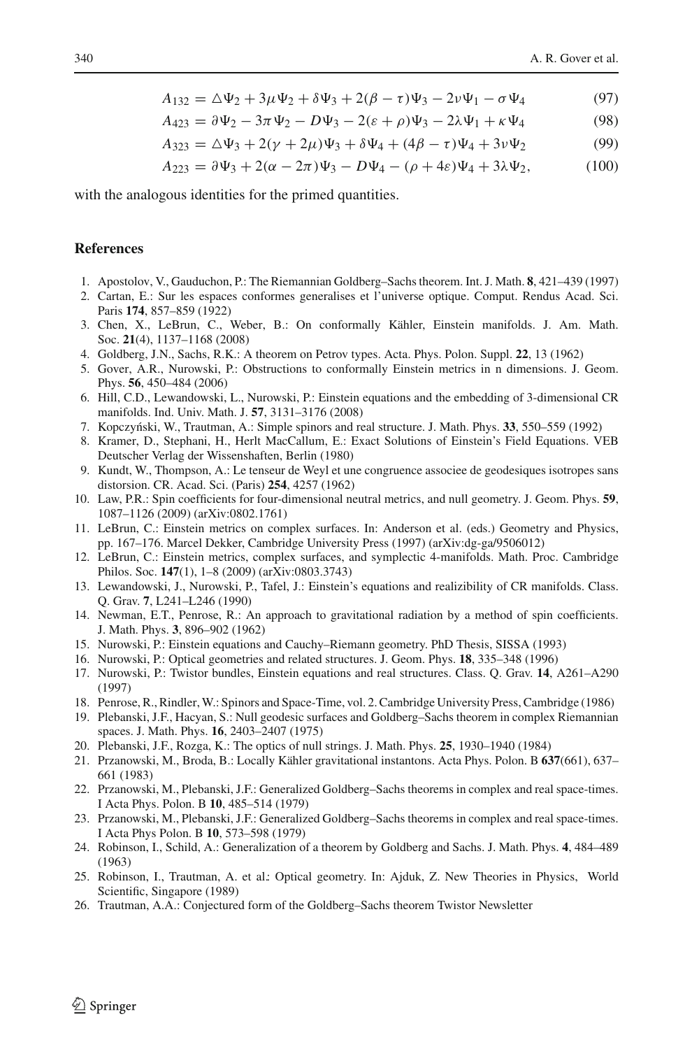$$A_{132} = \triangle\Psi_2 + 3\mu\Psi_2 + \delta\Psi_3 + 2(\beta - \tau)\Psi_3 - 2\nu\Psi_1 - \sigma\Psi_4 \tag{97}$$

$$A_{423} = \partial\Psi_2 - 3\pi\Psi_2 - D\Psi_3 - 2(\varepsilon + \rho)\Psi_3 - 2\lambda\Psi_1 + \kappa\Psi_4 \tag{98}$$

$$A_{323} = \triangle\Psi_3 + 2(\gamma + 2\mu)\Psi_3 + \delta\Psi_4 + (4\beta - \tau)\Psi_4 + 3\nu\Psi_2 \tag{99}$$

$$A_{223} = \partial\Psi_3 + 2(\alpha - 2\pi)\Psi_3 - D\Psi_4 - (\rho + 4\varepsilon)\Psi_4 + 3\lambda\Psi_2, \tag{100}$$

with the analogous identities for the primed quantities.

## References

1. Apostolov, V., Gauduchon, P.: The Riemannian Goldberg–Sachs theorem. Int. J. Math. **8**, 421–439 (1997)
2. Cartan, E.: Sur les espaces conformes generalises et l'universe optique. Comput. Rendus Acad. Sci. Paris **174**, 857–859 (1922)
3. Chen, X., LeBrun, C., Weber, B.: On conformally Kähler, Einstein manifolds. J. Am. Math. Soc. **21**(4), 1137–1168 (2008)
4. Goldberg, J.N., Sachs, R.K.: A theorem on Petrov types. Acta. Phys. Polon. Suppl. **22**, 13 (1962)
5. Gover, A.R., Nurowski, P.: Obstructions to conformally Einstein metrics in n dimensions. J. Geom. Phys. **56**, 450–484 (2006)
6. Hill, C.D., Lewandowski, L., Nurowski, P.: Einstein equations and the embedding of 3-dimensional CR manifolds. Ind. Univ. Math. J. **57**, 3131–3176 (2008)
7. Kopczyński, W., Trautman, A.: Simple spinors and real structure. J. Math. Phys. **33**, 550–559 (1992)
8. Kramer, D., Stephani, H., Herlt MacCallum, E.: Exact Solutions of Einstein's Field Equations. VEB Deutscher Verlag der Wissenshaften, Berlin (1980)
9. Kundt, W., Thompson, A.: Le tenseur de Weyl et une congruence associee de geodesiques isotropes sans distorsion. CR. Acad. Sci. (Paris) **254**, 4257 (1962)
10. Law, P.R.: Spin coefficients for four-dimensional neutral metrics, and null geometry. J. Geom. Phys. **59**, 1087–1126 (2009) (arXiv:0802.1761)
11. LeBrun, C.: Einstein metrics on complex surfaces. In: Anderson et al. (eds.) Geometry and Physics, pp. 167–176. Marcel Dekker, Cambridge University Press (1997) (arXiv:dg-ga/9506012)
12. LeBrun, C.: Einstein metrics, complex surfaces, and symplectic 4-manifolds. Math. Proc. Cambridge Philos. Soc. **147**(1), 1–8 (2009) (arXiv:0803.3743)
13. Lewandowski, J., Nurowski, P., Tafel, J.: Einstein's equations and realizibility of CR manifolds. Class. Q. Grav. **7**, L241–L246 (1990)
14. Newman, E.T., Penrose, R.: An approach to gravitational radiation by a method of spin coefficients. J. Math. Phys. **3**, 896–902 (1962)
15. Nurowski, P.: Einstein equations and Cauchy–Riemann geometry. PhD Thesis, SISSA (1993)
16. Nurowski, P.: Optical geometries and related structures. J. Geom. Phys. **18**, 335–348 (1996)
17. Nurowski, P.: Twistor bundles, Einstein equations and real structures. Class. Q. Grav. **14**, A261–A290 (1997)
18. Penrose, R., Rindler, W.: Spinors and Space-Time, vol. 2. Cambridge University Press, Cambridge (1986)
19. Plebanski, J.F., Hacyan, S.: Null geodesic surfaces and Goldberg–Sachs theorem in complex Riemannian spaces. J. Math. Phys. **16**, 2403–2407 (1975)
20. Plebanski, J.F., Rozga, K.: The optics of null strings. J. Math. Phys. **25**, 1930–1940 (1984)
21. Przanowski, M., Broda, B.: Locally Kähler gravitational instantons. Acta Phys. Polon. B **637**(661), 637–661 (1983)
22. Przanowski, M., Plebanski, J.F.: Generalized Goldberg–Sachs theorems in complex and real space-times. I Acta Phys. Polon. B **10**, 485–514 (1979)
23. Przanowski, M., Plebanski, J.F.: Generalized Goldberg–Sachs theorems in complex and real space-times. I Acta Phys Polon. B **10**, 573–598 (1979)
24. Robinson, I., Schild, A.: Generalization of a theorem by Goldberg and Sachs. J. Math. Phys. **4**, 484–489 (1963)
25. Robinson, I., Trautman, A. et al.: Optical geometry. In: Ajduk, Z. New Theories in Physics, World Scientific, Singapore (1989)
26. Trautman, A.A.: Conjectured form of the Goldberg–Sachs theorem Twistor Newsletter